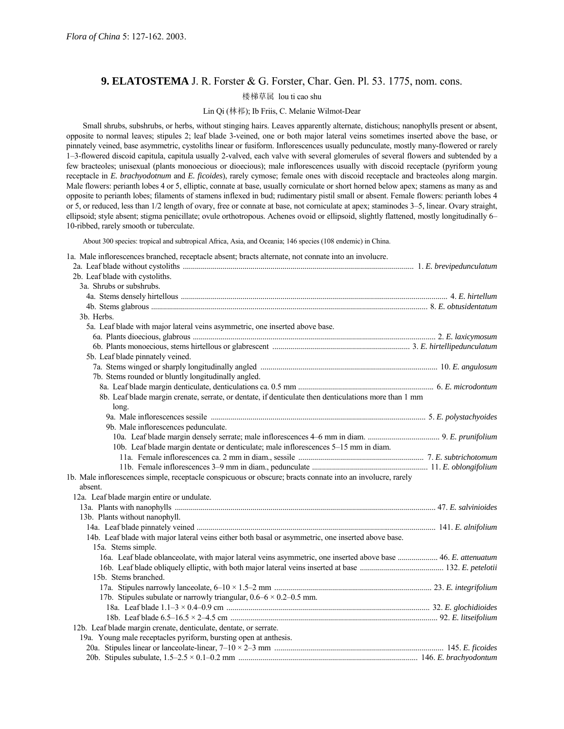*Flora of China* 5: 127-162. 2003.

## 9. ELATOSTEMA J. R. Forster & G. Forster, Char. Gen. Pl. 53. 1775, nom. cons.

楼梯草属 lou ti cao shu

Lin Qi (林祁); Ib Friis, C. Melanie Wilmot-Dear

Small shrubs, subshrubs, or herbs, without stinging hairs. Leaves apparently alternate, distichous; nanophylls present or absent, opposite to normal leaves; stipules 2; leaf blade 3-veined, one or both major lateral veins sometimes inserted above the base, or pinnately veined, base asymmetric, cystoliths linear or fusiform. Inflorescences usually pedunculate, mostly many-flowered or rarely 1–3-flowered discoid capitula, capitula usually 2-valved, each valve with several glomerules of several flowers and subtended by a few bracteoles; unisexual (plants monoecious or dioecious); male inflorescences usually with discoid receptacle (pyriform young receptacle in *E. brachyodotnum* and *E. ficoides*), rarely cymose; female ones with discoid receptacle and bracteoles along margin. Male flowers: perianth lobes 4 or 5, elliptic, connate at base, usually corniculate or short horned below apex; stamens as many as and opposite to perianth lobes; filaments of stamens inflexed in bud; rudimentary pistil small or absent. Female flowers: perianth lobes 4 or 5, or reduced, less than 1/2 length of ovary, free or connate at base, not corniculate at apex; staminodes 3–5, linear. Ovary straight, ellipsoid; style absent; stigma penicillate; ovule orthotropous. Achenes ovoid or ellipsoid, slightly flattened, mostly longitudinally 6–10-ribbed, rarely smooth or tuberculate.

About 300 species: tropical and subtropical Africa, Asia, and Oceania; 146 species (108 endemic) in China.

1a. Male inflorescences branched, receptacle absent; bracts alternate, not connate into an involucre.
  2a. Leaf blade without cystoliths .................................................. 1. *E. brevipedunculatum*
  2b. Leaf blade with cystoliths.
    3a. Shrubs or subshrubs.
      4a. Stems densely hirtellous .................................................. 4. *E. hirtellum*
      4b. Stems glabrous .................................................. 8. *E. obtusidentatum*
    3b. Herbs.
      5a. Leaf blade with major lateral veins asymmetric, one inserted above base.
        6a. Plants dioecious, glabrous .................................................. 2. *E. laxicymosum*
        6b. Plants monoecious, stems hirtellous or glabrescent .................................................. 3. *E. hirtellipedunculatum*
      5b. Leaf blade pinnately veined.
        7a. Stems winged or sharply longitudinally angled .................................................. 10. *E. angulosum*
        7b. Stems rounded or bluntly longitudinally angled.
          8a. Leaf blade margin denticulate, denticulations ca. 0.5 mm .................................................. 6. *E. microdontum*
          8b. Leaf blade margin crenate, serrate, or dentate, if denticulate then denticulations more than 1 mm long.
            9a. Male inflorescences sessile .................................................. 5. *E. polystachyoides*
            9b. Male inflorescences pedunculate.
              10a. Leaf blade margin densely serrate; male inflorescences 4–6 mm in diam. .................................................. 9. *E. prunifolium*
              10b. Leaf blade margin dentate or denticulate; male inflorescences 5–15 mm in diam.
                11a. Female inflorescences ca. 2 mm in diam., sessile .................................................. 7. *E. subtrichotomum*
                11b. Female inflorescences 3–9 mm in diam., pedunculate .................................................. 11. *E. oblongifolium*
1b. Male inflorescences simple, receptacle conspicuous or obscure; bracts connate into an involucre, rarely absent.
  12a. Leaf blade margin entire or undulate.
    13a. Plants with nanophylls .................................................. 47. *E. salvinioides*
    13b. Plants without nanophyll.
      14a. Leaf blade pinnately veined .................................................. 141. *E. alnifolium*
      14b. Leaf blade with major lateral veins either both basal or asymmetric, one inserted above base.
        15a. Stems simple.
          16a. Leaf blade oblanceolate, with major lateral veins asymmetric, one inserted above base .................................................. 46. *E. attenuatum*
          16b. Leaf blade obliquely elliptic, with both major lateral veins inserted at base .................................................. 132. *E. petelotii*
        15b. Stems branched.
          17a. Stipules narrowly lanceolate, 6–10 × 1.5–2 mm .................................................. 23. *E. integrifolium*
          17b. Stipules subulate or narrowly triangular, 0.6–6 × 0.2–0.5 mm.
            18a. Leaf blade 1.1–3 × 0.4–0.9 cm .................................................. 32. *E. glochidioides*
            18b. Leaf blade 6.5–16.5 × 2–4.5 cm .................................................. 92. *E. litseifolium*
  12b. Leaf blade margin crenate, denticulate, dentate, or serrate.
    19a. Young male receptacles pyriform, bursting open at anthesis.
      20a. Stipules linear or lanceolate-linear, 7–10 × 2–3 mm .................................................. 145. *E. ficoides*
      20b. Stipules subulate, 1.5–2.5 × 0.1–0.2 mm .................................................. 146. *E. brachyodontum*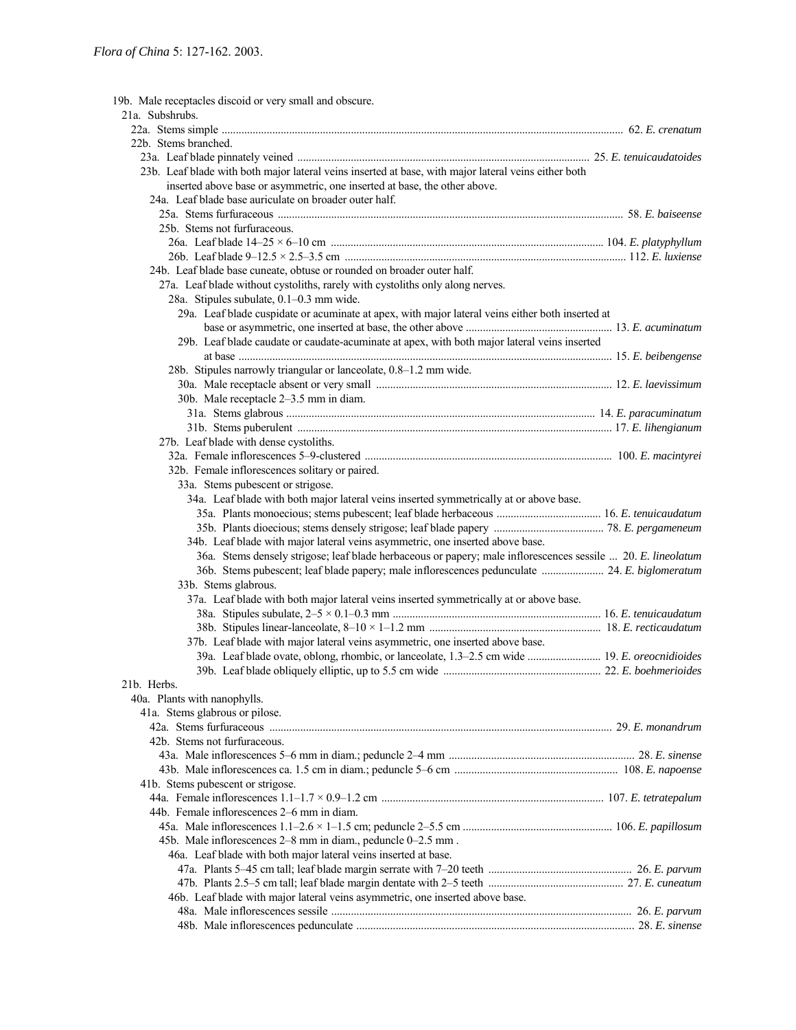19b. Male receptacles discoid or very small and obscure.

21a. Subshrubs.

22a. Stems simple .................................................. 62. *E. crenatum*

22b. Stems branched.

23a. Leaf blade pinnately veined .................................................. 25. *E. tenuicaudatoides*

23b. Leaf blade with both major lateral veins inserted at base, with major lateral veins either both inserted above base or asymmetric, one inserted at base, the other above.

24a. Leaf blade base auriculate on broader outer half.

25a. Stems furfuraceous .................................................. 58. *E. baiseense*

25b. Stems not furfuraceous.

26a. Leaf blade 14–25 × 6–10 cm .................................................. 104. *E. platyphyllum*

26b. Leaf blade 9–12.5 × 2.5–3.5 cm .................................................. 112. *E. luxiense*

24b. Leaf blade base cuneate, obtuse or rounded on broader outer half.

27a. Leaf blade without cystoliths, rarely with cystoliths only along nerves.

28a. Stipules subulate, 0.1–0.3 mm wide.

29a. Leaf blade cuspidate or acuminate at apex, with major lateral veins either both inserted at base or asymmetric, one inserted at base, the other above .................................................. 13. *E. acuminatum*

29b. Leaf blade caudate or caudate-acuminate at apex, with both major lateral veins inserted at base .................................................. 15. *E. beibengense*

28b. Stipules narrowly triangular or lanceolate, 0.8–1.2 mm wide.

30a. Male receptacle absent or very small .................................................. 12. *E. laevissimum*

30b. Male receptacle 2–3.5 mm in diam.

31a. Stems glabrous .................................................. 14. *E. paracuminatum*

31b. Stems puberulent .................................................. 17. *E. lihengianum*

27b. Leaf blade with dense cystoliths.

32a. Female inflorescences 5–9-clustered .................................................. 100. *E. macintyrei*

32b. Female inflorescences solitary or paired.

33a. Stems pubescent or strigose.

34a. Leaf blade with both major lateral veins inserted symmetrically at or above base.

35a. Plants monoecious; stems pubescent; leaf blade herbaceous .................................................. 16. *E. tenuicaudatum*

35b. Plants dioecious; stems densely strigose; leaf blade papery .................................................. 78. *E. pergameneum*

34b. Leaf blade with major lateral veins asymmetric, one inserted above base.

36a. Stems densely strigose; leaf blade herbaceous or papery; male inflorescences sessile ... 20. *E. lineolatum*

36b. Stems pubescent; leaf blade papery; male inflorescences pedunculate .................................................. 24. *E. biglomeratum*

33b. Stems glabrous.

37a. Leaf blade with both major lateral veins inserted symmetrically at or above base.

38a. Stipules subulate, 2–5 × 0.1–0.3 mm .................................................. 16. *E. tenuicaudatum*

38b. Stipules linear-lanceolate, 8–10 × 1–1.2 mm .................................................. 18. *E. recticaudatum*

37b. Leaf blade with major lateral veins asymmetric, one inserted above base.

39a. Leaf blade ovate, oblong, rhombic, or lanceolate, 1.3–2.5 cm wide .................................................. 19. *E. oreocnidioides*

39b. Leaf blade obliquely elliptic, up to 5.5 cm wide .................................................. 22. *E. boehmerioides*

21b. Herbs.

40a. Plants with nanophylls.

41a. Stems glabrous or pilose.

42a. Stems furfuraceous .................................................. 29. *E. monandrum*

42b. Stems not furfuraceous.

43a. Male inflorescences 5–6 mm in diam.; peduncle 2–4 mm .................................................. 28. *E. sinense*

43b. Male inflorescences ca. 1.5 cm in diam.; peduncle 5–6 cm .................................................. 108. *E. napoense*

41b. Stems pubescent or strigose.

44a. Female inflorescences 1.1–1.7 × 0.9–1.2 cm .................................................. 107. *E. tetratepalum*

44b. Female inflorescences 2–6 mm in diam.

45a. Male inflorescences 1.1–2.6 × 1–1.5 cm; peduncle 2–5.5 cm .................................................. 106. *E. papillosum*

45b. Male inflorescences 2–8 mm in diam., peduncle 0–2.5 mm .

46a. Leaf blade with both major lateral veins inserted at base.

47a. Plants 5–45 cm tall; leaf blade margin serrate with 7–20 teeth .................................................. 26. *E. parvum*

47b. Plants 2.5–5 cm tall; leaf blade margin dentate with 2–5 teeth .................................................. 27. *E. cuneatum*

46b. Leaf blade with major lateral veins asymmetric, one inserted above base.

48a. Male inflorescences sessile .................................................. 26. *E. parvum*

48b. Male inflorescences pedunculate .................................................. 28. *E. sinense*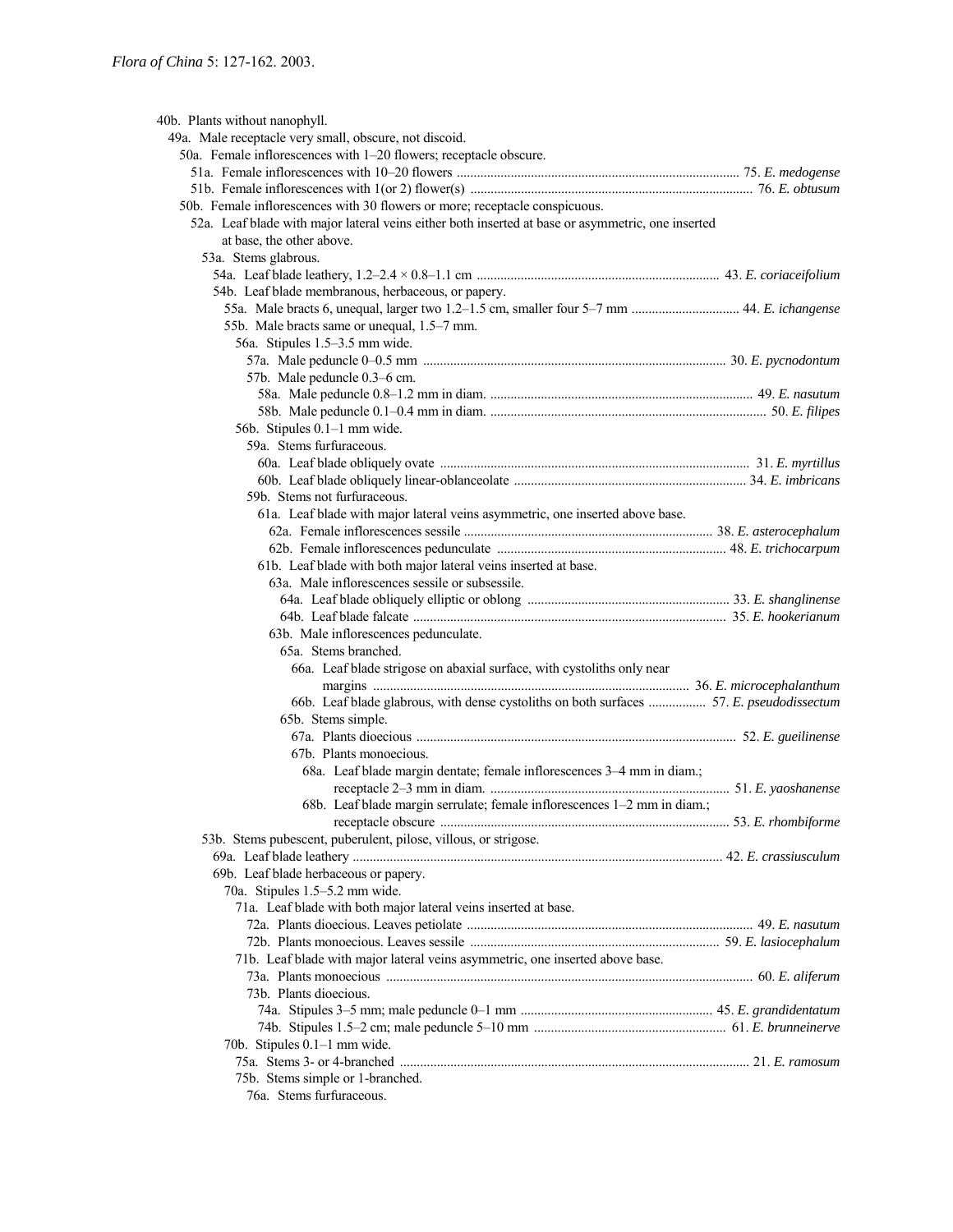40b. Plants without nanophyll.

49a. Male receptacle very small, obscure, not discoid.

50a. Female inflorescences with 1–20 flowers; receptacle obscure.

51a. Female inflorescences with 10–20 flowers .................................................................................. 75. *E. medogense*

51b. Female inflorescences with 1(or 2) flower(s) .................................................................................. 76. *E. obtusum*

50b. Female inflorescences with 30 flowers or more; receptacle conspicuous.

52a. Leaf blade with major lateral veins either both inserted at base or asymmetric, one inserted at base, the other above.

53a. Stems glabrous.

54a. Leaf blade leathery, 1.2–2.4 × 0.8–1.1 cm ...................................................................... 43. *E. coriaceifolium*

54b. Leaf blade membranous, herbaceous, or papery.

55a. Male bracts 6, unequal, larger two 1.2–1.5 cm, smaller four 5–7 mm ............................... 44. *E. ichangense*

55b. Male bracts same or unequal, 1.5–7 mm.

56a. Stipules 1.5–3.5 mm wide.

57a. Male peduncle 0–0.5 mm ........................................................................................ 30. *E. pycnodontum*

57b. Male peduncle 0.3–6 cm.

58a. Male peduncle 0.8–1.2 mm in diam. ............................................................................ 49. *E. nasutum*

58b. Male peduncle 0.1–0.4 mm in diam. ................................................................................ 50. *E. filipes*

56b. Stipules 0.1–1 mm wide.

59a. Stems furfuraceous.

60a. Leaf blade obliquely ovate .......................................................................................... 31. *E. myrtillus*

60b. Leaf blade obliquely linear-oblanceolate .................................................................... 34. *E. imbricans*

59b. Stems not furfuraceous.

61a. Leaf blade with major lateral veins asymmetric, one inserted above base.

62a. Female inflorescences sessile ......................................................................... 38. *E. asterocephalum*

62b. Female inflorescences pedunculate ................................................................... 48. *E. trichocarpum*

61b. Leaf blade with both major lateral veins inserted at base.

63a. Male inflorescences sessile or subsessile.

64a. Leaf blade obliquely elliptic or oblong ........................................................... 33. *E. shanglinense*

64b. Leaf blade falcate ............................................................................................ 35. *E. hookerianum*

63b. Male inflorescences pedunculate.

65a. Stems branched.

66a. Leaf blade strigose on abaxial surface, with cystoliths only near margins ............................................................................................ 36. *E. microcephalanthum*

66b. Leaf blade glabrous, with dense cystoliths on both surfaces ................. 57. *E. pseudodissectum*

65b. Stems simple.

67a. Plants dioecious .............................................................................................. 52. *E. gueilinense*

67b. Plants monoecious.

68a. Leaf blade margin dentate; female inflorescences 3–4 mm in diam.; receptacle 2–3 mm in diam. ...................................................................... 51. *E. yaoshanense*

68b. Leaf blade margin serrulate; female inflorescences 1–2 mm in diam.; receptacle obscure .................................................................................... 53. *E. rhombiforme*

53b. Stems pubescent, puberulent, pilose, villous, or strigose.

69a. Leaf blade leathery ........................................................................................................... 42. *E. crassiusculum*

69b. Leaf blade herbaceous or papery.

70a. Stipules 1.5–5.2 mm wide.

71a. Leaf blade with both major lateral veins inserted at base.

72a. Plants dioecious. Leaves petiolate .................................................................................... 49. *E. nasutum*

72b. Plants monoecious. Leaves sessile ........................................................................ 59. *E. lasiocephalum*

71b. Leaf blade with major lateral veins asymmetric, one inserted above base.

73a. Plants monoecious ........................................................................................................... 60. *E. aliferum*

73b. Plants dioecious.

74a. Stipules 3–5 mm; male peduncle 0–1 mm ........................................................ 45. *E. grandidentatum*

74b. Stipules 1.5–2 cm; male peduncle 5–10 mm ........................................................ 61. *E. brunneinerve*

70b. Stipules 0.1–1 mm wide.

75a. Stems 3- or 4-branched ...................................................................................................... 21. *E. ramosum*

75b. Stems simple or 1-branched.

76a. Stems furfuraceous.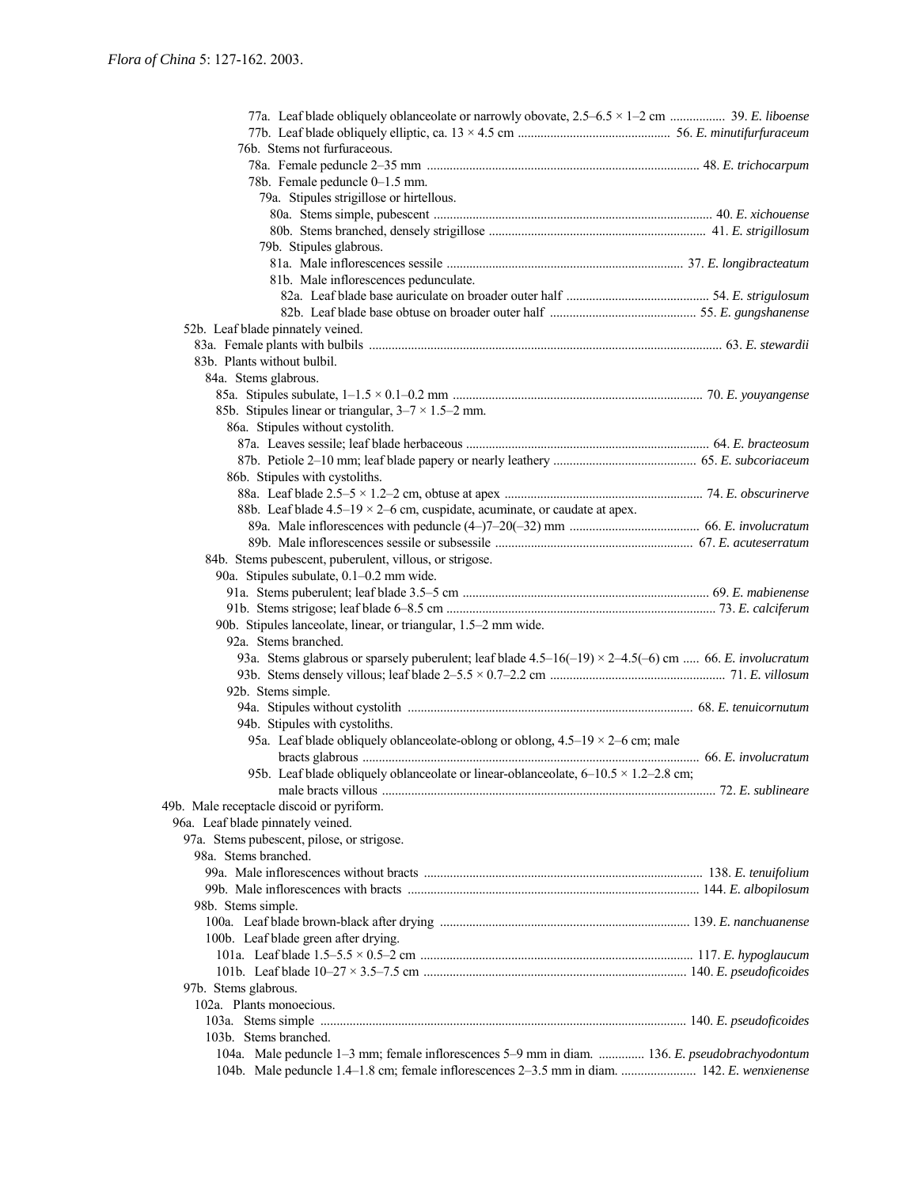77a. Leaf blade obliquely oblanceolate or narrowly obovate, 2.5–6.5 × 1–2 cm ................. 39. *E. liboense*
77b. Leaf blade obliquely elliptic, ca. 13 × 4.5 cm .............................................. 56. *E. minutifurfuraceum*
76b. Stems not furfuraceous.
78a. Female peduncle 2–35 mm .................................................................................. 48. *E. trichocarpum*
78b. Female peduncle 0–1.5 mm.
79a. Stipules strigillose or hirtellous.
80a. Stems simple, pubescent ..................................................................................... 40. *E. xichouense*
80b. Stems branched, densely strigillose .................................................................. 41. *E. strigillosum*
79b. Stipules glabrous.
81a. Male inflorescences sessile ........................................................................ 37. *E. longibracteatum*
81b. Male inflorescences pedunculate.
82a. Leaf blade base auriculate on broader outer half ............................................ 54. *E. strigulosum*
82b. Leaf blade base obtuse on broader outer half ............................................. 55. *E. gungshanense*
52b. Leaf blade pinnately veined.
83a. Female plants with bulbils ........................................................................................................... 63. *E. stewardii*
83b. Plants without bulbil.
84a. Stems glabrous.
85a. Stipules subulate, 1–1.5 × 0.1–0.2 mm ........................................................................... 70. *E. youyangense*
85b. Stipules linear or triangular, 3–7 × 1.5–2 mm.
86a. Stipules without cystolith.
87a. Leaves sessile; leaf blade herbaceous .......................................................................... 64. *E. bracteosum*
87b. Petiole 2–10 mm; leaf blade papery or nearly leathery ........................................... 65. *E. subcoriaceum*
86b. Stipules with cystoliths.
88a. Leaf blade 2.5–5 × 1.2–2 cm, obtuse at apex ............................................................. 74. *E. obscurinerve*
88b. Leaf blade 4.5–19 × 2–6 cm, cuspidate, acuminate, or caudate at apex.
89a. Male inflorescences with peduncle (4–)7–20(–32) mm ........................................ 66. *E. involucratum*
89b. Male inflorescences sessile or subsessile ............................................................ 67. *E. acuteserratum*
84b. Stems pubescent, puberulent, villous, or strigose.
90a. Stipules subulate, 0.1–0.2 mm wide.
91a. Stems puberulent; leaf blade 3.5–5 cm ........................................................................... 69. *E. mabienense*
91b. Stems strigose; leaf blade 6–8.5 cm .................................................................................. 73. *E. calciferum*
90b. Stipules lanceolate, linear, or triangular, 1.5–2 mm wide.
92a. Stems branched.
93a. Stems glabrous or sparsely puberulent; leaf blade 4.5–16(–19) × 2–4.5(–6) cm ..... 66. *E. involucratum*
93b. Stems densely villous; leaf blade 2–5.5 × 0.7–2.2 cm ..................................................... 71. *E. villosum*
92b. Stems simple.
94a. Stipules without cystolith ....................................................................................... 68. *E. tenuicornutum*
94b. Stipules with cystoliths.
95a. Leaf blade obliquely oblanceolate-oblong or oblong, 4.5–19 × 2–6 cm; male bracts glabrous ....................................................................................................... 66. *E. involucratum*
95b. Leaf blade obliquely oblanceolate or linear-oblanceolate, 6–10.5 × 1.2–2.8 cm; male bracts villous ...................................................................................................... 72. *E. sublineare*
49b. Male receptacle discoid or pyriform.
96a. Leaf blade pinnately veined.
97a. Stems pubescent, pilose, or strigose.
98a. Stems branched.
99a. Male inflorescences without bracts ..................................................................................... 138. *E. tenuifolium*
99b. Male inflorescences with bracts ......................................................................................... 144. *E. albopilosum*
98b. Stems simple.
100a. Leaf blade brown-black after drying ............................................................................ 139. *E. nanchuanense*
100b. Leaf blade green after drying.
101a. Leaf blade 1.5–5.5 × 0.5–2 cm ................................................................................... 117. *E. hypoglaucum*
101b. Leaf blade 10–27 × 3.5–7.5 cm ................................................................................ 140. *E. pseudoficoides*
97b. Stems glabrous.
102a. Plants monoecious.
103a. Stems simple ................................................................................................................ 140. *E. pseudoficoides*
103b. Stems branched.
104a. Male peduncle 1–3 mm; female inflorescences 5–9 mm in diam. .............. 136. *E. pseudobrachyodontum*
104b. Male peduncle 1.4–1.8 cm; female inflorescences 2–3.5 mm in diam. ....................... 142. *E. wenxienense*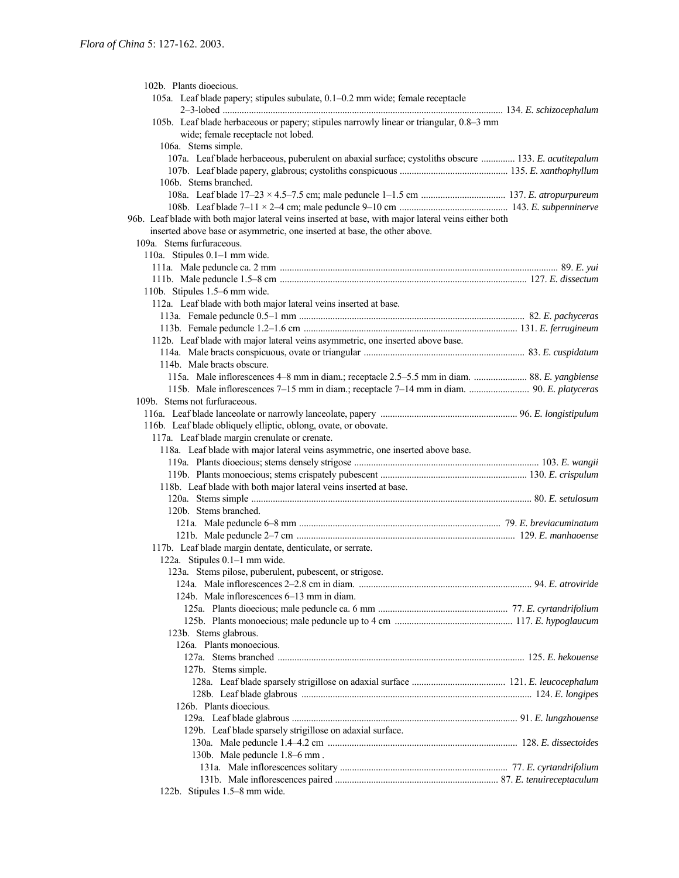102b. Plants dioecious.

105a. Leaf blade papery; stipules subulate, 0.1–0.2 mm wide; female receptacle 2–3-lobed ..... 134. *E. schizocephalum*

105b. Leaf blade herbaceous or papery; stipules narrowly linear or triangular, 0.8–3 mm wide; female receptacle not lobed.

106a. Stems simple.

107a. Leaf blade herbaceous, puberulent on abaxial surface; cystoliths obscure ..... 133. *E. acutitepalum*

107b. Leaf blade papery, glabrous; cystoliths conspicuous ..... 135. *E. xanthophyllum*

106b. Stems branched.

108a. Leaf blade 17–23 × 4.5–7.5 cm; male peduncle 1–1.5 cm ..... 137. *E. atropurpureum*

108b. Leaf blade 7–11 × 2–4 cm; male peduncle 9–10 cm ..... 143. *E. subpenninerve*

96b. Leaf blade with both major lateral veins inserted at base, with major lateral veins either both inserted above base or asymmetric, one inserted at base, the other above.

109a. Stems furfuraceous.

110a. Stipules 0.1–1 mm wide.

111a. Male peduncle ca. 2 mm ..... 89. *E. yui*

111b. Male peduncle 1.5–8 cm ..... 127. *E. dissectum*

110b. Stipules 1.5–6 mm wide.

112a. Leaf blade with both major lateral veins inserted at base.

113a. Female peduncle 0.5–1 mm ..... 82. *E. pachyceras*

113b. Female peduncle 1.2–1.6 cm ..... 131. *E. ferrugineum*

112b. Leaf blade with major lateral veins asymmetric, one inserted above base.

114a. Male bracts conspicuous, ovate or triangular ..... 83. *E. cuspidatum*

114b. Male bracts obscure.

115a. Male inflorescences 4–8 mm in diam.; receptacle 2.5–5.5 mm in diam. ..... 88. *E. yangbiense*

115b. Male inflorescences 7–15 mm in diam.; receptacle 7–14 mm in diam. ..... 90. *E. platyceras*

109b. Stems not furfuraceous.

116a. Leaf blade lanceolate or narrowly lanceolate, papery ..... 96. *E. longistipulum*

116b. Leaf blade obliquely elliptic, oblong, ovate, or obovate.

117a. Leaf blade margin crenulate or crenate.

118a. Leaf blade with major lateral veins asymmetric, one inserted above base.

119a. Plants dioecious; stems densely strigose ..... 103. *E. wangii*

119b. Plants monoecious; stems crispately pubescent ..... 130. *E. crispulum*

118b. Leaf blade with both major lateral veins inserted at base.

120a. Stems simple ..... 80. *E. setulosum*

120b. Stems branched.

121a. Male peduncle 6–8 mm ..... 79. *E. breviacuminatum*

121b. Male peduncle 2–7 cm ..... 129. *E. manhaoense*

117b. Leaf blade margin dentate, denticulate, or serrate.

122a. Stipules 0.1–1 mm wide.

123a. Stems pilose, puberulent, pubescent, or strigose.

124a. Male inflorescences 2–2.8 cm in diam. ..... 94. *E. atroviride*

124b. Male inflorescences 6–13 mm in diam.

125a. Plants dioecious; male peduncle ca. 6 mm ..... 77. *E. cyrtandrifolium*

125b. Plants monoecious; male peduncle up to 4 cm ..... 117. *E. hypoglaucum*

123b. Stems glabrous.

126a. Plants monoecious.

127a. Stems branched ..... 125. *E. hekouense*

127b. Stems simple.

128a. Leaf blade sparsely strigillose on adaxial surface ..... 121. *E. leucocephalum*

128b. Leaf blade glabrous ..... 124. *E. longipes*

126b. Plants dioecious.

129a. Leaf blade glabrous ..... 91. *E. lungzhouense*

129b. Leaf blade sparsely strigillose on adaxial surface.

130a. Male peduncle 1.4–4.2 cm ..... 128. *E. dissectoides*

130b. Male peduncle 1.8–6 mm .

131a. Male inflorescences solitary ..... 77. *E. cyrtandrifolium*

131b. Male inflorescences paired ..... 87. *E. tenuireceptaculum*

122b. Stipules 1.5–8 mm wide.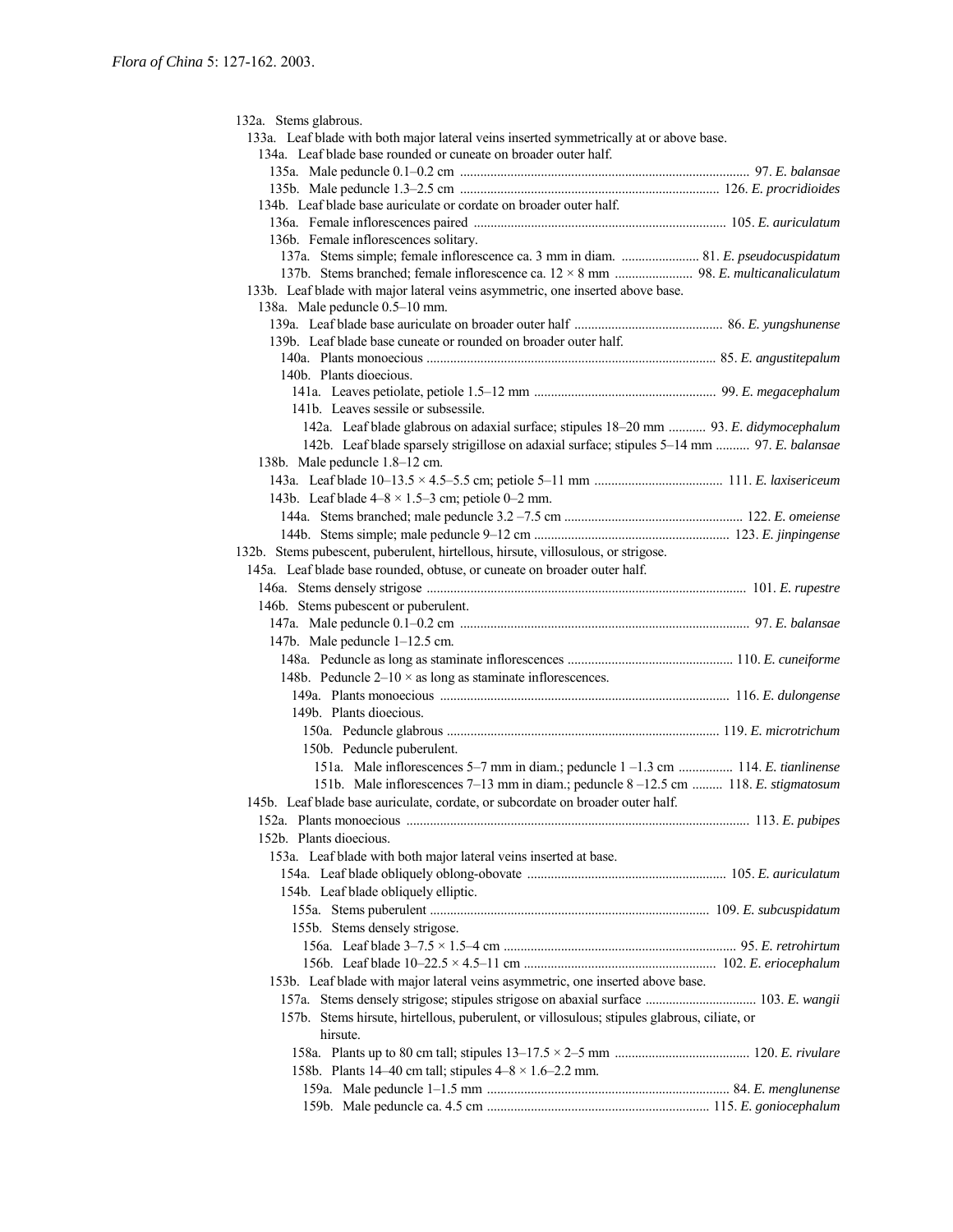132a. Stems glabrous.

133a. Leaf blade with both major lateral veins inserted symmetrically at or above base.

134a. Leaf blade base rounded or cuneate on broader outer half.

135a. Male peduncle 0.1–0.2 cm ..................................................................................... 97. *E. balansae*

135b. Male peduncle 1.3–2.5 cm ............................................................................ 126. *E. procridioides*

134b. Leaf blade base auriculate or cordate on broader outer half.

136a. Female inflorescences paired .......................................................................... 105. *E. auriculatum*

136b. Female inflorescences solitary.

137a. Stems simple; female inflorescence ca. 3 mm in diam. ....................... 81. *E. pseudocuspidatum*

137b. Stems branched; female inflorescence ca. 12 × 8 mm ....................... 98. *E. multicanaliculatum*

133b. Leaf blade with major lateral veins asymmetric, one inserted above base.

138a. Male peduncle 0.5–10 mm.

139a. Leaf blade base auriculate on broader outer half ........................................... 86. *E. yungshunense*

139b. Leaf blade base cuneate or rounded on broader outer half.

140a. Plants monoecious ..................................................................................... 85. *E. angustitepalum*

140b. Plants dioecious.

141a. Leaves petiolate, petiole 1.5–12 mm ..................................................... 99. *E. megacephalum*

141b. Leaves sessile or subsessile.

142a. Leaf blade glabrous on adaxial surface; stipules 18–20 mm ........... 93. *E. didymocephalum*

142b. Leaf blade sparsely strigillose on adaxial surface; stipules 5–14 mm .......... 97. *E. balansae*

138b. Male peduncle 1.8–12 cm.

143a. Leaf blade 10–13.5 × 4.5–5.5 cm; petiole 5–11 mm ...................................... 111. *E. laxisericeum*

143b. Leaf blade 4–8 × 1.5–3 cm; petiole 0–2 mm.

144a. Stems branched; male peduncle 3.2 –7.5 cm .................................................... 122. *E. omeiense*

144b. Stems simple; male peduncle 9–12 cm .......................................................... 123. *E. jinpingense*

132b. Stems pubescent, puberulent, hirtellous, hirsute, villosulous, or strigose.

145a. Leaf blade base rounded, obtuse, or cuneate on broader outer half.

146a. Stems densely strigose ............................................................................................. 101. *E. rupestre*

146b. Stems pubescent or puberulent.

147a. Male peduncle 0.1–0.2 cm ..................................................................................... 97. *E. balansae*

147b. Male peduncle 1–12.5 cm.

148a. Peduncle as long as staminate inflorescences ................................................. 110. *E. cuneiforme*

148b. Peduncle 2–10 × as long as staminate inflorescences.

149a. Plants monoecious ..................................................................................... 116. *E. dulongense*

149b. Plants dioecious.

150a. Peduncle glabrous ................................................................................ 119. *E. microtrichum*

150b. Peduncle puberulent.

151a. Male inflorescences 5–7 mm in diam.; peduncle 1 –1.3 cm ................ 114. *E. tianlinense*

151b. Male inflorescences 7–13 mm in diam.; peduncle 8 –12.5 cm ......... 118. *E. stigmatosum*

145b. Leaf blade base auriculate, cordate, or subcordate on broader outer half.

152a. Plants monoecious ..................................................................................................... 113. *E. pubipes*

152b. Plants dioecious.

153a. Leaf blade with both major lateral veins inserted at base.

154a. Leaf blade obliquely oblong-obovate .......................................................... 105. *E. auriculatum*

154b. Leaf blade obliquely elliptic.

155a. Stems puberulent .................................................................................. 109. *E. subcuspidatum*

155b. Stems densely strigose.

156a. Leaf blade 3–7.5 × 1.5–4 cm .................................................................... 95. *E. retrohirtum*

156b. Leaf blade 10–22.5 × 4.5–11 cm ......................................................... 102. *E. eriocephalum*

153b. Leaf blade with major lateral veins asymmetric, one inserted above base.

157a. Stems densely strigose; stipules strigose on abaxial surface ................................ 103. *E. wangii*

157b. Stems hirsute, hirtellous, puberulent, or villosulous; stipules glabrous, ciliate, or hirsute.

158a. Plants up to 80 cm tall; stipules 13–17.5 × 2–5 mm ........................................ 120. *E. rivulare*

158b. Plants 14–40 cm tall; stipules 4–8 × 1.6–2.2 mm.

159a. Male peduncle 1–1.5 mm ....................................................................... 84. *E. menglunense*

159b. Male peduncle ca. 4.5 cm ................................................................. 115. *E. goniocephalum*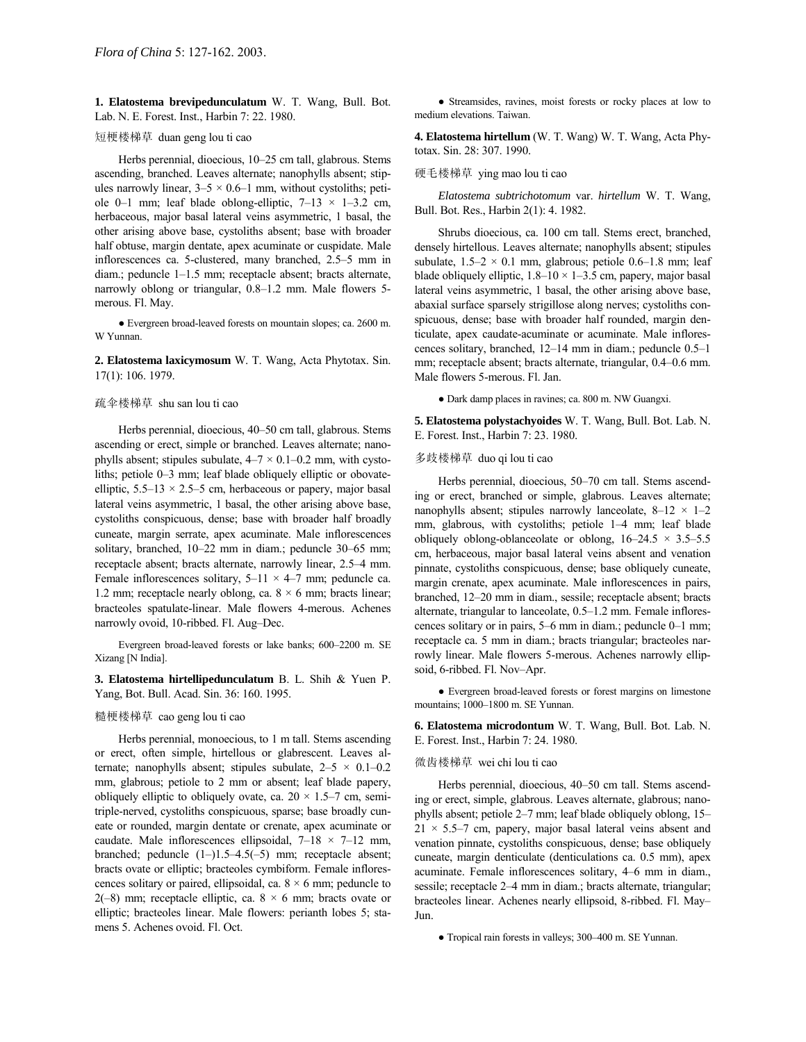**1. Elatostema brevipedunculatum** W. T. Wang, Bull. Bot. Lab. N. E. Forest. Inst., Harbin 7: 22. 1980.

短梗楼梯草 duan geng lou ti cao

Herbs perennial, dioecious, 10–25 cm tall, glabrous. Stems ascending, branched. Leaves alternate; nanophylls absent; stipules narrowly linear, 3–5 × 0.6–1 mm, without cystoliths; petiole 0–1 mm; leaf blade oblong-elliptic, 7–13 × 1–3.2 cm, herbaceous, major basal lateral veins asymmetric, 1 basal, the other arising above base, cystoliths absent; base with broader half obtuse, margin dentate, apex acuminate or cuspidate. Male inflorescences ca. 5-clustered, many branched, 2.5–5 mm in diam.; peduncle 1–1.5 mm; receptacle absent; bracts alternate, narrowly oblong or triangular, 0.8–1.2 mm. Male flowers 5-merous. Fl. May.

● Evergreen broad-leaved forests on mountain slopes; ca. 2600 m. W Yunnan.

**2. Elatostema laxicymosum** W. T. Wang, Acta Phytotax. Sin. 17(1): 106. 1979.

疏伞楼梯草 shu san lou ti cao

Herbs perennial, dioecious, 40–50 cm tall, glabrous. Stems ascending or erect, simple or branched. Leaves alternate; nanophylls absent; stipules subulate, 4–7 × 0.1–0.2 mm, with cystoliths; petiole 0–3 mm; leaf blade obliquely elliptic or obovate-elliptic, 5.5–13 × 2.5–5 cm, herbaceous or papery, major basal lateral veins asymmetric, 1 basal, the other arising above base, cystoliths conspicuous, dense; base with broader half broadly cuneate, margin serrate, apex acuminate. Male inflorescences solitary, branched, 10–22 mm in diam.; peduncle 30–65 mm; receptacle absent; bracts alternate, narrowly linear, 2.5–4 mm. Female inflorescences solitary, 5–11 × 4–7 mm; peduncle ca. 1.2 mm; receptacle nearly oblong, ca. 8 × 6 mm; bracts linear; bracteoles spatulate-linear. Male flowers 4-merous. Achenes narrowly ovoid, 10-ribbed. Fl. Aug–Dec.

Evergreen broad-leaved forests or lake banks; 600–2200 m. SE Xizang [N India].

**3. Elatostema hirtellipedunculatum** B. L. Shih & Yuen P. Yang, Bot. Bull. Acad. Sin. 36: 160. 1995.

糙梗楼梯草 cao geng lou ti cao

Herbs perennial, monoecious, to 1 m tall. Stems ascending or erect, often simple, hirtellous or glabrescent. Leaves alternate; nanophylls absent; stipules subulate, 2–5 × 0.1–0.2 mm, glabrous; petiole to 2 mm or absent; leaf blade papery, obliquely elliptic to obliquely ovate, ca. 20 × 1.5–7 cm, semi-triple-nerved, cystoliths conspicuous, sparse; base broadly cuneate or rounded, margin dentate or crenate, apex acuminate or caudate. Male inflorescences ellipsoidal, 7–18 × 7–12 mm, branched; peduncle (1–)1.5–4.5(–5) mm; receptacle absent; bracts ovate or elliptic; bracteoles cymbiform. Female inflorescences solitary or paired, ellipsoidal, ca. 8 × 6 mm; peduncle to 2(–8) mm; receptacle elliptic, ca. 8 × 6 mm; bracts ovate or elliptic; bracteoles linear. Male flowers: perianth lobes 5; stamens 5. Achenes ovoid. Fl. Oct.

● Streamsides, ravines, moist forests or rocky places at low to medium elevations. Taiwan.

**4. Elatostema hirtellum** (W. T. Wang) W. T. Wang, Acta Phytotax. Sin. 28: 307. 1990.

硬毛楼梯草 ying mao lou ti cao

*Elatostema subtrichotomum* var. *hirtellum* W. T. Wang, Bull. Bot. Res., Harbin 2(1): 4. 1982.

Shrubs dioecious, ca. 100 cm tall. Stems erect, branched, densely hirtellous. Leaves alternate; nanophylls absent; stipules subulate, 1.5–2 × 0.1 mm, glabrous; petiole 0.6–1.8 mm; leaf blade obliquely elliptic, 1.8–10 × 1–3.5 cm, papery, major basal lateral veins asymmetric, 1 basal, the other arising above base, abaxial surface sparsely strigillose along nerves; cystoliths conspicuous, dense; base with broader half rounded, margin denticulate, apex caudate-acuminate or acuminate. Male inflorescences solitary, branched, 12–14 mm in diam.; peduncle 0.5–1 mm; receptacle absent; bracts alternate, triangular, 0.4–0.6 mm. Male flowers 5-merous. Fl. Jan.

● Dark damp places in ravines; ca. 800 m. NW Guangxi.

**5. Elatostema polystachyoides** W. T. Wang, Bull. Bot. Lab. N. E. Forest. Inst., Harbin 7: 23. 1980.

多歧楼梯草 duo qi lou ti cao

Herbs perennial, dioecious, 50–70 cm tall. Stems ascending or erect, branched or simple, glabrous. Leaves alternate; nanophylls absent; stipules narrowly lanceolate, 8–12 × 1–2 mm, glabrous, with cystoliths; petiole 1–4 mm; leaf blade obliquely oblong-oblanceolate or oblong, 16–24.5 × 3.5–5.5 cm, herbaceous, major basal lateral veins absent and venation pinnate, cystoliths conspicuous, dense; base obliquely cuneate, margin crenate, apex acuminate. Male inflorescences in pairs, branched, 12–20 mm in diam., sessile; receptacle absent; bracts alternate, triangular to lanceolate, 0.5–1.2 mm. Female inflorescences solitary or in pairs, 5–6 mm in diam.; peduncle 0–1 mm; receptacle ca. 5 mm in diam.; bracts triangular; bracteoles narrowly linear. Male flowers 5-merous. Achenes narrowly ellipsoid, 6-ribbed. Fl. Nov–Apr.

● Evergreen broad-leaved forests or forest margins on limestone mountains; 1000–1800 m. SE Yunnan.

**6. Elatostema microdontum** W. T. Wang, Bull. Bot. Lab. N. E. Forest. Inst., Harbin 7: 24. 1980.

微齿楼梯草 wei chi lou ti cao

Herbs perennial, dioecious, 40–50 cm tall. Stems ascending or erect, simple, glabrous. Leaves alternate, glabrous; nanophylls absent; petiole 2–7 mm; leaf blade obliquely oblong, 15–21 × 5.5–7 cm, papery, major basal lateral veins absent and venation pinnate, cystoliths conspicuous, dense; base obliquely cuneate, margin denticulate (denticulations ca. 0.5 mm), apex acuminate. Female inflorescences solitary, 4–6 mm in diam., sessile; receptacle 2–4 mm in diam.; bracts alternate, triangular; bracteoles linear. Achenes nearly ellipsoid, 8-ribbed. Fl. May–Jun.

● Tropical rain forests in valleys; 300–400 m. SE Yunnan.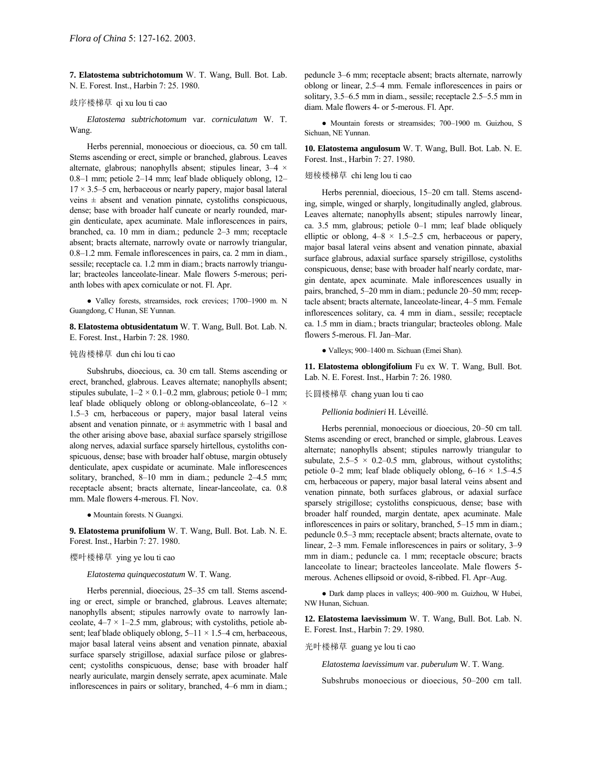**7. Elatostema subtrichotomum** W. T. Wang, Bull. Bot. Lab. N. E. Forest. Inst., Harbin 7: 25. 1980.

歧序楼梯草 qi xu lou ti cao

*Elatostema subtrichotomum* var. *corniculatum* W. T. Wang.

Herbs perennial, monoecious or dioecious, ca. 50 cm tall. Stems ascending or erect, simple or branched, glabrous. Leaves alternate, glabrous; nanophylls absent; stipules linear, 3–4 × 0.8–1 mm; petiole 2–14 mm; leaf blade obliquely oblong, 12–17 × 3.5–5 cm, herbaceous or nearly papery, major basal lateral veins ± absent and venation pinnate, cystoliths conspicuous, dense; base with broader half cuneate or nearly rounded, margin denticulate, apex acuminate. Male inflorescences in pairs, branched, ca. 10 mm in diam.; peduncle 2–3 mm; receptacle absent; bracts alternate, narrowly ovate or narrowly triangular, 0.8–1.2 mm. Female inflorescences in pairs, ca. 2 mm in diam., sessile; receptacle ca. 1.2 mm in diam.; bracts narrowly triangular; bracteoles lanceolate-linear. Male flowers 5-merous; perianth lobes with apex corniculate or not. Fl. Apr.

● Valley forests, streamsides, rock crevices; 1700–1900 m. N Guangdong, C Hunan, SE Yunnan.

**8. Elatostema obtusidentatum** W. T. Wang, Bull. Bot. Lab. N. E. Forest. Inst., Harbin 7: 28. 1980.

钝齿楼梯草 dun chi lou ti cao

Subshrubs, dioecious, ca. 30 cm tall. Stems ascending or erect, branched, glabrous. Leaves alternate; nanophylls absent; stipules subulate, 1–2 × 0.1–0.2 mm, glabrous; petiole 0–1 mm; leaf blade obliquely oblong or oblong-oblanceolate, 6–12 × 1.5–3 cm, herbaceous or papery, major basal lateral veins absent and venation pinnate, or ± asymmetric with 1 basal and the other arising above base, abaxial surface sparsely strigillose along nerves, adaxial surface sparsely hirtellous, cystoliths conspicuous, dense; base with broader half obtuse, margin obtusely denticulate, apex cuspidate or acuminate. Male inflorescences solitary, branched, 8–10 mm in diam.; peduncle 2–4.5 mm; receptacle absent; bracts alternate, linear-lanceolate, ca. 0.8 mm. Male flowers 4-merous. Fl. Nov.

● Mountain forests. N Guangxi.

**9. Elatostema prunifolium** W. T. Wang, Bull. Bot. Lab. N. E. Forest. Inst., Harbin 7: 27. 1980.

樱叶楼梯草 ying ye lou ti cao

*Elatostema quinquecostatum* W. T. Wang.

Herbs perennial, dioecious, 25–35 cm tall. Stems ascending or erect, simple or branched, glabrous. Leaves alternate; nanophylls absent; stipules narrowly ovate to narrowly lanceolate, 4–7 × 1–2.5 mm, glabrous; with cystoliths, petiole absent; leaf blade obliquely oblong, 5–11 × 1.5–4 cm, herbaceous, major basal lateral veins absent and venation pinnate, abaxial surface sparsely strigillose, adaxial surface pilose or glabrescent; cystoliths conspicuous, dense; base with broader half nearly auriculate, margin densely serrate, apex acuminate. Male inflorescences in pairs or solitary, branched, 4–6 mm in diam.; peduncle 3–6 mm; receptacle absent; bracts alternate, narrowly oblong or linear, 2.5–4 mm. Female inflorescences in pairs or solitary, 3.5–6.5 mm in diam., sessile; receptacle 2.5–5.5 mm in diam. Male flowers 4- or 5-merous. Fl. Apr.

● Mountain forests or streamsides; 700–1900 m. Guizhou, S Sichuan, NE Yunnan.

**10. Elatostema angulosum** W. T. Wang, Bull. Bot. Lab. N. E. Forest. Inst., Harbin 7: 27. 1980.

翅棱楼梯草 chi leng lou ti cao

Herbs perennial, dioecious, 15–20 cm tall. Stems ascending, simple, winged or sharply, longitudinally angled, glabrous. Leaves alternate; nanophylls absent; stipules narrowly linear, ca. 3.5 mm, glabrous; petiole 0–1 mm; leaf blade obliquely elliptic or oblong, 4–8 × 1.5–2.5 cm, herbaceous or papery, major basal lateral veins absent and venation pinnate, abaxial surface glabrous, adaxial surface sparsely strigillose, cystoliths conspicuous, dense; base with broader half nearly cordate, margin dentate, apex acuminate. Male inflorescences usually in pairs, branched, 5–20 mm in diam.; peduncle 20–50 mm; receptacle absent; bracts alternate, lanceolate-linear, 4–5 mm. Female inflorescences solitary, ca. 4 mm in diam., sessile; receptacle ca. 1.5 mm in diam.; bracts triangular; bracteoles oblong. Male flowers 5-merous. Fl. Jan–Mar.

● Valleys; 900–1400 m. Sichuan (Emei Shan).

**11. Elatostema oblongifolium** Fu ex W. T. Wang, Bull. Bot. Lab. N. E. Forest. Inst., Harbin 7: 26. 1980.

长圆楼梯草 chang yuan lou ti cao

*Pellionia bodinieri* H. Léveillé.

Herbs perennial, monoecious or dioecious, 20–50 cm tall. Stems ascending or erect, branched or simple, glabrous. Leaves alternate; nanophylls absent; stipules narrowly triangular to subulate, 2.5–5 × 0.2–0.5 mm, glabrous, without cystoliths; petiole 0–2 mm; leaf blade obliquely oblong, 6–16 × 1.5–4.5 cm, herbaceous or papery, major basal lateral veins absent and venation pinnate, both surfaces glabrous, or adaxial surface sparsely strigillose; cystoliths conspicuous, dense; base with broader half rounded, margin dentate, apex acuminate. Male inflorescences in pairs or solitary, branched, 5–15 mm in diam.; peduncle 0.5–3 mm; receptacle absent; bracts alternate, ovate to linear, 2–3 mm. Female inflorescences in pairs or solitary, 3–9 mm in diam.; peduncle ca. 1 mm; receptacle obscure; bracts lanceolate to linear; bracteoles lanceolate. Male flowers 5-merous. Achenes ellipsoid or ovoid, 8-ribbed. Fl. Apr–Aug.

● Dark damp places in valleys; 400–900 m. Guizhou, W Hubei, NW Hunan, Sichuan.

**12. Elatostema laevissimum** W. T. Wang, Bull. Bot. Lab. N. E. Forest. Inst., Harbin 7: 29. 1980.

光叶楼梯草 guang ye lou ti cao

*Elatostema laevissimum* var. *puberulum* W. T. Wang.

Subshrubs monoecious or dioecious, 50–200 cm tall.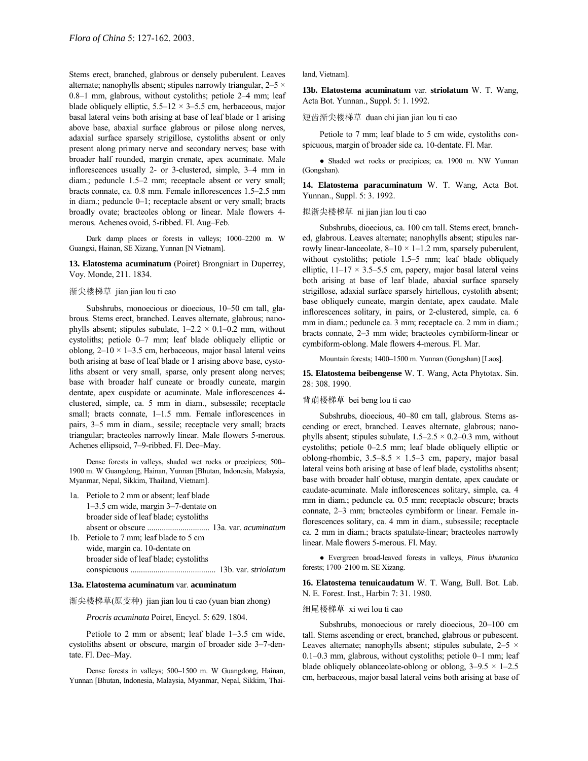Stems erect, branched, glabrous or densely puberulent. Leaves alternate; nanophylls absent; stipules narrowly triangular, 2–5 × 0.8–1 mm, glabrous, without cystoliths; petiole 2–4 mm; leaf blade obliquely elliptic, 5.5–12 × 3–5.5 cm, herbaceous, major basal lateral veins both arising at base of leaf blade or 1 arising above base, abaxial surface glabrous or pilose along nerves, adaxial surface sparsely strigillose, cystoliths absent or only present along primary nerve and secondary nerves; base with broader half rounded, margin crenate, apex acuminate. Male inflorescences usually 2- or 3-clustered, simple, 3–4 mm in diam.; peduncle 1.5–2 mm; receptacle absent or very small; bracts connate, ca. 0.8 mm. Female inflorescences 1.5–2.5 mm in diam.; peduncle 0–1; receptacle absent or very small; bracts broadly ovate; bracteoles oblong or linear. Male flowers 4-merous. Achenes ovoid, 5-ribbed. Fl. Aug–Feb.

Dark damp places or forests in valleys; 1000–2200 m. W Guangxi, Hainan, SE Xizang, Yunnan [N Vietnam].

**13. Elatostema acuminatum** (Poiret) Brongniart in Duperrey, Voy. Monde, 211. 1834.

渐尖楼梯草 jian jian lou ti cao

Subshrubs, monoecious or dioecious, 10–50 cm tall, glabrous. Stems erect, branched. Leaves alternate, glabrous; nanophylls absent; stipules subulate, 1–2.2 × 0.1–0.2 mm, without cystoliths; petiole 0–7 mm; leaf blade obliquely elliptic or oblong, 2–10 × 1–3.5 cm, herbaceous, major basal lateral veins both arising at base of leaf blade or 1 arising above base, cystoliths absent or very small, sparse, only present along nerves; base with broader half cuneate or broadly cuneate, margin dentate, apex cuspidate or acuminate. Male inflorescences 4-clustered, simple, ca. 5 mm in diam., subsessile; receptacle small; bracts connate, 1–1.5 mm. Female inflorescences in pairs, 3–5 mm in diam., sessile; receptacle very small; bracts triangular; bracteoles narrowly linear. Male flowers 5-merous. Achenes ellipsoid, 7–9-ribbed. Fl. Dec–May.

Dense forests in valleys, shaded wet rocks or precipices; 500–1900 m. W Guangdong, Hainan, Yunnan [Bhutan, Indonesia, Malaysia, Myanmar, Nepal, Sikkim, Thailand, Vietnam].

1a. Petiole to 2 mm or absent; leaf blade 1–3.5 cm wide, margin 3–7-dentate on broader side of leaf blade; cystoliths absent or obscure .............................. 13a. var. *acuminatum*
1b. Petiole to 7 mm; leaf blade to 5 cm wide, margin ca. 10-dentate on broader side of leaf blade; cystoliths conspicuous ......................................... 13b. var. *striolatum*

**13a. Elatostema acuminatum** var. **acuminatum**

渐尖楼梯草(原变种) jian jian lou ti cao (yuan bian zhong)

*Procris acuminata* Poiret, Encycl. 5: 629. 1804.

Petiole to 2 mm or absent; leaf blade 1–3.5 cm wide, cystoliths absent or obscure, margin of broader side 3–7-dentate. Fl. Dec–May.

Dense forests in valleys; 500–1500 m. W Guangdong, Hainan, Yunnan [Bhutan, Indonesia, Malaysia, Myanmar, Nepal, Sikkim, Thailand, Vietnam].

**13b. Elatostema acuminatum** var. **striolatum** W. T. Wang, Acta Bot. Yunnan., Suppl. 5: 1. 1992.

短齿渐尖楼梯草 duan chi jian jian lou ti cao

Petiole to 7 mm; leaf blade to 5 cm wide, cystoliths conspicuous, margin of broader side ca. 10-dentate. Fl. Mar.

● Shaded wet rocks or precipices; ca. 1900 m. NW Yunnan (Gongshan).

**14. Elatostema paracuminatum** W. T. Wang, Acta Bot. Yunnan., Suppl. 5: 3. 1992.

拟渐尖楼梯草 ni jian jian lou ti cao

Subshrubs, dioecious, ca. 100 cm tall. Stems erect, branched, glabrous. Leaves alternate; nanophylls absent; stipules narrowly linear-lanceolate, 8–10 × 1–1.2 mm, sparsely puberulent, without cystoliths; petiole 1.5–5 mm; leaf blade obliquely elliptic, 11–17 × 3.5–5.5 cm, papery, major basal lateral veins both arising at base of leaf blade, abaxial surface sparsely strigillose, adaxial surface sparsely hirtellous, cystolith absent; base obliquely cuneate, margin dentate, apex caudate. Male inflorescences solitary, in pairs, or 2-clustered, simple, ca. 6 mm in diam.; peduncle ca. 3 mm; receptacle ca. 2 mm in diam.; bracts connate, 2–3 mm wide; bracteoles cymbiform-linear or cymbiform-oblong. Male flowers 4-merous. Fl. Mar.

Mountain forests; 1400–1500 m. Yunnan (Gongshan) [Laos].

**15. Elatostema beibengense** W. T. Wang, Acta Phytotax. Sin. 28: 308. 1990.

背崩楼梯草 bei beng lou ti cao

Subshrubs, dioecious, 40–80 cm tall, glabrous. Stems ascending or erect, branched. Leaves alternate, glabrous; nanophylls absent; stipules subulate, 1.5–2.5 × 0.2–0.3 mm, without cystoliths; petiole 0–2.5 mm; leaf blade obliquely elliptic or oblong-rhombic, 3.5–8.5 × 1.5–3 cm, papery, major basal lateral veins both arising at base of leaf blade, cystoliths absent; base with broader half obtuse, margin dentate, apex caudate or caudate-acuminate. Male inflorescences solitary, simple, ca. 4 mm in diam.; peduncle ca. 0.5 mm; receptacle obscure; bracts connate, 2–3 mm; bracteoles cymbiform or linear. Female inflorescences solitary, ca. 4 mm in diam., subsessile; receptacle ca. 2 mm in diam.; bracts spatulate-linear; bracteoles narrowly linear. Male flowers 5-merous. Fl. May.

● Evergreen broad-leaved forests in valleys, *Pinus bhutanica* forests; 1700–2100 m. SE Xizang.

**16. Elatostema tenuicaudatum** W. T. Wang, Bull. Bot. Lab. N. E. Forest. Inst., Harbin 7: 31. 1980.

细尾楼梯草 xi wei lou ti cao

Subshrubs, monoecious or rarely dioecious, 20–100 cm tall. Stems ascending or erect, branched, glabrous or pubescent. Leaves alternate; nanophylls absent; stipules subulate, 2–5 × 0.1–0.3 mm, glabrous, without cystoliths; petiole 0–1 mm; leaf blade obliquely oblanceolate-oblong or oblong, 3–9.5 × 1–2.5 cm, herbaceous, major basal lateral veins both arising at base of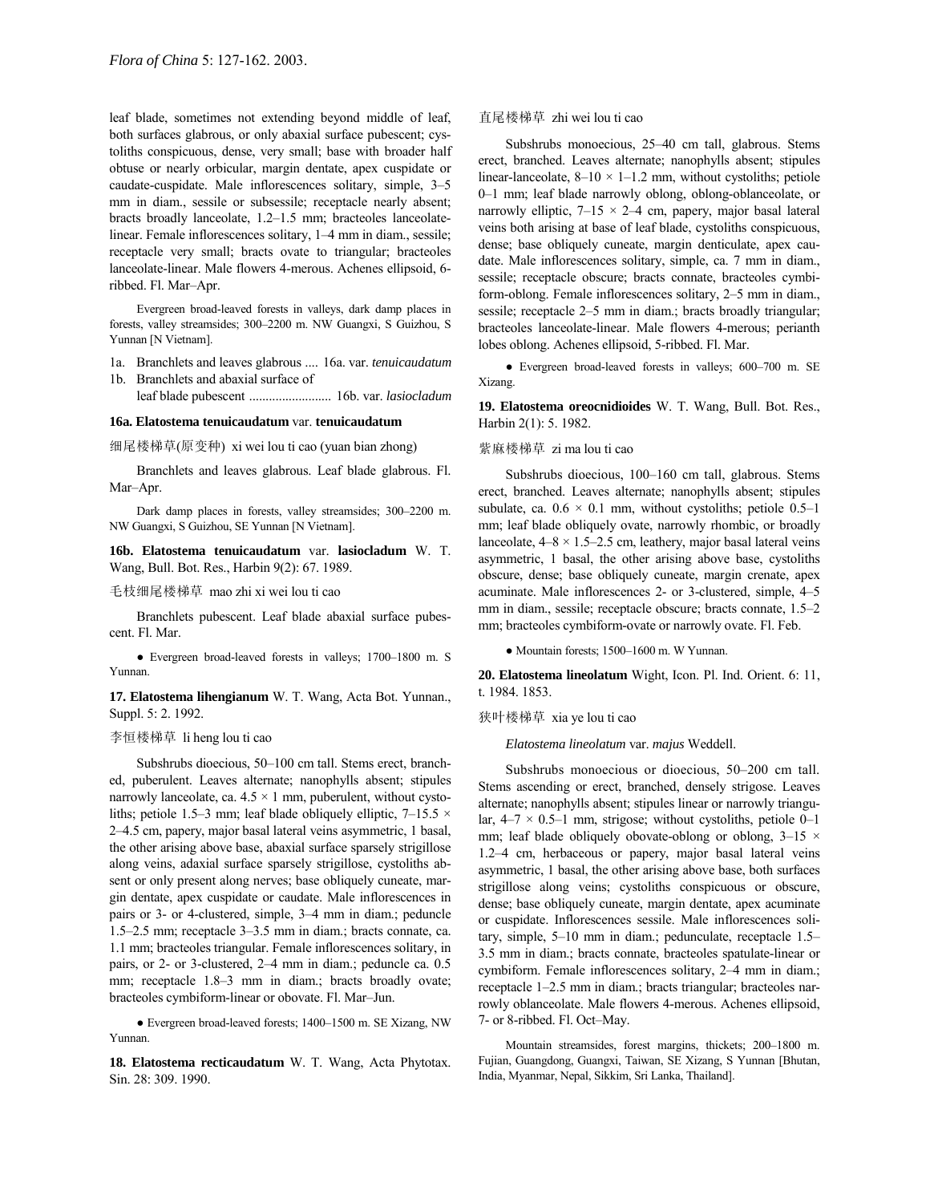leaf blade, sometimes not extending beyond middle of leaf, both surfaces glabrous, or only abaxial surface pubescent; cystoliths conspicuous, dense, very small; base with broader half obtuse or nearly orbicular, margin dentate, apex cuspidate or caudate-cuspidate. Male inflorescences solitary, simple, 3–5 mm in diam., sessile or subsessile; receptacle nearly absent; bracts broadly lanceolate, 1.2–1.5 mm; bracteoles lanceolate-linear. Female inflorescences solitary, 1–4 mm in diam., sessile; receptacle very small; bracts ovate to triangular; bracteoles lanceolate-linear. Male flowers 4-merous. Achenes ellipsoid, 6-ribbed. Fl. Mar–Apr.

Evergreen broad-leaved forests in valleys, dark damp places in forests, valley streamsides; 300–2200 m. NW Guangxi, S Guizhou, S Yunnan [N Vietnam].

1a. Branchlets and leaves glabrous .... 16a. var. *tenuicaudatum*
1b. Branchlets and abaxial surface of leaf blade pubescent ......................... 16b. var. *lasiocladum*

**16a. Elatostema tenuicaudatum** var. **tenuicaudatum**

细尾楼梯草(原变种) xi wei lou ti cao (yuan bian zhong)

Branchlets and leaves glabrous. Leaf blade glabrous. Fl. Mar–Apr.

Dark damp places in forests, valley streamsides; 300–2200 m. NW Guangxi, S Guizhou, SE Yunnan [N Vietnam].

**16b. Elatostema tenuicaudatum** var. **lasiocladum** W. T. Wang, Bull. Bot. Res., Harbin 9(2): 67. 1989.

毛枝细尾楼梯草 mao zhi xi wei lou ti cao

Branchlets pubescent. Leaf blade abaxial surface pubescent. Fl. Mar.

● Evergreen broad-leaved forests in valleys; 1700–1800 m. S Yunnan.

**17. Elatostema lihengianum** W. T. Wang, Acta Bot. Yunnan., Suppl. 5: 2. 1992.

李恒楼梯草 li heng lou ti cao

Subshrubs dioecious, 50–100 cm tall. Stems erect, branched, puberulent. Leaves alternate; nanophylls absent; stipules narrowly lanceolate, ca. $4.5 \times 1$ mm, puberulent, without cystoliths; petiole 1.5–3 mm; leaf blade obliquely elliptic, 7–15.5 × 2–4.5 cm, papery, major basal lateral veins asymmetric, 1 basal, the other arising above base, abaxial surface sparsely strigillose along veins, adaxial surface sparsely strigillose, cystoliths absent or only present along nerves; base obliquely cuneate, margin dentate, apex cuspidate or caudate. Male inflorescences in pairs or 3- or 4-clustered, simple, 3–4 mm in diam.; peduncle 1.5–2.5 mm; receptacle 3–3.5 mm in diam.; bracts connate, ca. 1.1 mm; bracteoles triangular. Female inflorescences solitary, in pairs, or 2- or 3-clustered, 2–4 mm in diam.; peduncle ca. 0.5 mm; receptacle 1.8–3 mm in diam.; bracts broadly ovate; bracteoles cymbiform-linear or obovate. Fl. Mar–Jun.

● Evergreen broad-leaved forests; 1400–1500 m. SE Xizang, NW Yunnan.

**18. Elatostema recticaudatum** W. T. Wang, Acta Phytotax. Sin. 28: 309. 1990.

直尾楼梯草 zhi wei lou ti cao

Subshrubs monoecious, 25–40 cm tall, glabrous. Stems erect, branched. Leaves alternate; nanophylls absent; stipules linear-lanceolate, 8–10 × 1–1.2 mm, without cystoliths; petiole 0–1 mm; leaf blade narrowly oblong, oblong-oblanceolate, or narrowly elliptic, 7–15 × 2–4 cm, papery, major basal lateral veins both arising at base of leaf blade, cystoliths conspicuous, dense; base obliquely cuneate, margin denticulate, apex caudate. Male inflorescences solitary, simple, ca. 7 mm in diam., sessile; receptacle obscure; bracts connate, bracteoles cymbiform-oblong. Female inflorescences solitary, 2–5 mm in diam., sessile; receptacle 2–5 mm in diam.; bracts broadly triangular; bracteoles lanceolate-linear. Male flowers 4-merous; perianth lobes oblong. Achenes ellipsoid, 5-ribbed. Fl. Mar.

● Evergreen broad-leaved forests in valleys; 600–700 m. SE Xizang.

**19. Elatostema oreocnidioides** W. T. Wang, Bull. Bot. Res., Harbin 2(1): 5. 1982.

紫麻楼梯草 zi ma lou ti cao

Subshrubs dioecious, 100–160 cm tall, glabrous. Stems erect, branched. Leaves alternate; nanophylls absent; stipules subulate, ca. $0.6 \times 0.1$ mm, without cystoliths; petiole 0.5–1 mm; leaf blade obliquely ovate, narrowly rhombic, or broadly lanceolate, 4–8 × 1.5–2.5 cm, leathery, major basal lateral veins asymmetric, 1 basal, the other arising above base, cystoliths obscure, dense; base obliquely cuneate, margin crenate, apex acuminate. Male inflorescences 2- or 3-clustered, simple, 4–5 mm in diam., sessile; receptacle obscure; bracts connate, 1.5–2 mm; bracteoles cymbiform-ovate or narrowly ovate. Fl. Feb.

● Mountain forests; 1500–1600 m. W Yunnan.

**20. Elatostema lineolatum** Wight, Icon. Pl. Ind. Orient. 6: 11, t. 1984. 1853.

狭叶楼梯草 xia ye lou ti cao

*Elatostema lineolatum* var. *majus* Weddell.

Subshrubs monoecious or dioecious, 50–200 cm tall. Stems ascending or erect, branched, densely strigose. Leaves alternate; nanophylls absent; stipules linear or narrowly triangular, 4–7 × 0.5–1 mm, strigose; without cystoliths, petiole 0–1 mm; leaf blade obliquely obovate-oblong or oblong, 3–15 × 1.2–4 cm, herbaceous or papery, major basal lateral veins asymmetric, 1 basal, the other arising above base, both surfaces strigillose along veins; cystoliths conspicuous or obscure, dense; base obliquely cuneate, margin dentate, apex acuminate or cuspidate. Inflorescences sessile. Male inflorescences solitary, simple, 5–10 mm in diam.; pedunculate, receptacle 1.5–3.5 mm in diam.; bracts connate, bracteoles spatulate-linear or cymbiform. Female inflorescences solitary, 2–4 mm in diam.; receptacle 1–2.5 mm in diam.; bracts triangular; bracteoles narrowly oblanceolate. Male flowers 4-merous. Achenes ellipsoid, 7- or 8-ribbed. Fl. Oct–May.

Mountain streamsides, forest margins, thickets; 200–1800 m. Fujian, Guangdong, Guangxi, Taiwan, SE Xizang, S Yunnan [Bhutan, India, Myanmar, Nepal, Sikkim, Sri Lanka, Thailand].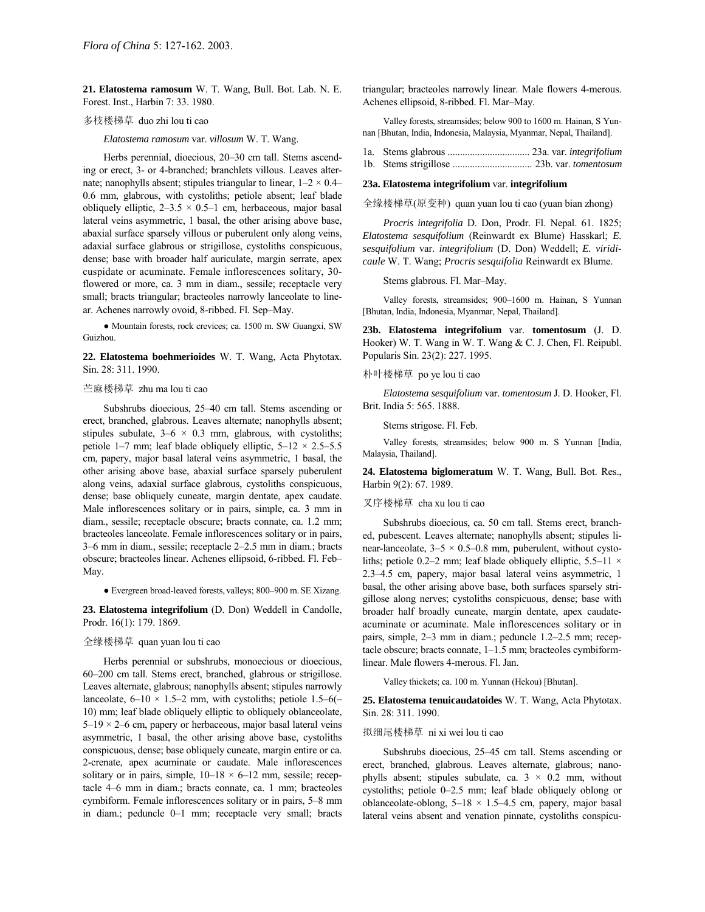**21. Elatostema ramosum** W. T. Wang, Bull. Bot. Lab. N. E. Forest. Inst., Harbin 7: 33. 1980.

多枝楼梯草 duo zhi lou ti cao

*Elatostema ramosum* var. *villosum* W. T. Wang.

Herbs perennial, dioecious, 20–30 cm tall. Stems ascending or erect, 3- or 4-branched; branchlets villous. Leaves alternate; nanophylls absent; stipules triangular to linear, 1–2 × 0.4–0.6 mm, glabrous, with cystoliths; petiole absent; leaf blade obliquely elliptic, 2–3.5 × 0.5–1 cm, herbaceous, major basal lateral veins asymmetric, 1 basal, the other arising above base, abaxial surface sparsely villous or puberulent only along veins, adaxial surface glabrous or strigillose, cystoliths conspicuous, dense; base with broader half auriculate, margin serrate, apex cuspidate or acuminate. Female inflorescences solitary, 30-flowered or more, ca. 3 mm in diam., sessile; receptacle very small; bracts triangular; bracteoles narrowly lanceolate to linear. Achenes narrowly ovoid, 8-ribbed. Fl. Sep–May.

● Mountain forests, rock crevices; ca. 1500 m. SW Guangxi, SW Guizhou.

**22. Elatostema boehmerioides** W. T. Wang, Acta Phytotax. Sin. 28: 311. 1990.

苎麻楼梯草 zhu ma lou ti cao

Subshrubs dioecious, 25–40 cm tall. Stems ascending or erect, branched, glabrous. Leaves alternate; nanophylls absent; stipules subulate, 3–6 × 0.3 mm, glabrous, with cystoliths; petiole 1–7 mm; leaf blade obliquely elliptic, 5–12 × 2.5–5.5 cm, papery, major basal lateral veins asymmetric, 1 basal, the other arising above base, abaxial surface sparsely puberulent along veins, adaxial surface glabrous, cystoliths conspicuous, dense; base obliquely cuneate, margin dentate, apex caudate. Male inflorescences solitary or in pairs, simple, ca. 3 mm in diam., sessile; receptacle obscure; bracts connate, ca. 1.2 mm; bracteoles lanceolate. Female inflorescences solitary or in pairs, 3–6 mm in diam., sessile; receptacle 2–2.5 mm in diam.; bracts obscure; bracteoles linear. Achenes ellipsoid, 6-ribbed. Fl. Feb–May.

● Evergreen broad-leaved forests, valleys; 800–900 m. SE Xizang.

**23. Elatostema integrifolium** (D. Don) Weddell in Candolle, Prodr. 16(1): 179. 1869.

全缘楼梯草 quan yuan lou ti cao

Herbs perennial or subshrubs, monoecious or dioecious, 60–200 cm tall. Stems erect, branched, glabrous or strigillose. Leaves alternate, glabrous; nanophylls absent; stipules narrowly lanceolate, 6–10 × 1.5–2 mm, with cystoliths; petiole 1.5–6(–10) mm; leaf blade obliquely elliptic to obliquely oblanceolate, 5–19 × 2–6 cm, papery or herbaceous, major basal lateral veins asymmetric, 1 basal, the other arising above base, cystoliths conspicuous, dense; base obliquely cuneate, margin entire or ca. 2-crenate, apex acuminate or caudate. Male inflorescences solitary or in pairs, simple, 10–18 × 6–12 mm, sessile; receptacle 4–6 mm in diam.; bracts connate, ca. 1 mm; bracteoles cymbiform. Female inflorescences solitary or in pairs, 5–8 mm in diam.; peduncle 0–1 mm; receptacle very small; bracts triangular; bracteoles narrowly linear. Male flowers 4-merous. Achenes ellipsoid, 8-ribbed. Fl. Mar–May.

Valley forests, streamsides; below 900 to 1600 m. Hainan, S Yunnan [Bhutan, India, Indonesia, Malaysia, Myanmar, Nepal, Thailand].

1a. Stems glabrous ................................ 23a. var. *integrifolium*
1b. Stems strigillose ................................ 23b. var. *tomentosum*

**23a. Elatostema integrifolium** var. **integrifolium**

全缘楼梯草(原变种) quan yuan lou ti cao (yuan bian zhong)

*Procris integrifolia* D. Don, Prodr. Fl. Nepal. 61. 1825; *Elatostema sesquifolium* (Reinwardt ex Blume) Hasskarl; *E. sesquifolium* var. *integrifolium* (D. Don) Weddell; *E. viridicaule* W. T. Wang; *Procris sesquifolia* Reinwardt ex Blume.

Stems glabrous. Fl. Mar–May.

Valley forests, streamsides; 900–1600 m. Hainan, S Yunnan [Bhutan, India, Indonesia, Myanmar, Nepal, Thailand].

**23b. Elatostema integrifolium** var. **tomentosum** (J. D. Hooker) W. T. Wang in W. T. Wang & C. J. Chen, Fl. Reipubl. Popularis Sin. 23(2): 227. 1995.

朴叶楼梯草 po ye lou ti cao

*Elatostema sesquifolium* var. *tomentosum* J. D. Hooker, Fl. Brit. India 5: 565. 1888.

Stems strigose. Fl. Feb.

Valley forests, streamsides; below 900 m. S Yunnan [India, Malaysia, Thailand].

**24. Elatostema biglomeratum** W. T. Wang, Bull. Bot. Res., Harbin 9(2): 67. 1989.

叉序楼梯草 cha xu lou ti cao

Subshrubs dioecious, ca. 50 cm tall. Stems erect, branched, pubescent. Leaves alternate; nanophylls absent; stipules linear-lanceolate, 3–5 × 0.5–0.8 mm, puberulent, without cystoliths; petiole 0.2–2 mm; leaf blade obliquely elliptic, 5.5–11 × 2.3–4.5 cm, papery, major basal lateral veins asymmetric, 1 basal, the other arising above base, both surfaces sparsely strigillose along nerves; cystoliths conspicuous, dense; base with broader half broadly cuneate, margin dentate, apex caudate-acuminate or acuminate. Male inflorescences solitary or in pairs, simple, 2–3 mm in diam.; peduncle 1.2–2.5 mm; receptacle obscure; bracts connate, 1–1.5 mm; bracteoles cymbiform-linear. Male flowers 4-merous. Fl. Jan.

Valley thickets; ca. 100 m. Yunnan (Hekou) [Bhutan].

**25. Elatostema tenuicaudatoides** W. T. Wang, Acta Phytotax. Sin. 28: 311. 1990.

拟细尾楼梯草 ni xi wei lou ti cao

Subshrubs dioecious, 25–45 cm tall. Stems ascending or erect, branched, glabrous. Leaves alternate, glabrous; nanophylls absent; stipules subulate, ca. 3 × 0.2 mm, without cystoliths; petiole 0–2.5 mm; leaf blade obliquely oblong or oblanceolate-oblong, 5–18 × 1.5–4.5 cm, papery, major basal lateral veins absent and venation pinnate, cystoliths conspicu-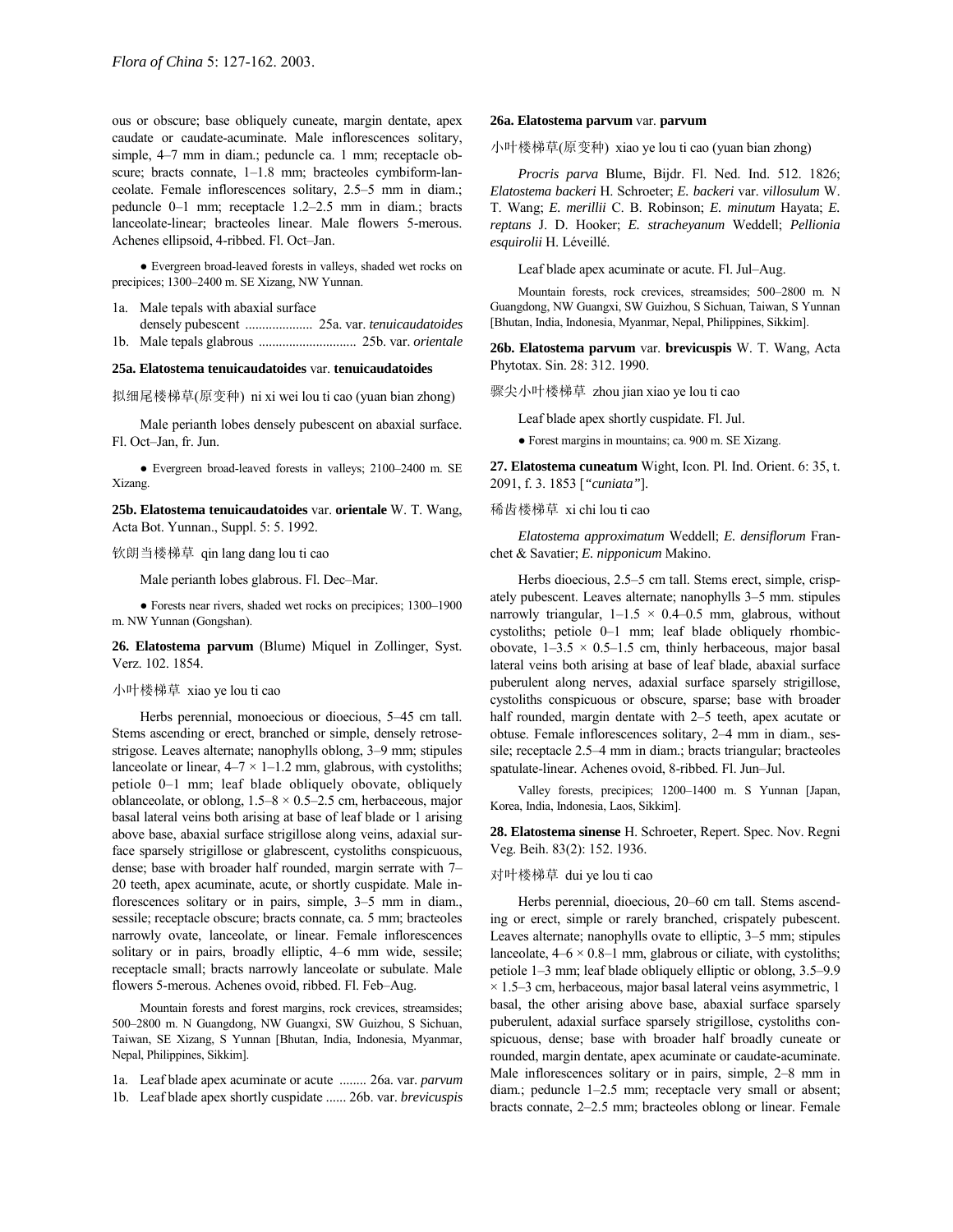ous or obscure; base obliquely cuneate, margin dentate, apex caudate or caudate-acuminate. Male inflorescences solitary, simple, 4–7 mm in diam.; peduncle ca. 1 mm; receptacle obscure; bracts connate, 1–1.8 mm; bracteoles cymbiform-lanceolate. Female inflorescences solitary, 2.5–5 mm in diam.; peduncle 0–1 mm; receptacle 1.2–2.5 mm in diam.; bracts lanceolate-linear; bracteoles linear. Male flowers 5-merous. Achenes ellipsoid, 4-ribbed. Fl. Oct–Jan.

● Evergreen broad-leaved forests in valleys, shaded wet rocks on precipices; 1300–2400 m. SE Xizang, NW Yunnan.

1a. Male tepals with abaxial surface densely pubescent .................... 25a. var. *tenuicaudatoides*
1b. Male tepals glabrous ............................. 25b. var. *orientale*

**25a. Elatostema tenuicaudatoides** var. **tenuicaudatoides**

拟细尾楼梯草(原变种) ni xi wei lou ti cao (yuan bian zhong)

Male perianth lobes densely pubescent on abaxial surface. Fl. Oct–Jan, fr. Jun.

● Evergreen broad-leaved forests in valleys; 2100–2400 m. SE Xizang.

**25b. Elatostema tenuicaudatoides** var. **orientale** W. T. Wang, Acta Bot. Yunnan., Suppl. 5: 5. 1992.

钦朗当楼梯草 qin lang dang lou ti cao

Male perianth lobes glabrous. Fl. Dec–Mar.

● Forests near rivers, shaded wet rocks on precipices; 1300–1900 m. NW Yunnan (Gongshan).

**26. Elatostema parvum** (Blume) Miquel in Zollinger, Syst. Verz. 102. 1854.

小叶楼梯草 xiao ye lou ti cao

Herbs perennial, monoecious or dioecious, 5–45 cm tall. Stems ascending or erect, branched or simple, densely retrose-strigose. Leaves alternate; nanophylls oblong, 3–9 mm; stipules lanceolate or linear, 4–7 × 1–1.2 mm, glabrous, with cystoliths; petiole 0–1 mm; leaf blade obliquely obovate, obliquely oblanceolate, or oblong, 1.5–8 × 0.5–2.5 cm, herbaceous, major basal lateral veins both arising at base of leaf blade or 1 arising above base, abaxial surface strigillose along veins, adaxial surface sparsely strigillose or glabrescent, cystoliths conspicuous, dense; base with broader half rounded, margin serrate with 7–20 teeth, apex acuminate, acute, or shortly cuspidate. Male inflorescences solitary or in pairs, simple, 3–5 mm in diam., sessile; receptacle obscure; bracts connate, ca. 5 mm; bracteoles narrowly ovate, lanceolate, or linear. Female inflorescences solitary or in pairs, broadly elliptic, 4–6 mm wide, sessile; receptacle small; bracts narrowly lanceolate or subulate. Male flowers 5-merous. Achenes ovoid, ribbed. Fl. Feb–Aug.

Mountain forests and forest margins, rock crevices, streamsides; 500–2800 m. N Guangdong, NW Guangxi, SW Guizhou, S Sichuan, Taiwan, SE Xizang, S Yunnan [Bhutan, India, Indonesia, Myanmar, Nepal, Philippines, Sikkim].

1a. Leaf blade apex acuminate or acute ........ 26a. var. *parvum*
1b. Leaf blade apex shortly cuspidate ...... 26b. var. *brevicuspis*

**26a. Elatostema parvum** var. **parvum**

小叶楼梯草(原变种) xiao ye lou ti cao (yuan bian zhong)

*Procris parva* Blume, Bijdr. Fl. Ned. Ind. 512. 1826; *Elatostema backeri* H. Schroeter; *E. backeri* var. *villosulum* W. T. Wang; *E. merillii* C. B. Robinson; *E. minutum* Hayata; *E. reptans* J. D. Hooker; *E. stracheyanum* Weddell; *Pellionia esquirolii* H. Léveillé.

Leaf blade apex acuminate or acute. Fl. Jul–Aug.

Mountain forests, rock crevices, streamsides; 500–2800 m. N Guangdong, NW Guangxi, SW Guizhou, S Sichuan, Taiwan, S Yunnan [Bhutan, India, Indonesia, Myanmar, Nepal, Philippines, Sikkim].

**26b. Elatostema parvum** var. **brevicuspis** W. T. Wang, Acta Phytotax. Sin. 28: 312. 1990.

骤尖小叶楼梯草 zhou jian xiao ye lou ti cao

Leaf blade apex shortly cuspidate. Fl. Jul.

● Forest margins in mountains; ca. 900 m. SE Xizang.

**27. Elatostema cuneatum** Wight, Icon. Pl. Ind. Orient. 6: 35, t. 2091, f. 3. 1853 [*"cuniata"*].

稀齿楼梯草 xi chi lou ti cao

*Elatostema approximatum* Weddell; *E. densiflorum* Franchet & Savatier; *E. nipponicum* Makino.

Herbs dioecious, 2.5–5 cm tall. Stems erect, simple, crispately pubescent. Leaves alternate; nanophylls 3–5 mm. stipules narrowly triangular, 1–1.5 × 0.4–0.5 mm, glabrous, without cystoliths; petiole 0–1 mm; leaf blade obliquely rhombic-obovate, 1–3.5 × 0.5–1.5 cm, thinly herbaceous, major basal lateral veins both arising at base of leaf blade, abaxial surface puberulent along nerves, adaxial surface sparsely strigillose, cystoliths conspicuous or obscure, sparse; base with broader half rounded, margin dentate with 2–5 teeth, apex acute or obtuse. Female inflorescences solitary, 2–4 mm in diam., sessile; receptacle 2.5–4 mm in diam.; bracts triangular; bracteoles spatulate-linear. Achenes ovoid, 8-ribbed. Fl. Jun–Jul.

Valley forests, precipices; 1200–1400 m. S Yunnan [Japan, Korea, India, Indonesia, Laos, Sikkim].

**28. Elatostema sinense** H. Schroeter, Repert. Spec. Nov. Regni Veg. Beih. 83(2): 152. 1936.

对叶楼梯草 dui ye lou ti cao

Herbs perennial, dioecious, 20–60 cm tall. Stems ascending or erect, simple or rarely branched, crispately pubescent. Leaves alternate; nanophylls ovate to elliptic, 3–5 mm; stipules lanceolate, 4–6 × 0.8–1 mm, glabrous or ciliate, with cystoliths; petiole 1–3 mm; leaf blade obliquely elliptic or oblong, 3.5–9.9 × 1.5–3 cm, herbaceous, major basal lateral veins asymmetric, 1 basal, the other arising above base, abaxial surface sparsely puberulent, adaxial surface sparsely strigillose, cystoliths conspicuous, dense; base with broader half broadly cuneate or rounded, margin dentate, apex acuminate or caudate-acuminate. Male inflorescences solitary or in pairs, simple, 2–8 mm in diam.; peduncle 1–2.5 mm; receptacle very small or absent; bracts connate, 2–2.5 mm; bracteoles oblong or linear. Female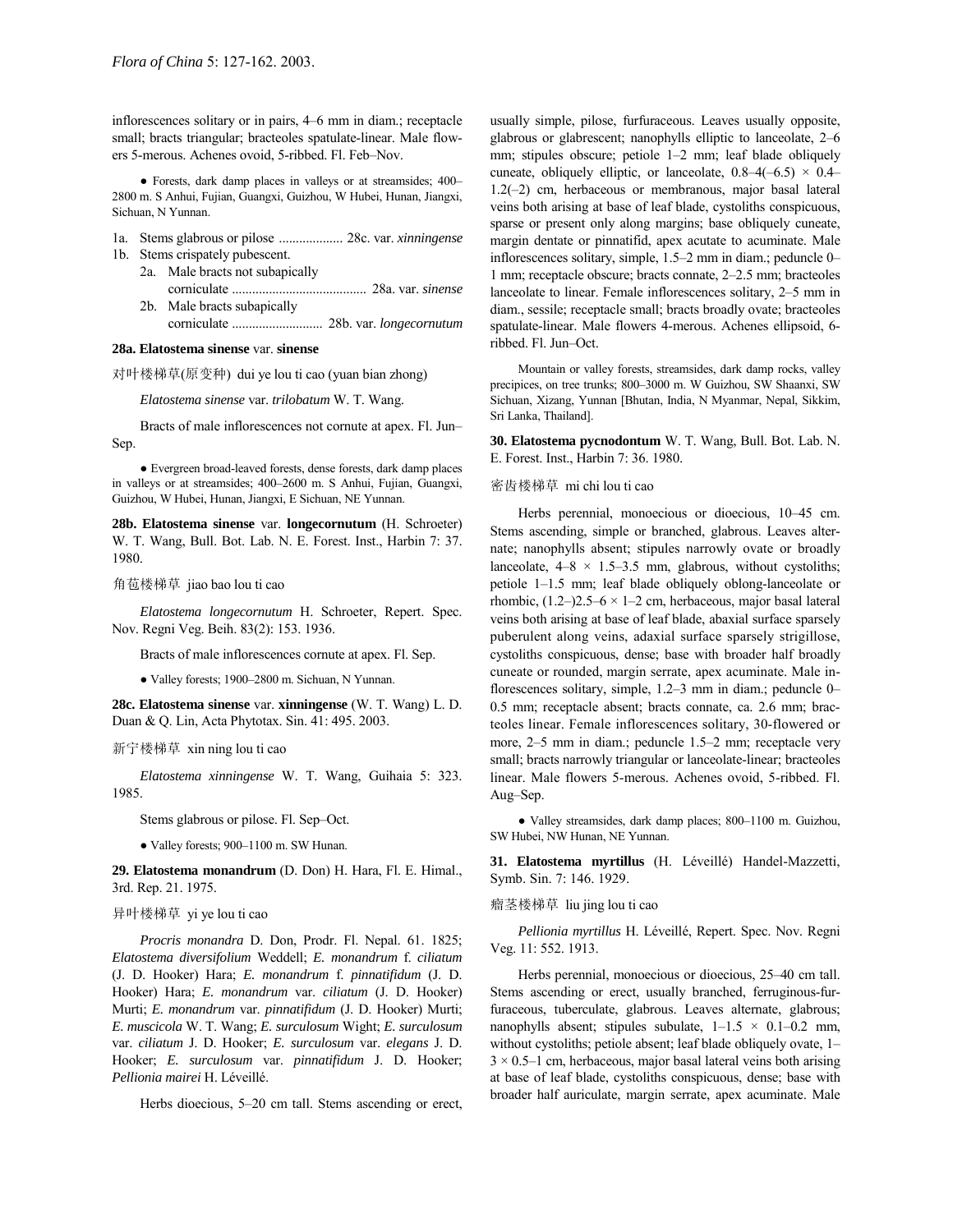inflorescences solitary or in pairs, 4–6 mm in diam.; receptacle small; bracts triangular; bracteoles spatulate-linear. Male flowers 5-merous. Achenes ovoid, 5-ribbed. Fl. Feb–Nov.

● Forests, dark damp places in valleys or at streamsides; 400–2800 m. S Anhui, Fujian, Guangxi, Guizhou, W Hubei, Hunan, Jiangxi, Sichuan, N Yunnan.

1a. Stems glabrous or pilose ................... 28c. var. *xinningense*
1b. Stems crispately pubescent.
  2a. Male bracts not subapically corniculate ........................................ 28a. var. *sinense*
  2b. Male bracts subapically corniculate ........................... 28b. var. *longecornutum*

**28a. Elatostema sinense** var. **sinense**

对叶楼梯草(原变种) dui ye lou ti cao (yuan bian zhong)

*Elatostema sinense* var. *trilobatum* W. T. Wang.

Bracts of male inflorescences not cornute at apex. Fl. Jun–Sep.

● Evergreen broad-leaved forests, dense forests, dark damp places in valleys or at streamsides; 400–2600 m. S Anhui, Fujian, Guangxi, Guizhou, W Hubei, Hunan, Jiangxi, E Sichuan, NE Yunnan.

**28b. Elatostema sinense** var. **longecornutum** (H. Schroeter) W. T. Wang, Bull. Bot. Lab. N. E. Forest. Inst., Harbin 7: 37. 1980.

角苞楼梯草 jiao bao lou ti cao

*Elatostema longecornutum* H. Schroeter, Repert. Spec. Nov. Regni Veg. Beih. 83(2): 153. 1936.

Bracts of male inflorescences cornute at apex. Fl. Sep.

● Valley forests; 1900–2800 m. Sichuan, N Yunnan.

**28c. Elatostema sinense** var. **xinningense** (W. T. Wang) L. D. Duan & Q. Lin, Acta Phytotax. Sin. 41: 495. 2003.

新宁楼梯草 xin ning lou ti cao

*Elatostema xinningense* W. T. Wang, Guihaia 5: 323. 1985.

Stems glabrous or pilose. Fl. Sep–Oct.

● Valley forests; 900–1100 m. SW Hunan.

**29. Elatostema monandrum** (D. Don) H. Hara, Fl. E. Himal., 3rd. Rep. 21. 1975.

异叶楼梯草 yi ye lou ti cao

*Procris monandra* D. Don, Prodr. Fl. Nepal. 61. 1825; *Elatostema diversifolium* Weddell; *E. monandrum* f. *ciliatum* (J. D. Hooker) Hara; *E. monandrum* f. *pinnatifidum* (J. D. Hooker) Hara; *E. monandrum* var. *ciliatum* (J. D. Hooker) Murti; *E. monandrum* var. *pinnatifidum* (J. D. Hooker) Murti; *E. muscicola* W. T. Wang; *E. surculosum* Wight; *E. surculosum* var. *ciliatum* J. D. Hooker; *E. surculosum* var. *elegans* J. D. Hooker; *E. surculosum* var. *pinnatifidum* J. D. Hooker; *Pellionia mairei* H. Léveillé.

Herbs dioecious, 5–20 cm tall. Stems ascending or erect, usually simple, pilose, furfuraceous. Leaves usually opposite, glabrous or glabrescent; nanophylls elliptic to lanceolate, 2–6 mm; stipules obscure; petiole 1–2 mm; leaf blade obliquely cuneate, obliquely elliptic, or lanceolate, 0.8–4(–6.5) × 0.4–1.2(–2) cm, herbaceous or membranous, major basal lateral veins both arising at base of leaf blade, cystoliths conspicuous, sparse or present only along margins; base obliquely cuneate, margin dentate or pinnatifid, apex acutate to acuminate. Male inflorescences solitary, simple, 1.5–2 mm in diam.; peduncle 0–1 mm; receptacle obscure; bracts connate, 2–2.5 mm; bracteoles lanceolate to linear. Female inflorescences solitary, 2–5 mm in diam., sessile; receptacle small; bracts broadly ovate; bracteoles spatulate-linear. Male flowers 4-merous. Achenes ellipsoid, 6-ribbed. Fl. Jun–Oct.

Mountain or valley forests, streamsides, dark damp rocks, valley precipices, on tree trunks; 800–3000 m. W Guizhou, SW Shaanxi, SW Sichuan, Xizang, Yunnan [Bhutan, India, N Myanmar, Nepal, Sikkim, Sri Lanka, Thailand].

**30. Elatostema pycnodontum** W. T. Wang, Bull. Bot. Lab. N. E. Forest. Inst., Harbin 7: 36. 1980.

密齿楼梯草 mi chi lou ti cao

Herbs perennial, monoecious or dioecious, 10–45 cm. Stems ascending, simple or branched, glabrous. Leaves alternate; nanophylls absent; stipules narrowly ovate or broadly lanceolate, 4–8 × 1.5–3.5 mm, glabrous, without cystoliths; petiole 1–1.5 mm; leaf blade obliquely oblong-lanceolate or rhombic, (1.2–)2.5–6 × 1–2 cm, herbaceous, major basal lateral veins both arising at base of leaf blade, abaxial surface sparsely puberulent along veins, adaxial surface sparsely strigillose, cystoliths conspicuous, dense; base with broader half broadly cuneate or rounded, margin serrate, apex acuminate. Male inflorescences solitary, simple, 1.2–3 mm in diam.; peduncle 0–0.5 mm; receptacle absent; bracts connate, ca. 2.6 mm; bracteoles linear. Female inflorescences solitary, 30-flowered or more, 2–5 mm in diam.; peduncle 1.5–2 mm; receptacle very small; bracts narrowly triangular or lanceolate-linear; bracteoles linear. Male flowers 5-merous. Achenes ovoid, 5-ribbed. Fl. Aug–Sep.

● Valley streamsides, dark damp places; 800–1100 m. Guizhou, SW Hubei, NW Hunan, NE Yunnan.

**31. Elatostema myrtillus** (H. Léveillé) Handel-Mazzetti, Symb. Sin. 7: 146. 1929.

瘤茎楼梯草 liu jing lou ti cao

*Pellionia myrtillus* H. Léveillé, Repert. Spec. Nov. Regni Veg. 11: 552. 1913.

Herbs perennial, monoecious or dioecious, 25–40 cm tall. Stems ascending or erect, usually branched, ferruginous-furfuraceous, tuberculate, glabrous. Leaves alternate, glabrous; nanophylls absent; stipules subulate, 1–1.5 × 0.1–0.2 mm, without cystoliths; petiole absent; leaf blade obliquely ovate, 1–3 × 0.5–1 cm, herbaceous, major basal lateral veins both arising at base of leaf blade, cystoliths conspicuous, dense; base with broader half auriculate, margin serrate, apex acuminate. Male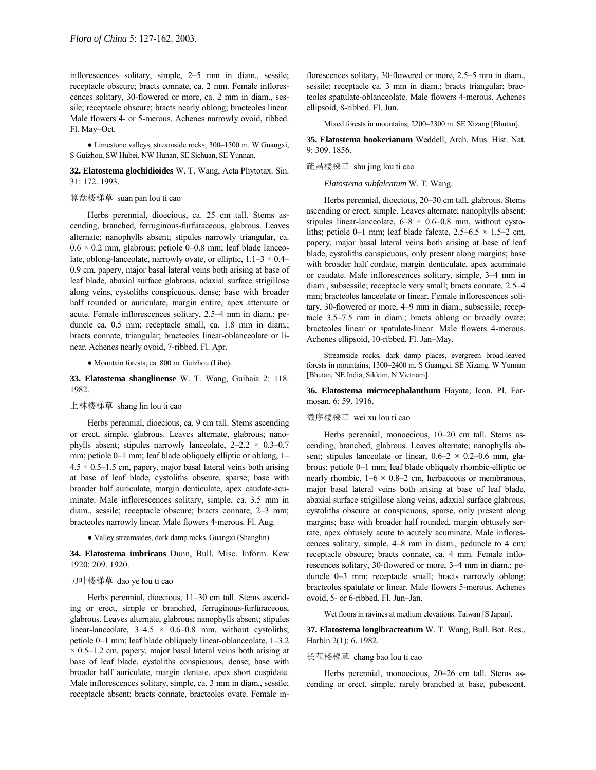inflorescences solitary, simple, 2–5 mm in diam., sessile; receptacle obscure; bracts connate, ca. 2 mm. Female inflorescences solitary, 30-flowered or more, ca. 2 mm in diam., sessile; receptacle obscure; bracts nearly oblong; bracteoles linear. Male flowers 4- or 5-merous. Achenes narrowly ovoid, ribbed. Fl. May–Oct.

● Limestone valleys, streamside rocks; 300–1500 m. W Guangxi, S Guizhou, SW Hubei, NW Hunan, SE Sichuan, SE Yunnan.

**32. Elatostema glochidioides** W. T. Wang, Acta Phytotax. Sin. 31: 172. 1993.

算盘楼梯草 suan pan lou ti cao

Herbs perennial, dioecious, ca. 25 cm tall. Stems ascending, branched, ferruginous-furfuraceous, glabrous. Leaves alternate; nanophylls absent; stipules narrowly triangular, ca. 0.6 × 0.2 mm, glabrous; petiole 0–0.8 mm; leaf blade lanceolate, oblong-lanceolate, narrowly ovate, or elliptic, 1.1–3 × 0.4–0.9 cm, papery, major basal lateral veins both arising at base of leaf blade, abaxial surface glabrous, adaxial surface strigillose along veins, cystoliths conspicuous, dense; base with broader half rounded or auriculate, margin entire, apex attenuate or acute. Female inflorescences solitary, 2.5–4 mm in diam.; peduncle ca. 0.5 mm; receptacle small, ca. 1.8 mm in diam.; bracts connate, triangular; bracteoles linear-oblanceolate or linear. Achenes nearly ovoid, 7-ribbed. Fl. Apr.

● Mountain forests; ca. 800 m. Guizhou (Libo).

**33. Elatostema shanglinense** W. T. Wang, Guihaia 2: 118. 1982.

上林楼梯草 shang lin lou ti cao

Herbs perennial, dioecious, ca. 9 cm tall. Stems ascending or erect, simple, glabrous. Leaves alternate, glabrous; nanophylls absent; stipules narrowly lanceolate, 2–2.2 × 0.3–0.7 mm; petiole 0–1 mm; leaf blade obliquely elliptic or oblong, 1–4.5 × 0.5–1.5 cm, papery, major basal lateral veins both arising at base of leaf blade, cystoliths obscure, sparse; base with broader half auriculate, margin denticulate, apex caudate-acuminate. Male inflorescences solitary, simple, ca. 3.5 mm in diam., sessile; receptacle obscure; bracts connate, 2–3 mm; bracteoles narrowly linear. Male flowers 4-merous. Fl. Aug.

● Valley streamsides, dark damp rocks. Guangxi (Shanglin).

**34. Elatostema imbricans** Dunn, Bull. Misc. Inform. Kew 1920: 209. 1920.

刀叶楼梯草 dao ye lou ti cao

Herbs perennial, dioecious, 11–30 cm tall. Stems ascending or erect, simple or branched, ferruginous-furfuraceous, glabrous. Leaves alternate, glabrous; nanophylls absent; stipules linear-lanceolate, 3–4.5 × 0.6–0.8 mm, without cystoliths; petiole 0–1 mm; leaf blade obliquely linear-oblanceolate, 1–3.2 × 0.5–1.2 cm, papery, major basal lateral veins both arising at base of leaf blade, cystoliths conspicuous, dense; base with broader half auriculate, margin dentate, apex short cuspidate. Male inflorescences solitary, simple, ca. 3 mm in diam., sessile; receptacle absent; bracts connate, bracteoles ovate. Female inflorescences solitary, 30-flowered or more, 2.5–5 mm in diam., sessile; receptacle ca. 3 mm in diam.; bracts triangular; bracteoles spatulate-oblanceolate. Male flowers 4-merous. Achenes ellipsoid, 8-ribbed. Fl. Jun.

Mixed forests in mountains; 2200–2300 m. SE Xizang [Bhutan].

**35. Elatostema hookerianum** Weddell, Arch. Mus. Hist. Nat. 9: 309. 1856.

疏晶楼梯草 shu jing lou ti cao

*Elatostema subfalcatum* W. T. Wang.

Herbs perennial, dioecious, 20–30 cm tall, glabrous. Stems ascending or erect, simple. Leaves alternate; nanophylls absent; stipules linear-lanceolate, 6–8 × 0.6–0.8 mm, without cystoliths; petiole 0–1 mm; leaf blade falcate, 2.5–6.5 × 1.5–2 cm, papery, major basal lateral veins both arising at base of leaf blade, cystoliths conspicuous, only present along margins; base with broader half cordate, margin denticulate, apex acuminate or caudate. Male inflorescences solitary, simple, 3–4 mm in diam., subsessile; receptacle very small; bracts connate, 2.5–4 mm; bracteoles lanceolate or linear. Female inflorescences solitary, 30-flowered or more, 4–9 mm in diam., subsessile; receptacle 3.5–7.5 mm in diam.; bracts oblong or broadly ovate; bracteoles linear or spatulate-linear. Male flowers 4-merous. Achenes ellipsoid, 10-ribbed. Fl. Jan–May.

Streamside rocks, dark damp places, evergreen broad-leaved forests in mountains; 1300–2400 m. S Guangxi, SE Xizang, W Yunnan [Bhutan, NE India, Sikkim, N Vietnam].

**36. Elatostema microcephalanthum** Hayata, Icon. Pl. Formosan. 6: 59. 1916.

微序楼梯草 wei xu lou ti cao

Herbs perennial, monoecious, 10–20 cm tall. Stems ascending, branched, glabrous. Leaves alternate; nanophylls absent; stipules lanceolate or linear, 0.6–2 × 0.2–0.6 mm, glabrous; petiole 0–1 mm; leaf blade obliquely rhombic-elliptic or nearly rhombic, 1–6 × 0.8–2 cm, herbaceous or membranous, major basal lateral veins both arising at base of leaf blade, abaxial surface strigillose along veins, adaxial surface glabrous, cystoliths obscure or conspicuous, sparse, only present along margins; base with broader half rounded, margin obtusely serrate, apex obtusely acute to acutely acuminate. Male inflorescences solitary, simple, 4–8 mm in diam., peduncle to 4 cm; receptacle obscure; bracts connate, ca. 4 mm. Female inflorescences solitary, 30-flowered or more, 3–4 mm in diam.; peduncle 0–3 mm; receptacle small; bracts narrowly oblong; bracteoles spatulate or linear. Male flowers 5-merous. Achenes ovoid, 5- or 6-ribbed. Fl. Jun–Jan.

Wet floors in ravines at medium elevations. Taiwan [S Japan].

**37. Elatostema longibracteatum** W. T. Wang, Bull. Bot. Res., Harbin 2(1): 6. 1982.

长苞楼梯草 chang bao lou ti cao

Herbs perennial, monoecious, 20–26 cm tall. Stems ascending or erect, simple, rarely branched at base, pubescent.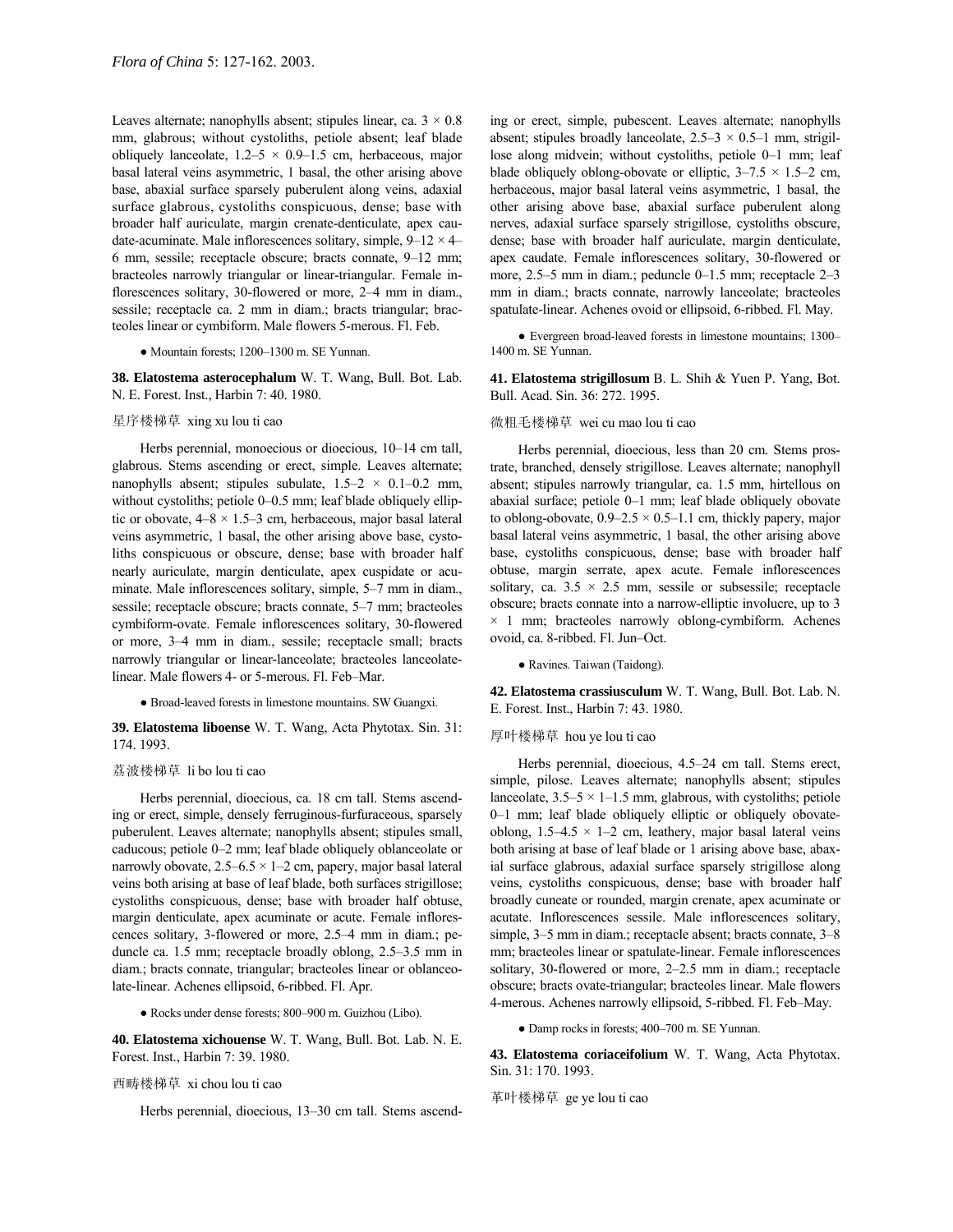Leaves alternate; nanophylls absent; stipules linear, ca. 3 × 0.8 mm, glabrous; without cystoliths, petiole absent; leaf blade obliquely lanceolate, 1.2–5 × 0.9–1.5 cm, herbaceous, major basal lateral veins asymmetric, 1 basal, the other arising above base, abaxial surface sparsely puberulent along veins, adaxial surface glabrous, cystoliths conspicuous, dense; base with broader half auriculate, margin crenate-denticulate, apex caudate-acuminate. Male inflorescences solitary, simple, 9–12 × 4–6 mm, sessile; receptacle obscure; bracts connate, 9–12 mm; bracteoles narrowly triangular or linear-triangular. Female inflorescences solitary, 30-flowered or more, 2–4 mm in diam., sessile; receptacle ca. 2 mm in diam.; bracts triangular; bracteoles linear or cymbiform. Male flowers 5-merous. Fl. Feb.

● Mountain forests; 1200–1300 m. SE Yunnan.

**38. Elatostema asterocephalum** W. T. Wang, Bull. Bot. Lab. N. E. Forest. Inst., Harbin 7: 40. 1980.

星序楼梯草 xing xu lou ti cao

Herbs perennial, monoecious or dioecious, 10–14 cm tall, glabrous. Stems ascending or erect, simple. Leaves alternate; nanophylls absent; stipules subulate, 1.5–2 × 0.1–0.2 mm, without cystoliths; petiole 0–0.5 mm; leaf blade obliquely elliptic or obovate, 4–8 × 1.5–3 cm, herbaceous, major basal lateral veins asymmetric, 1 basal, the other arising above base, cystoliths conspicuous or obscure, dense; base with broader half nearly auriculate, margin denticulate, apex cuspidate or acuminate. Male inflorescences solitary, simple, 5–7 mm in diam., sessile; receptacle obscure; bracts connate, 5–7 mm; bracteoles cymbiform-ovate. Female inflorescences solitary, 30-flowered or more, 3–4 mm in diam., sessile; receptacle small; bracts narrowly triangular or linear-lanceolate; bracteoles lanceolate-linear. Male flowers 4- or 5-merous. Fl. Feb–Mar.

● Broad-leaved forests in limestone mountains. SW Guangxi.

**39. Elatostema liboense** W. T. Wang, Acta Phytotax. Sin. 31: 174. 1993.

荔波楼梯草 li bo lou ti cao

Herbs perennial, dioecious, ca. 18 cm tall. Stems ascending or erect, simple, densely ferruginous-furfuraceous, sparsely puberulent. Leaves alternate; nanophylls absent; stipules small, caducous; petiole 0–2 mm; leaf blade obliquely oblanceolate or narrowly obovate, 2.5–6.5 × 1–2 cm, papery, major basal lateral veins both arising at base of leaf blade, both surfaces strigillose; cystoliths conspicuous, dense; base with broader half obtuse, margin denticulate, apex acuminate or acute. Female inflorescences solitary, 3-flowered or more, 2.5–4 mm in diam.; peduncle ca. 1.5 mm; receptacle broadly oblong, 2.5–3.5 mm in diam.; bracts connate, triangular; bracteoles linear or oblanceolate-linear. Achenes ellipsoid, 6-ribbed. Fl. Apr.

● Rocks under dense forests; 800–900 m. Guizhou (Libo).

**40. Elatostema xichouense** W. T. Wang, Bull. Bot. Lab. N. E. Forest. Inst., Harbin 7: 39. 1980.

西畴楼梯草 xi chou lou ti cao

Herbs perennial, dioecious, 13–30 cm tall. Stems ascending or erect, simple, pubescent. Leaves alternate; nanophylls absent; stipules broadly lanceolate, 2.5–3 × 0.5–1 mm, strigillose along midvein; without cystoliths, petiole 0–1 mm; leaf blade obliquely oblong-obovate or elliptic, 3–7.5 × 1.5–2 cm, herbaceous, major basal lateral veins asymmetric, 1 basal, the other arising above base, abaxial surface puberulent along nerves, adaxial surface sparsely strigillose, cystoliths obscure, dense; base with broader half auriculate, margin denticulate, apex caudate. Female inflorescences solitary, 30-flowered or more, 2.5–5 mm in diam.; peduncle 0–1.5 mm; receptacle 2–3 mm in diam.; bracts connate, narrowly lanceolate; bracteoles spatulate-linear. Achenes ovoid or ellipsoid, 6-ribbed. Fl. May.

● Evergreen broad-leaved forests in limestone mountains; 1300–1400 m. SE Yunnan.

**41. Elatostema strigillosum** B. L. Shih & Yuen P. Yang, Bot. Bull. Acad. Sin. 36: 272. 1995.

微粗毛楼梯草 wei cu mao lou ti cao

Herbs perennial, dioecious, less than 20 cm. Stems prostrate, branched, densely strigillose. Leaves alternate; nanophyll absent; stipules narrowly triangular, ca. 1.5 mm, hirtellous on abaxial surface; petiole 0–1 mm; leaf blade obliquely obovate to oblong-obovate, 0.9–2.5 × 0.5–1.1 cm, thickly papery, major basal lateral veins asymmetric, 1 basal, the other arising above base, cystoliths conspicuous, dense; base with broader half obtuse, margin serrate, apex acute. Female inflorescences solitary, ca. 3.5 × 2.5 mm, sessile or subsessile; receptacle obscure; bracts connate into a narrow-elliptic involucre, up to 3 × 1 mm; bracteoles narrowly oblong-cymbiform. Achenes ovoid, ca. 8-ribbed. Fl. Jun–Oct.

● Ravines. Taiwan (Taidong).

**42. Elatostema crassiusculum** W. T. Wang, Bull. Bot. Lab. N. E. Forest. Inst., Harbin 7: 43. 1980.

厚叶楼梯草 hou ye lou ti cao

Herbs perennial, dioecious, 4.5–24 cm tall. Stems erect, simple, pilose. Leaves alternate; nanophylls absent; stipules lanceolate, 3.5–5 × 1–1.5 mm, glabrous, with cystoliths; petiole 0–1 mm; leaf blade obliquely elliptic or obliquely obovate-oblong, 1.5–4.5 × 1–2 cm, leathery, major basal lateral veins both arising at base of leaf blade or 1 arising above base, abaxial surface glabrous, adaxial surface sparsely strigillose along veins, cystoliths conspicuous, dense; base with broader half broadly cuneate or rounded, margin crenate, apex acuminate or acutate. Inflorescences sessile. Male inflorescences solitary, simple, 3–5 mm in diam.; receptacle absent; bracts connate, 3–8 mm; bracteoles linear or spatulate-linear. Female inflorescences solitary, 30-flowered or more, 2–2.5 mm in diam.; receptacle obscure; bracts ovate-triangular; bracteoles linear. Male flowers 4-merous. Achenes narrowly ellipsoid, 5-ribbed. Fl. Feb–May.

● Damp rocks in forests; 400–700 m. SE Yunnan.

**43. Elatostema coriaceifolium** W. T. Wang, Acta Phytotax. Sin. 31: 170. 1993.

革叶楼梯草 ge ye lou ti cao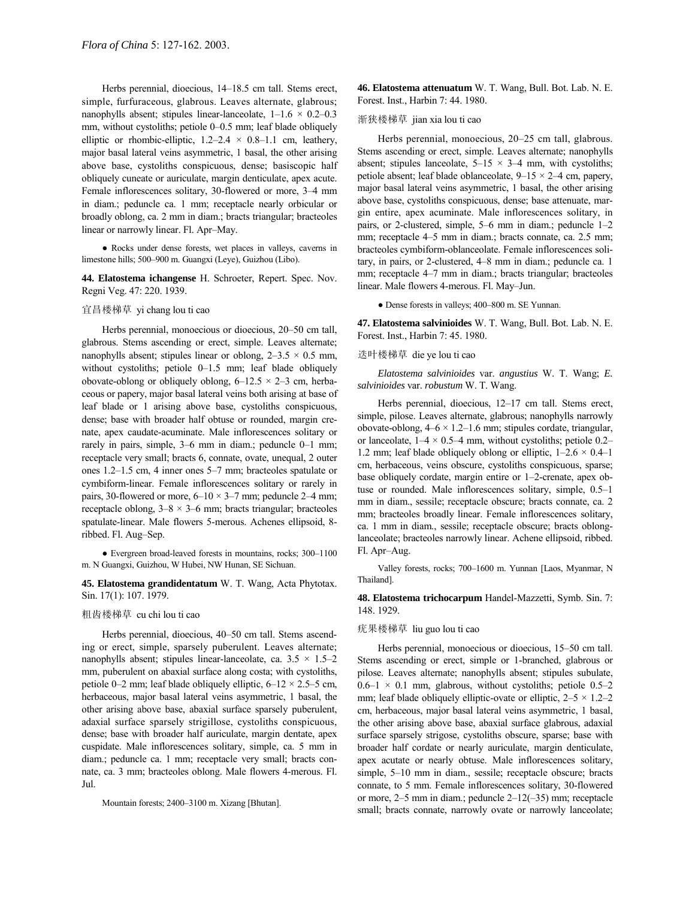Herbs perennial, dioecious, 14–18.5 cm tall. Stems erect, simple, furfuraceous, glabrous. Leaves alternate, glabrous; nanophylls absent; stipules linear-lanceolate, 1–1.6 × 0.2–0.3 mm, without cystoliths; petiole 0–0.5 mm; leaf blade obliquely elliptic or rhombic-elliptic, 1.2–2.4 × 0.8–1.1 cm, leathery, major basal lateral veins asymmetric, 1 basal, the other arising above base, cystoliths conspicuous, dense; basiscopic half obliquely cuneate or auriculate, margin denticulate, apex acute. Female inflorescences solitary, 30-flowered or more, 3–4 mm in diam.; peduncle ca. 1 mm; receptacle nearly orbicular or broadly oblong, ca. 2 mm in diam.; bracts triangular; bracteoles linear or narrowly linear. Fl. Apr–May.

● Rocks under dense forests, wet places in valleys, caverns in limestone hills; 500–900 m. Guangxi (Leye), Guizhou (Libo).

**44. Elatostema ichangense** H. Schroeter, Repert. Spec. Nov. Regni Veg. 47: 220. 1939.

宜昌楼梯草 yi chang lou ti cao

Herbs perennial, monoecious or dioecious, 20–50 cm tall, glabrous. Stems ascending or erect, simple. Leaves alternate; nanophylls absent; stipules linear or oblong, 2–3.5 × 0.5 mm, without cystoliths; petiole 0–1.5 mm; leaf blade obliquely obovate-oblong or obliquely oblong, 6–12.5 × 2–3 cm, herbaceous or papery, major basal lateral veins both arising at base of leaf blade or 1 arising above base, cystoliths conspicuous, dense; base with broader half obtuse or rounded, margin crenate, apex caudate-acuminate. Male inflorescences solitary or rarely in pairs, simple, 3–6 mm in diam.; peduncle 0–1 mm; receptacle very small; bracts 6, connate, ovate, unequal, 2 outer ones 1.2–1.5 cm, 4 inner ones 5–7 mm; bracteoles spatulate or cymbiform-linear. Female inflorescences solitary or rarely in pairs, 30-flowered or more, 6–10 × 3–7 mm; peduncle 2–4 mm; receptacle oblong, 3–8 × 3–6 mm; bracts triangular; bracteoles spatulate-linear. Male flowers 5-merous. Achenes ellipsoid, 8-ribbed. Fl. Aug–Sep.

● Evergreen broad-leaved forests in mountains, rocks; 300–1100 m. N Guangxi, Guizhou, W Hubei, NW Hunan, SE Sichuan.

**45. Elatostema grandidentatum** W. T. Wang, Acta Phytotax. Sin. 17(1): 107. 1979.

粗齿楼梯草 cu chi lou ti cao

Herbs perennial, dioecious, 40–50 cm tall. Stems ascending or erect, simple, sparsely puberulent. Leaves alternate; nanophylls absent; stipules linear-lanceolate, ca. 3.5 × 1.5–2 mm, puberulent on abaxial surface along costa; with cystoliths, petiole 0–2 mm; leaf blade obliquely elliptic, 6–12 × 2.5–5 cm, herbaceous, major basal lateral veins asymmetric, 1 basal, the other arising above base, abaxial surface sparsely puberulent, adaxial surface sparsely strigillose, cystoliths conspicuous, dense; base with broader half auriculate, margin dentate, apex cuspidate. Male inflorescences solitary, simple, ca. 5 mm in diam.; peduncle ca. 1 mm; receptacle very small; bracts connate, ca. 3 mm; bracteoles oblong. Male flowers 4-merous. Fl. Jul.

Mountain forests; 2400–3100 m. Xizang [Bhutan].

**46. Elatostema attenuatum** W. T. Wang, Bull. Bot. Lab. N. E. Forest. Inst., Harbin 7: 44. 1980.

渐狭楼梯草 jian xia lou ti cao

Herbs perennial, monoecious, 20–25 cm tall, glabrous. Stems ascending or erect, simple. Leaves alternate; nanophylls absent; stipules lanceolate, 5–15 × 3–4 mm, with cystoliths; petiole absent; leaf blade oblanceolate, 9–15 × 2–4 cm, papery, major basal lateral veins asymmetric, 1 basal, the other arising above base, cystoliths conspicuous, dense; base attenuate, margin entire, apex acuminate. Male inflorescences solitary, in pairs, or 2-clustered, simple, 5–6 mm in diam.; peduncle 1–2 mm; receptacle 4–5 mm in diam.; bracts connate, ca. 2.5 mm; bracteoles cymbiform-oblanceolate. Female inflorescences solitary, in pairs, or 2-clustered, 4–8 mm in diam.; peduncle ca. 1 mm; receptacle 4–7 mm in diam.; bracts triangular; bracteoles linear. Male flowers 4-merous. Fl. May–Jun.

● Dense forests in valleys; 400–800 m. SE Yunnan.

**47. Elatostema salvinioides** W. T. Wang, Bull. Bot. Lab. N. E. Forest. Inst., Harbin 7: 45. 1980.

迭叶楼梯草 die ye lou ti cao

*Elatostema salvinioides* var. *angustius* W. T. Wang; *E. salvinioides* var. *robustum* W. T. Wang.

Herbs perennial, dioecious, 12–17 cm tall. Stems erect, simple, pilose. Leaves alternate, glabrous; nanophylls narrowly obovate-oblong, 4–6 × 1.2–1.6 mm; stipules cordate, triangular, or lanceolate, 1–4 × 0.5–4 mm, without cystoliths; petiole 0.2–1.2 mm; leaf blade obliquely oblong or elliptic, 1–2.6 × 0.4–1 cm, herbaceous, veins obscure, cystoliths conspicuous, sparse; base obliquely cordate, margin entire or 1–2-crenate, apex obtuse or rounded. Male inflorescences solitary, simple, 0.5–1 mm in diam., sessile; receptacle obscure; bracts connate, ca. 2 mm; bracteoles broadly linear. Female inflorescences solitary, ca. 1 mm in diam., sessile; receptacle obscure; bracts oblong-lanceolate; bracteoles narrowly linear. Achene ellipsoid, ribbed. Fl. Apr–Aug.

Valley forests, rocks; 700–1600 m. Yunnan [Laos, Myanmar, N Thailand].

**48. Elatostema trichocarpum** Handel-Mazzetti, Symb. Sin. 7: 148. 1929.

疣果楼梯草 liu guo lou ti cao

Herbs perennial, monoecious or dioecious, 15–50 cm tall. Stems ascending or erect, simple or 1-branched, glabrous or pilose. Leaves alternate; nanophylls absent; stipules subulate, 0.6–1 × 0.1 mm, glabrous, without cystoliths; petiole 0.5–2 mm; leaf blade obliquely elliptic-ovate or elliptic, 2–5 × 1.2–2 cm, herbaceous, major basal lateral veins asymmetric, 1 basal, the other arising above base, abaxial surface glabrous, adaxial surface sparsely strigose, cystoliths obscure, sparse; base with broader half cordate or nearly auriculate, margin denticulate, apex acutate or nearly obtuse. Male inflorescences solitary, simple, 5–10 mm in diam., sessile; receptacle obscure; bracts connate, to 5 mm. Female inflorescences solitary, 30-flowered or more, 2–5 mm in diam.; peduncle 2–12(–35) mm; receptacle small; bracts connate, narrowly ovate or narrowly lanceolate;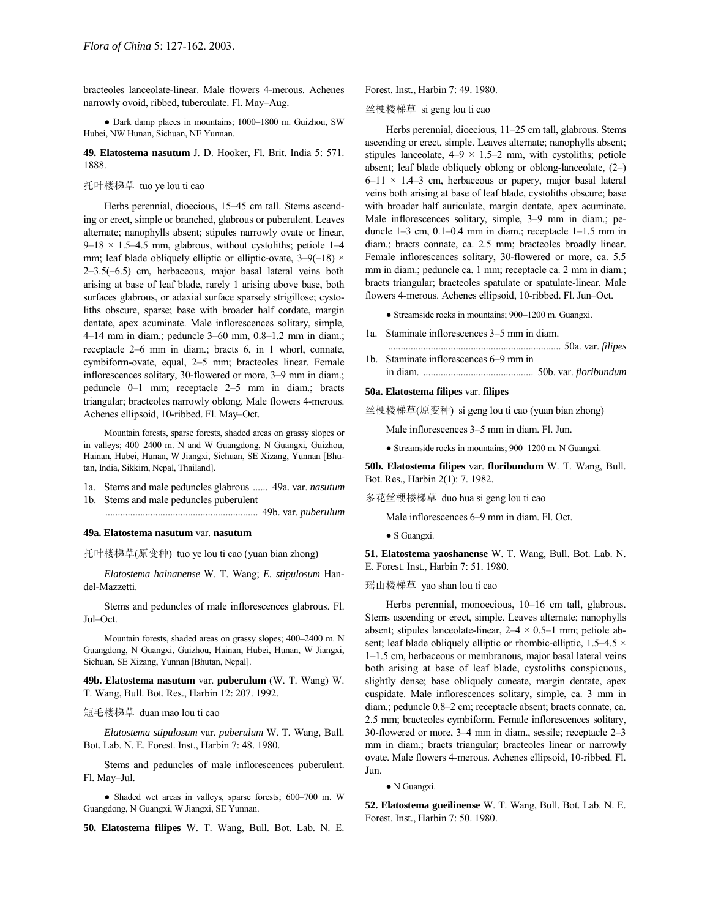bracteoles lanceolate-linear. Male flowers 4-merous. Achenes narrowly ovoid, ribbed, tuberculate. Fl. May–Aug.

● Dark damp places in mountains; 1000–1800 m. Guizhou, SW Hubei, NW Hunan, Sichuan, NE Yunnan.

**49. Elatostema nasutum** J. D. Hooker, Fl. Brit. India 5: 571. 1888.

托叶楼梯草 tuo ye lou ti cao

Herbs perennial, dioecious, 15–45 cm tall. Stems ascending or erect, simple or branched, glabrous or puberulent. Leaves alternate; nanophylls absent; stipules narrowly ovate or linear, 9–18 × 1.5–4.5 mm, glabrous, without cystoliths; petiole 1–4 mm; leaf blade obliquely elliptic or elliptic-ovate, 3–9(–18) × 2–3.5(–6.5) cm, herbaceous, major basal lateral veins both arising at base of leaf blade, rarely 1 arising above base, both surfaces glabrous, or adaxial surface sparsely strigillose; cystoliths obscure, sparse; base with broader half cordate, margin dentate, apex acuminate. Male inflorescences solitary, simple, 4–14 mm in diam.; peduncle 3–60 mm, 0.8–1.2 mm in diam.; receptacle 2–6 mm in diam.; bracts 6, in 1 whorl, connate, cymbiform-ovate, equal, 2–5 mm; bracteoles linear. Female inflorescences solitary, 30-flowered or more, 3–9 mm in diam.; peduncle 0–1 mm; receptacle 2–5 mm in diam.; bracts triangular; bracteoles narrowly oblong. Male flowers 4-merous. Achenes ellipsoid, 10-ribbed. Fl. May–Oct.

Mountain forests, sparse forests, shaded areas on grassy slopes or in valleys; 400–2400 m. N and W Guangdong, N Guangxi, Guizhou, Hainan, Hubei, Hunan, W Jiangxi, Sichuan, SE Xizang, Yunnan [Bhutan, India, Sikkim, Nepal, Thailand].

1a. Stems and male peduncles glabrous ...... 49a. var. *nasutum*
1b. Stems and male peduncles puberulent ............................................................ 49b. var. *puberulum*

**49a. Elatostema nasutum** var. **nasutum**

托叶楼梯草(原变种) tuo ye lou ti cao (yuan bian zhong)

*Elatostema hainanense* W. T. Wang; *E. stipulosum* Handel-Mazzetti.

Stems and peduncles of male inflorescences glabrous. Fl. Jul–Oct.

Mountain forests, shaded areas on grassy slopes; 400–2400 m. N Guangdong, N Guangxi, Guizhou, Hainan, Hubei, Hunan, W Jiangxi, Sichuan, SE Xizang, Yunnan [Bhutan, Nepal].

**49b. Elatostema nasutum** var. **puberulum** (W. T. Wang) W. T. Wang, Bull. Bot. Res., Harbin 12: 207. 1992.

短毛楼梯草 duan mao lou ti cao

*Elatostema stipulosum* var. *puberulum* W. T. Wang, Bull. Bot. Lab. N. E. Forest. Inst., Harbin 7: 48. 1980.

Stems and peduncles of male inflorescences puberulent. Fl. May–Jul.

● Shaded wet areas in valleys, sparse forests; 600–700 m. W Guangdong, N Guangxi, W Jiangxi, SE Yunnan.

**50. Elatostema filipes** W. T. Wang, Bull. Bot. Lab. N. E. Forest. Inst., Harbin 7: 49. 1980.

丝梗楼梯草 si geng lou ti cao

Herbs perennial, dioecious, 11–25 cm tall, glabrous. Stems ascending or erect, simple. Leaves alternate; nanophylls absent; stipules lanceolate, 4–9 × 1.5–2 mm, with cystoliths; petiole absent; leaf blade obliquely oblong or oblong-lanceolate, (2–)6–11 × 1.4–3 cm, herbaceous or papery, major basal lateral veins both arising at base of leaf blade, cystoliths obscure; base with broader half auriculate, margin dentate, apex acuminate. Male inflorescences solitary, simple, 3–9 mm in diam.; peduncle 1–3 cm, 0.1–0.4 mm in diam.; receptacle 1–1.5 mm in diam.; bracts connate, ca. 2.5 mm; bracteoles broadly linear. Female inflorescences solitary, 30-flowered or more, ca. 5.5 mm in diam.; peduncle ca. 1 mm; receptacle ca. 2 mm in diam.; bracts triangular; bracteoles spatulate or spatulate-linear. Male flowers 4-merous. Achenes ellipsoid, 10-ribbed. Fl. Jun–Oct.

● Streamside rocks in mountains; 900–1200 m. Guangxi.

1a. Staminate inflorescences 3–5 mm in diam. .................................................................... 50a. var. *filipes*
1b. Staminate inflorescences 6–9 mm in in diam. ............................................ 50b. var. *floribundum*

**50a. Elatostema filipes** var. **filipes**

丝梗楼梯草(原变种) si geng lou ti cao (yuan bian zhong)

Male inflorescences 3–5 mm in diam. Fl. Jun.

● Streamside rocks in mountains; 900–1200 m. N Guangxi.

**50b. Elatostema filipes** var. **floribundum** W. T. Wang, Bull. Bot. Res., Harbin 2(1): 7. 1982.

多花丝梗楼梯草 duo hua si geng lou ti cao

Male inflorescences 6–9 mm in diam. Fl. Oct.

● S Guangxi.

**51. Elatostema yaoshanense** W. T. Wang, Bull. Bot. Lab. N. E. Forest. Inst., Harbin 7: 51. 1980.

瑶山楼梯草 yao shan lou ti cao

Herbs perennial, monoecious, 10–16 cm tall, glabrous. Stems ascending or erect, simple. Leaves alternate; nanophylls absent; stipules lanceolate-linear, 2–4 × 0.5–1 mm; petiole absent; leaf blade obliquely elliptic or rhombic-elliptic, 1.5–4.5 × 1–1.5 cm, herbaceous or membranous, major basal lateral veins both arising at base of leaf blade, cystoliths conspicuous, slightly dense; base obliquely cuneate, margin dentate, apex cuspidate. Male inflorescences solitary, simple, ca. 3 mm in diam.; peduncle 0.8–2 cm; receptacle absent; bracts connate, ca. 2.5 mm; bracteoles cymbiform. Female inflorescences solitary, 30-flowered or more, 3–4 mm in diam., sessile; receptacle 2–3 mm in diam.; bracts triangular; bracteoles linear or narrowly ovate. Male flowers 4-merous. Achenes ellipsoid, 10-ribbed. Fl. Jun.

● N Guangxi.

**52. Elatostema gueilinense** W. T. Wang, Bull. Bot. Lab. N. E. Forest. Inst., Harbin 7: 50. 1980.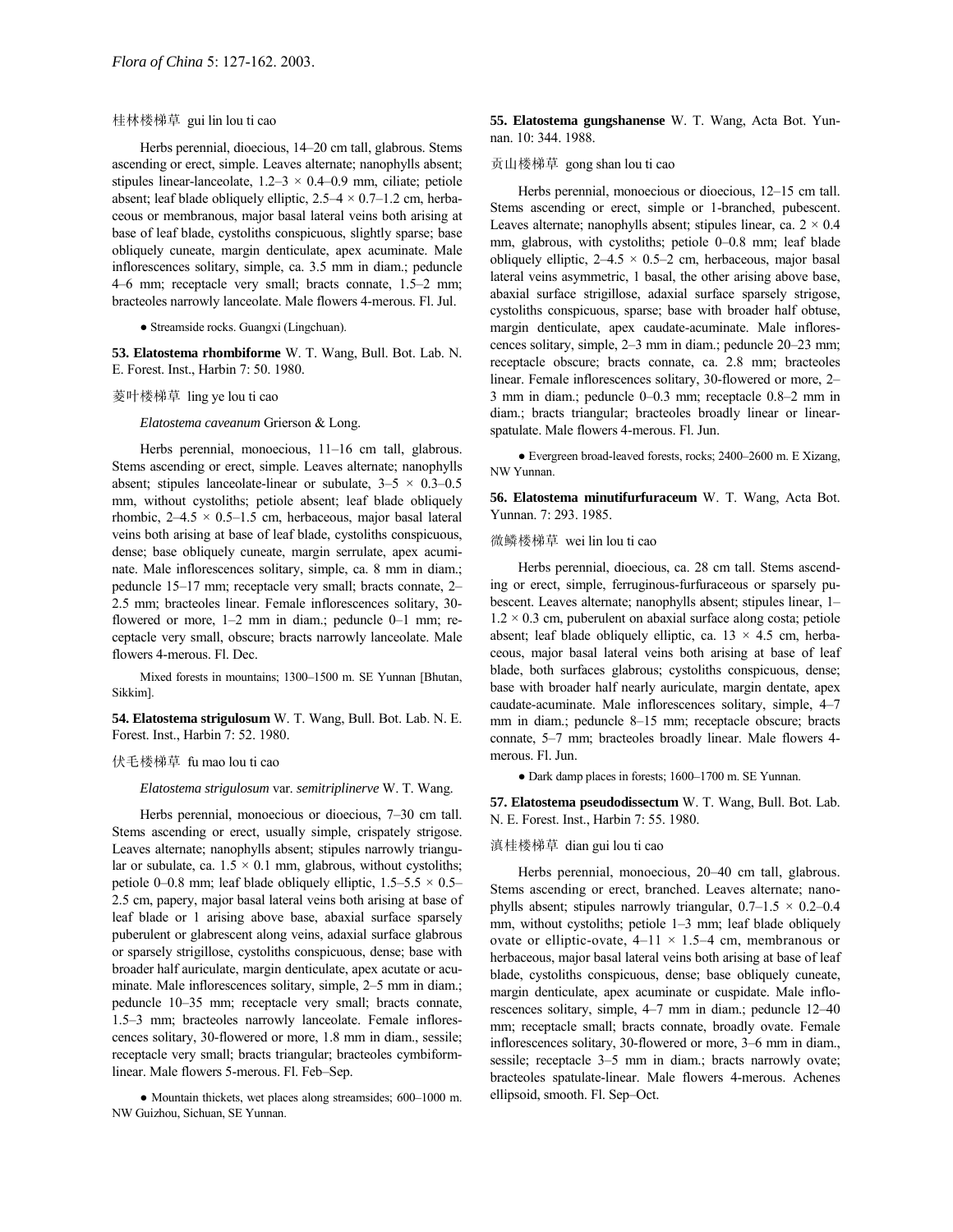桂林楼梯草 gui lin lou ti cao

Herbs perennial, dioecious, 14–20 cm tall, glabrous. Stems ascending or erect, simple. Leaves alternate; nanophylls absent; stipules linear-lanceolate, 1.2–3 × 0.4–0.9 mm, ciliate; petiole absent; leaf blade obliquely elliptic, 2.5–4 × 0.7–1.2 cm, herbaceous or membranous, major basal lateral veins both arising at base of leaf blade, cystoliths conspicuous, slightly sparse; base obliquely cuneate, margin denticulate, apex acuminate. Male inflorescences solitary, simple, ca. 3.5 mm in diam.; peduncle 4–6 mm; receptacle very small; bracts connate, 1.5–2 mm; bracteoles narrowly lanceolate. Male flowers 4-merous. Fl. Jul.

● Streamside rocks. Guangxi (Lingchuan).

**53. Elatostema rhombiforme** W. T. Wang, Bull. Bot. Lab. N. E. Forest. Inst., Harbin 7: 50. 1980.

菱叶楼梯草 ling ye lou ti cao

*Elatostema caveanum* Grierson & Long.

Herbs perennial, monoecious, 11–16 cm tall, glabrous. Stems ascending or erect, simple. Leaves alternate; nanophylls absent; stipules lanceolate-linear or subulate, 3–5 × 0.3–0.5 mm, without cystoliths; petiole absent; leaf blade obliquely rhombic, 2–4.5 × 0.5–1.5 cm, herbaceous, major basal lateral veins both arising at base of leaf blade, cystoliths conspicuous, dense; base obliquely cuneate, margin serrulate, apex acuminate. Male inflorescences solitary, simple, ca. 8 mm in diam.; peduncle 15–17 mm; receptacle very small; bracts connate, 2–2.5 mm; bracteoles linear. Female inflorescences solitary, 30-flowered or more, 1–2 mm in diam.; peduncle 0–1 mm; receptacle very small, obscure; bracts narrowly lanceolate. Male flowers 4-merous. Fl. Dec.

Mixed forests in mountains; 1300–1500 m. SE Yunnan [Bhutan, Sikkim].

**54. Elatostema strigulosum** W. T. Wang, Bull. Bot. Lab. N. E. Forest. Inst., Harbin 7: 52. 1980.

伏毛楼梯草 fu mao lou ti cao

*Elatostema strigulosum* var. *semitriplinerve* W. T. Wang.

Herbs perennial, monoecious or dioecious, 7–30 cm tall. Stems ascending or erect, usually simple, crispately strigose. Leaves alternate; nanophylls absent; stipules narrowly triangular or subulate, ca. 1.5 × 0.1 mm, glabrous, without cystoliths; petiole 0–0.8 mm; leaf blade obliquely elliptic, 1.5–5.5 × 0.5–2.5 cm, papery, major basal lateral veins both arising at base of leaf blade or 1 arising above base, abaxial surface sparsely puberulent or glabrescent along veins, adaxial surface glabrous or sparsely strigillose, cystoliths conspicuous, dense; base with broader half auriculate, margin denticulate, apex acutate or acuminate. Male inflorescences solitary, simple, 2–5 mm in diam.; peduncle 10–35 mm; receptacle very small; bracts connate, 1.5–3 mm; bracteoles narrowly lanceolate. Female inflorescences solitary, 30-flowered or more, 1.8 mm in diam., sessile; receptacle very small; bracts triangular; bracteoles cymbiform-linear. Male flowers 5-merous. Fl. Feb–Sep.

● Mountain thickets, wet places along streamsides; 600–1000 m. NW Guizhou, Sichuan, SE Yunnan.

**55. Elatostema gungshanense** W. T. Wang, Acta Bot. Yunnan. 10: 344. 1988.

贡山楼梯草 gong shan lou ti cao

Herbs perennial, monoecious or dioecious, 12–15 cm tall. Stems ascending or erect, simple or 1-branched, pubescent. Leaves alternate; nanophylls absent; stipules linear, ca. 2 × 0.4 mm, glabrous, with cystoliths; petiole 0–0.8 mm; leaf blade obliquely elliptic, 2–4.5 × 0.5–2 cm, herbaceous, major basal lateral veins asymmetric, 1 basal, the other arising above base, abaxial surface strigillose, adaxial surface sparsely strigose, cystoliths conspicuous, sparse; base with broader half obtuse, margin denticulate, apex caudate-acuminate. Male inflorescences solitary, simple, 2–3 mm in diam.; peduncle 20–23 mm; receptacle obscure; bracts connate, ca. 2.8 mm; bracteoles linear. Female inflorescences solitary, 30-flowered or more, 2–3 mm in diam.; peduncle 0–0.3 mm; receptacle 0.8–2 mm in diam.; bracts triangular; bracteoles broadly linear or linear-spatulate. Male flowers 4-merous. Fl. Jun.

● Evergreen broad-leaved forests, rocks; 2400–2600 m. E Xizang, NW Yunnan.

**56. Elatostema minutifurfuraceum** W. T. Wang, Acta Bot. Yunnan. 7: 293. 1985.

微鳞楼梯草 wei lin lou ti cao

Herbs perennial, dioecious, ca. 28 cm tall. Stems ascending or erect, simple, ferruginous-furfuraceous or sparsely pubescent. Leaves alternate; nanophylls absent; stipules linear, 1–1.2 × 0.3 cm, puberulent on abaxial surface along costa; petiole absent; leaf blade obliquely elliptic, ca. 13 × 4.5 cm, herbaceous, major basal lateral veins both arising at base of leaf blade, both surfaces glabrous; cystoliths conspicuous, dense; base with broader half nearly auriculate, margin dentate, apex caudate-acuminate. Male inflorescences solitary, simple, 4–7 mm in diam.; peduncle 8–15 mm; receptacle obscure; bracts connate, 5–7 mm; bracteoles broadly linear. Male flowers 4-merous. Fl. Jun.

● Dark damp places in forests; 1600–1700 m. SE Yunnan.

**57. Elatostema pseudodissectum** W. T. Wang, Bull. Bot. Lab. N. E. Forest. Inst., Harbin 7: 55. 1980.

滇桂楼梯草 dian gui lou ti cao

Herbs perennial, monoecious, 20–40 cm tall, glabrous. Stems ascending or erect, branched. Leaves alternate; nanophylls absent; stipules narrowly triangular, 0.7–1.5 × 0.2–0.4 mm, without cystoliths; petiole 1–3 mm; leaf blade obliquely ovate or elliptic-ovate, 4–11 × 1.5–4 cm, membranous or herbaceous, major basal lateral veins both arising at base of leaf blade, cystoliths conspicuous, dense; base obliquely cuneate, margin denticulate, apex acuminate or cuspidate. Male inflorescences solitary, simple, 4–7 mm in diam.; peduncle 12–40 mm; receptacle small; bracts connate, broadly ovate. Female inflorescences solitary, 30-flowered or more, 3–6 mm in diam., sessile; receptacle 3–5 mm in diam.; bracts narrowly ovate; bracteoles spatulate-linear. Male flowers 4-merous. Achenes ellipsoid, smooth. Fl. Sep–Oct.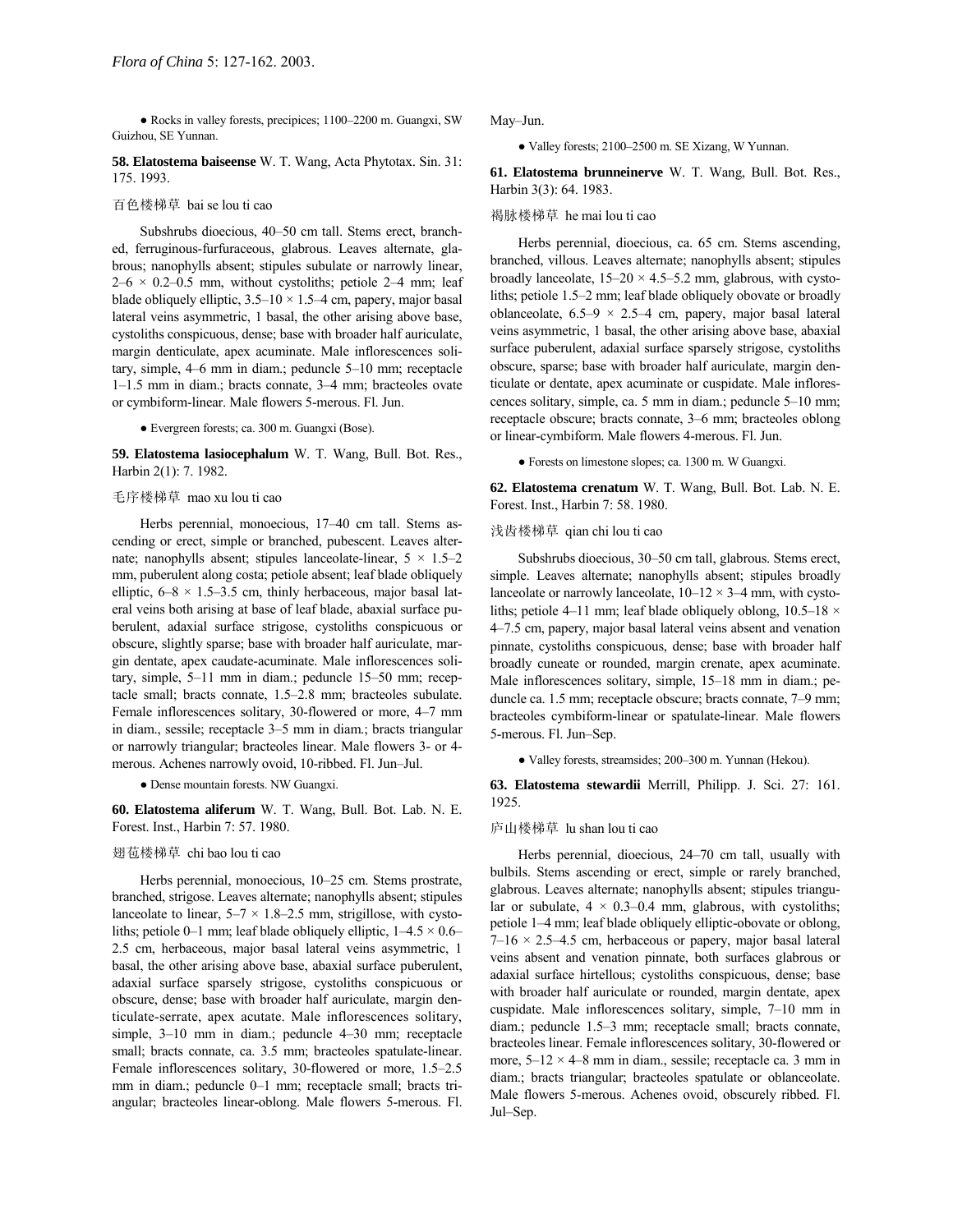● Rocks in valley forests, precipices; 1100–2200 m. Guangxi, SW Guizhou, SE Yunnan.

**58. Elatostema baiseense** W. T. Wang, Acta Phytotax. Sin. 31: 175. 1993.

百色楼梯草 bai se lou ti cao

Subshrubs dioecious, 40–50 cm tall. Stems erect, branched, ferruginous-furfuraceous, glabrous. Leaves alternate, glabrous; nanophylls absent; stipules subulate or narrowly linear, 2–6 × 0.2–0.5 mm, without cystoliths; petiole 2–4 mm; leaf blade obliquely elliptic, 3.5–10 × 1.5–4 cm, papery, major basal lateral veins asymmetric, 1 basal, the other arising above base, cystoliths conspicuous, dense; base with broader half auriculate, margin denticulate, apex acuminate. Male inflorescences solitary, simple, 4–6 mm in diam.; peduncle 5–10 mm; receptacle 1–1.5 mm in diam.; bracts connate, 3–4 mm; bracteoles ovate or cymbiform-linear. Male flowers 5-merous. Fl. Jun.

● Evergreen forests; ca. 300 m. Guangxi (Bose).

**59. Elatostema lasiocephalum** W. T. Wang, Bull. Bot. Res., Harbin 2(1): 7. 1982.

毛序楼梯草 mao xu lou ti cao

Herbs perennial, monoecious, 17–40 cm tall. Stems ascending or erect, simple or branched, pubescent. Leaves alternate; nanophylls absent; stipules lanceolate-linear, 5 × 1.5–2 mm, puberulent along costa; petiole absent; leaf blade obliquely elliptic, 6–8 × 1.5–3.5 cm, thinly herbaceous, major basal lateral veins both arising at base of leaf blade, abaxial surface puberulent, adaxial surface strigose, cystoliths conspicuous or obscure, slightly sparse; base with broader half auriculate, margin dentate, apex caudate-acuminate. Male inflorescences solitary, simple, 5–11 mm in diam.; peduncle 15–50 mm; receptacle small; bracts connate, 1.5–2.8 mm; bracteoles subulate. Female inflorescences solitary, 30-flowered or more, 4–7 mm in diam., sessile; receptacle 3–5 mm in diam.; bracts triangular or narrowly triangular; bracteoles linear. Male flowers 3- or 4-merous. Achenes narrowly ovoid, 10-ribbed. Fl. Jun–Jul.

● Dense mountain forests. NW Guangxi.

**60. Elatostema aliferum** W. T. Wang, Bull. Bot. Lab. N. E. Forest. Inst., Harbin 7: 57. 1980.

翅苞楼梯草 chi bao lou ti cao

Herbs perennial, monoecious, 10–25 cm. Stems prostrate, branched, strigose. Leaves alternate; nanophylls absent; stipules lanceolate to linear, 5–7 × 1.8–2.5 mm, strigillose, with cystoliths; petiole 0–1 mm; leaf blade obliquely elliptic, 1–4.5 × 0.6–2.5 cm, herbaceous, major basal lateral veins asymmetric, 1 basal, the other arising above base, abaxial surface puberulent, adaxial surface sparsely strigose, cystoliths conspicuous or obscure, dense; base with broader half auriculate, margin denticulate-serrate, apex acutate. Male inflorescences solitary, simple, 3–10 mm in diam.; peduncle 4–30 mm; receptacle small; bracts connate, ca. 3.5 mm; bracteoles spatulate-linear. Female inflorescences solitary, 30-flowered or more, 1.5–2.5 mm in diam.; peduncle 0–1 mm; receptacle small; bracts triangular; bracteoles linear-oblong. Male flowers 5-merous. Fl. May–Jun.

● Valley forests; 2100–2500 m. SE Xizang, W Yunnan.

**61. Elatostema brunneinerve** W. T. Wang, Bull. Bot. Res., Harbin 3(3): 64. 1983.

褐脉楼梯草 he mai lou ti cao

Herbs perennial, dioecious, ca. 65 cm. Stems ascending, branched, villous. Leaves alternate; nanophylls absent; stipules broadly lanceolate, 15–20 × 4.5–5.2 mm, glabrous, with cystoliths; petiole 1.5–2 mm; leaf blade obliquely obovate or broadly oblanceolate, 6.5–9 × 2.5–4 cm, papery, major basal lateral veins asymmetric, 1 basal, the other arising above base, abaxial surface puberulent, adaxial surface sparsely strigose, cystoliths obscure, sparse; base with broader half auriculate, margin denticulate or dentate, apex acuminate or cuspidate. Male inflorescences solitary, simple, ca. 5 mm in diam.; peduncle 5–10 mm; receptacle obscure; bracts connate, 3–6 mm; bracteoles oblong or linear-cymbiform. Male flowers 4-merous. Fl. Jun.

● Forests on limestone slopes; ca. 1300 m. W Guangxi.

**62. Elatostema crenatum** W. T. Wang, Bull. Bot. Lab. N. E. Forest. Inst., Harbin 7: 58. 1980.

浅齿楼梯草 qian chi lou ti cao

Subshrubs dioecious, 30–50 cm tall, glabrous. Stems erect, simple. Leaves alternate; nanophylls absent; stipules broadly lanceolate or narrowly lanceolate, 10–12 × 3–4 mm, with cystoliths; petiole 4–11 mm; leaf blade obliquely oblong, 10.5–18 × 4–7.5 cm, papery, major basal lateral veins absent and venation pinnate, cystoliths conspicuous, dense; base with broader half broadly cuneate or rounded, margin crenate, apex acuminate. Male inflorescences solitary, simple, 15–18 mm in diam.; peduncle ca. 1.5 mm; receptacle obscure; bracts connate, 7–9 mm; bracteoles cymbiform-linear or spatulate-linear. Male flowers 5-merous. Fl. Jun–Sep.

● Valley forests, streamsides; 200–300 m. Yunnan (Hekou).

**63. Elatostema stewardii** Merrill, Philipp. J. Sci. 27: 161. 1925.

庐山楼梯草 lu shan lou ti cao

Herbs perennial, dioecious, 24–70 cm tall, usually with bulbils. Stems ascending or erect, simple or rarely branched, glabrous. Leaves alternate; nanophylls absent; stipules triangular or subulate, 4 × 0.3–0.4 mm, glabrous, with cystoliths; petiole 1–4 mm; leaf blade obliquely elliptic-obovate or oblong, 7–16 × 2.5–4.5 cm, herbaceous or papery, major basal lateral veins absent and venation pinnate, both surfaces glabrous or adaxial surface hirtellous; cystoliths conspicuous, dense; base with broader half auriculate or rounded, margin dentate, apex cuspidate. Male inflorescences solitary, simple, 7–10 mm in diam.; peduncle 1.5–3 mm; receptacle small; bracts connate, bracteoles linear. Female inflorescences solitary, 30-flowered or more, 5–12 × 4–8 mm in diam., sessile; receptacle ca. 3 mm in diam.; bracts triangular; bracteoles spatulate or oblanceolate. Male flowers 5-merous. Achenes ovoid, obscurely ribbed. Fl. Jul–Sep.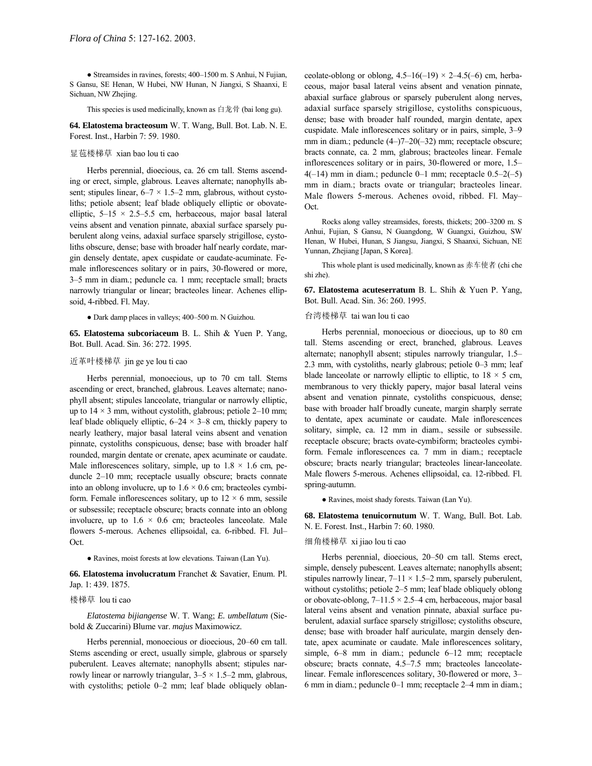● Streamsides in ravines, forests; 400–1500 m. S Anhui, N Fujian, S Gansu, SE Henan, W Hubei, NW Hunan, N Jiangxi, S Shaanxi, E Sichuan, NW Zhejing.

This species is used medicinally, known as 白龙骨 (bai long gu).

**64. Elatostema bracteosum** W. T. Wang, Bull. Bot. Lab. N. E. Forest. Inst., Harbin 7: 59. 1980.

显苞楼梯草 xian bao lou ti cao

Herbs perennial, dioecious, ca. 26 cm tall. Stems ascending or erect, simple, glabrous. Leaves alternate; nanophylls absent; stipules linear, 6–7 × 1.5–2 mm, glabrous, without cystoliths; petiole absent; leaf blade obliquely elliptic or obovate-elliptic, 5–15 × 2.5–5.5 cm, herbaceous, major basal lateral veins absent and venation pinnate, abaxial surface sparsely puberulent along veins, adaxial surface sparsely strigillose, cystoliths obscure, dense; base with broader half nearly cordate, margin densely dentate, apex cuspidate or caudate-acuminate. Female inflorescences solitary or in pairs, 30-flowered or more, 3–5 mm in diam.; peduncle ca. 1 mm; receptacle small; bracts narrowly triangular or linear; bracteoles linear. Achenes ellipsoid, 4-ribbed. Fl. May.

● Dark damp places in valleys; 400–500 m. N Guizhou.

**65. Elatostema subcoriaceum** B. L. Shih & Yuen P. Yang, Bot. Bull. Acad. Sin. 36: 272. 1995.

近革叶楼梯草 jin ge ye lou ti cao

Herbs perennial, monoecious, up to 70 cm tall. Stems ascending or erect, branched, glabrous. Leaves alternate; nanophyll absent; stipules lanceolate, triangular or narrowly elliptic, up to 14 × 3 mm, without cystolith, glabrous; petiole 2–10 mm; leaf blade obliquely elliptic, 6–24 × 3–8 cm, thickly papery to nearly leathery, major basal lateral veins absent and venation pinnate, cystoliths conspicuous, dense; base with broader half rounded, margin dentate or crenate, apex acuminate or caudate. Male inflorescences solitary, simple, up to 1.8 × 1.6 cm, peduncle 2–10 mm; receptacle usually obscure; bracts connate into an oblong involucre, up to 1.6 × 0.6 cm; bracteoles cymbiform. Female inflorescences solitary, up to 12 × 6 mm, sessile or subsessile; receptacle obscure; bracts connate into an oblong involucre, up to 1.6 × 0.6 cm; bracteoles lanceolate. Male flowers 5-merous. Achenes ellipsoidal, ca. 6-ribbed. Fl. Jul–Oct.

● Ravines, moist forests at low elevations. Taiwan (Lan Yu).

**66. Elatostema involucratum** Franchet & Savatier, Enum. Pl. Jap. 1: 439. 1875.

楼梯草 lou ti cao

*Elatostema bijiangense* W. T. Wang; *E. umbellatum* (Siebold & Zuccarini) Blume var. *majus* Maximowicz.

Herbs perennial, monoecious or dioecious, 20–60 cm tall. Stems ascending or erect, usually simple, glabrous or sparsely puberulent. Leaves alternate; nanophylls absent; stipules narrowly linear or narrowly triangular, 3–5 × 1.5–2 mm, glabrous, with cystoliths; petiole 0–2 mm; leaf blade obliquely oblanceolate-oblong or oblong, 4.5–16(–19) × 2–4.5(–6) cm, herbaceous, major basal lateral veins absent and venation pinnate, abaxial surface glabrous or sparsely puberulent along nerves, adaxial surface sparsely strigillose, cystoliths conspicuous, dense; base with broader half rounded, margin dentate, apex cuspidate. Male inflorescences solitary or in pairs, simple, 3–9 mm in diam.; peduncle (4–)7–20(–32) mm; receptacle obscure; bracts connate, ca. 2 mm, glabrous; bracteoles linear. Female inflorescences solitary or in pairs, 30-flowered or more, 1.5–4(–14) mm in diam.; peduncle 0–1 mm; receptacle 0.5–2(–5) mm in diam.; bracts ovate or triangular; bracteoles linear. Male flowers 5-merous. Achenes ovoid, ribbed. Fl. May–Oct.

Rocks along valley streamsides, forests, thickets; 200–3200 m. S Anhui, Fujian, S Gansu, N Guangdong, W Guangxi, Guizhou, SW Henan, W Hubei, Hunan, S Jiangsu, Jiangxi, S Shaanxi, Sichuan, NE Yunnan, Zhejiang [Japan, S Korea].

This whole plant is used medicinally, known as 赤车使者 (chi che shi zhe).

**67. Elatostema acuteserratum** B. L. Shih & Yuen P. Yang, Bot. Bull. Acad. Sin. 36: 260. 1995.

台湾楼梯草 tai wan lou ti cao

Herbs perennial, monoecious or dioecious, up to 80 cm tall. Stems ascending or erect, branched, glabrous. Leaves alternate; nanophyll absent; stipules narrowly triangular, 1.5–2.3 mm, with cystoliths, nearly glabrous; petiole 0–3 mm; leaf blade lanceolate or narrowly elliptic to elliptic, to 18 × 5 cm, membranous to very thickly papery, major basal lateral veins absent and venation pinnate, cystoliths conspicuous, dense; base with broader half broadly cuneate, margin sharply serrate to dentate, apex acuminate or caudate. Male inflorescences solitary, simple, ca. 12 mm in diam., sessile or subsessile. receptacle obscure; bracts ovate-cymbiform; bracteoles cymbiform. Female inflorescences ca. 7 mm in diam.; receptacle obscure; bracts nearly triangular; bracteoles linear-lanceolate. Male flowers 5-merous. Achenes ellipsoidal, ca. 12-ribbed. Fl. spring-autumn.

● Ravines, moist shady forests. Taiwan (Lan Yu).

**68. Elatostema tenuicornutum** W. T. Wang, Bull. Bot. Lab. N. E. Forest. Inst., Harbin 7: 60. 1980.

细角楼梯草 xi jiao lou ti cao

Herbs perennial, dioecious, 20–50 cm tall. Stems erect, simple, densely pubescent. Leaves alternate; nanophylls absent; stipules narrowly linear, 7–11 × 1.5–2 mm, sparsely puberulent, without cystoliths; petiole 2–5 mm; leaf blade obliquely oblong or obovate-oblong, 7–11.5 × 2.5–4 cm, herbaceous, major basal lateral veins absent and venation pinnate, abaxial surface puberulent, adaxial surface sparsely strigillose; cystoliths obscure, dense; base with broader half auriculate, margin densely dentate, apex acuminate or caudate. Male inflorescences solitary, simple, 6–8 mm in diam.; peduncle 6–12 mm; receptacle obscure; bracts connate, 4.5–7.5 mm; bracteoles lanceolate-linear. Female inflorescences solitary, 30-flowered or more, 3–6 mm in diam.; peduncle 0–1 mm; receptacle 2–4 mm in diam.;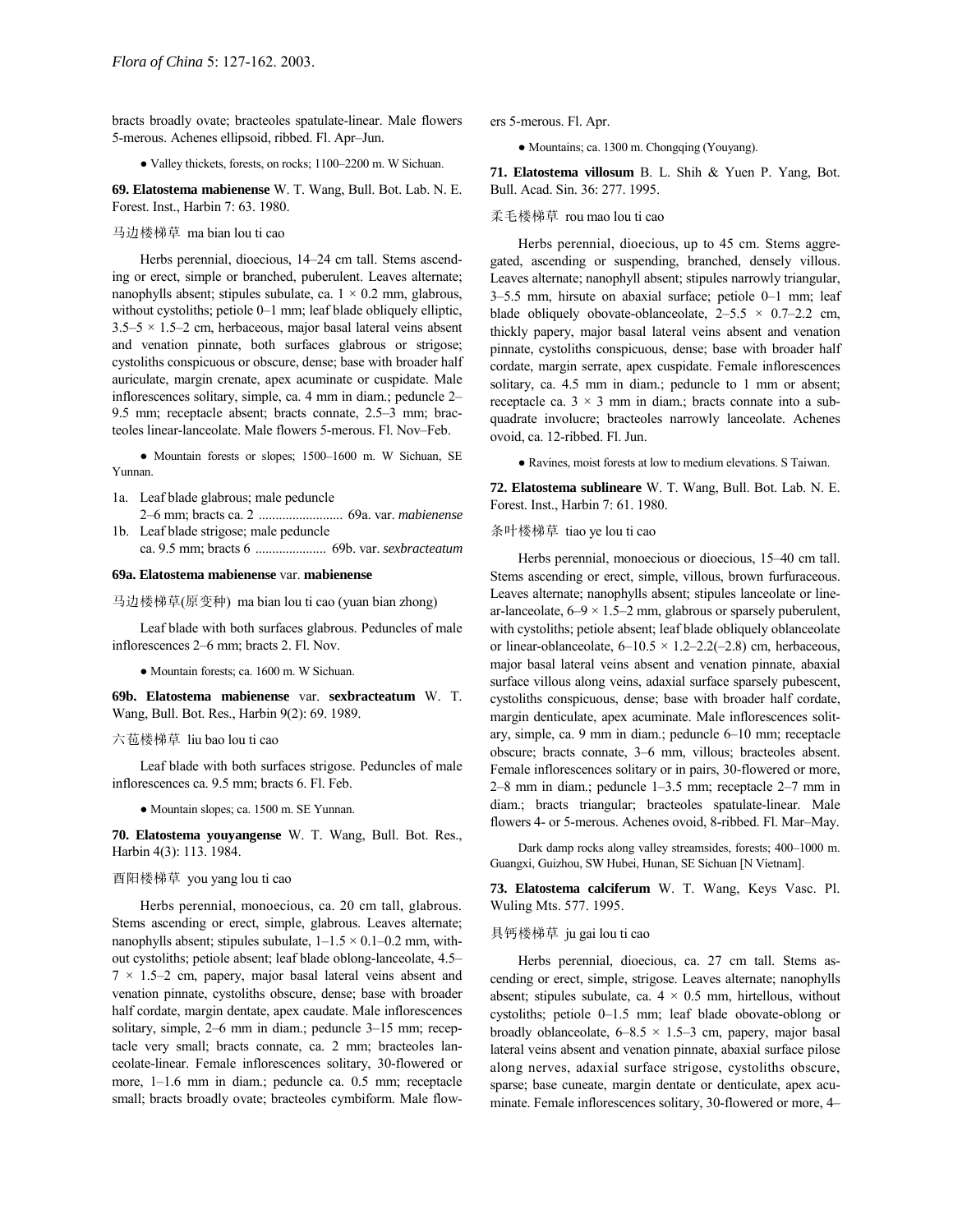bracts broadly ovate; bracteoles spatulate-linear. Male flowers 5-merous. Achenes ellipsoid, ribbed. Fl. Apr–Jun.

● Valley thickets, forests, on rocks; 1100–2200 m. W Sichuan.

**69. Elatostema mabienense** W. T. Wang, Bull. Bot. Lab. N. E. Forest. Inst., Harbin 7: 63. 1980.

马边楼梯草 ma bian lou ti cao

Herbs perennial, dioecious, 14–24 cm tall. Stems ascending or erect, simple or branched, puberulent. Leaves alternate; nanophylls absent; stipules subulate, ca. 1 × 0.2 mm, glabrous, without cystoliths; petiole 0–1 mm; leaf blade obliquely elliptic, 3.5–5 × 1.5–2 cm, herbaceous, major basal lateral veins absent and venation pinnate, both surfaces glabrous or strigose; cystoliths conspicuous or obscure, dense; base with broader half auriculate, margin crenate, apex acuminate or cuspidate. Male inflorescences solitary, simple, ca. 4 mm in diam.; peduncle 2–9.5 mm; receptacle absent; bracts connate, 2.5–3 mm; bracteoles linear-lanceolate. Male flowers 5-merous. Fl. Nov–Feb.

● Mountain forests or slopes; 1500–1600 m. W Sichuan, SE Yunnan.

1a. Leaf blade glabrous; male peduncle 2–6 mm; bracts ca. 2 ......................... 69a. var. *mabienense*
1b. Leaf blade strigose; male peduncle ca. 9.5 mm; bracts 6 ..................... 69b. var. *sexbracteatum*

**69a. Elatostema mabienense** var. **mabienense**

马边楼梯草(原变种) ma bian lou ti cao (yuan bian zhong)

Leaf blade with both surfaces glabrous. Peduncles of male inflorescences 2–6 mm; bracts 2. Fl. Nov.

● Mountain forests; ca. 1600 m. W Sichuan.

**69b. Elatostema mabienense** var. **sexbracteatum** W. T. Wang, Bull. Bot. Res., Harbin 9(2): 69. 1989.

六苞楼梯草 liu bao lou ti cao

Leaf blade with both surfaces strigose. Peduncles of male inflorescences ca. 9.5 mm; bracts 6. Fl. Feb.

● Mountain slopes; ca. 1500 m. SE Yunnan.

**70. Elatostema youyangense** W. T. Wang, Bull. Bot. Res., Harbin 4(3): 113. 1984.

酉阳楼梯草 you yang lou ti cao

Herbs perennial, monoecious, ca. 20 cm tall, glabrous. Stems ascending or erect, simple, glabrous. Leaves alternate; nanophylls absent; stipules subulate, 1–1.5 × 0.1–0.2 mm, without cystoliths; petiole absent; leaf blade oblong-lanceolate, 4.5–7 × 1.5–2 cm, papery, major basal lateral veins absent and venation pinnate, cystoliths obscure, dense; base with broader half cordate, margin dentate, apex caudate. Male inflorescences solitary, simple, 2–6 mm in diam.; peduncle 3–15 mm; receptacle very small; bracts connate, ca. 2 mm; bracteoles lanceolate-linear. Female inflorescences solitary, 30-flowered or more, 1–1.6 mm in diam.; peduncle ca. 0.5 mm; receptacle small; bracts broadly ovate; bracteoles cymbiform. Male flowers 5-merous. Fl. Apr.

● Mountains; ca. 1300 m. Chongqing (Youyang).

**71. Elatostema villosum** B. L. Shih & Yuen P. Yang, Bot. Bull. Acad. Sin. 36: 277. 1995.

柔毛楼梯草 rou mao lou ti cao

Herbs perennial, dioecious, up to 45 cm. Stems aggregated, ascending or suspending, branched, densely villous. Leaves alternate; nanophyll absent; stipules narrowly triangular, 3–5.5 mm, hirsute on abaxial surface; petiole 0–1 mm; leaf blade obliquely obovate-oblanceolate, 2–5.5 × 0.7–2.2 cm, thickly papery, major basal lateral veins absent and venation pinnate, cystoliths conspicuous, dense; base with broader half cordate, margin serrate, apex cuspidate. Female inflorescences solitary, ca. 4.5 mm in diam.; peduncle to 1 mm or absent; receptacle ca. 3 × 3 mm in diam.; bracts connate into a subquadrate involucre; bracteoles narrowly lanceolate. Achenes ovoid, ca. 12-ribbed. Fl. Jun.

● Ravines, moist forests at low to medium elevations. S Taiwan.

**72. Elatostema sublineare** W. T. Wang, Bull. Bot. Lab. N. E. Forest. Inst., Harbin 7: 61. 1980.

条叶楼梯草 tiao ye lou ti cao

Herbs perennial, monoecious or dioecious, 15–40 cm tall. Stems ascending or erect, simple, villous, brown furfuraceous. Leaves alternate; nanophylls absent; stipules lanceolate or linear-lanceolate, 6–9 × 1.5–2 mm, glabrous or sparsely puberulent, with cystoliths; petiole absent; leaf blade obliquely oblanceolate or linear-oblanceolate, 6–10.5 × 1.2–2.2(–2.8) cm, herbaceous, major basal lateral veins absent and venation pinnate, abaxial surface villous along veins, adaxial surface sparsely pubescent, cystoliths conspicuous, dense; base with broader half cordate, margin denticulate, apex acuminate. Male inflorescences solitary, simple, ca. 9 mm in diam.; peduncle 6–10 mm; receptacle obscure; bracts connate, 3–6 mm, villous; bracteoles absent. Female inflorescences solitary or in pairs, 30-flowered or more, 2–8 mm in diam.; peduncle 1–3.5 mm; receptacle 2–7 mm in diam.; bracts triangular; bracteoles spatulate-linear. Male flowers 4- or 5-merous. Achenes ovoid, 8-ribbed. Fl. Mar–May.

Dark damp rocks along valley streamsides, forests; 400–1000 m. Guangxi, Guizhou, SW Hubei, Hunan, SE Sichuan [N Vietnam].

**73. Elatostema calciferum** W. T. Wang, Keys Vasc. Pl. Wuling Mts. 577. 1995.

具钙楼梯草 ju gai lou ti cao

Herbs perennial, dioecious, ca. 27 cm tall. Stems ascending or erect, simple, strigose. Leaves alternate; nanophylls absent; stipules subulate, ca. 4 × 0.5 mm, hirtellous, without cystoliths; petiole 0–1.5 mm; leaf blade obovate-oblong or broadly oblanceolate, 6–8.5 × 1.5–3 cm, papery, major basal lateral veins absent and venation pinnate, abaxial surface pilose along nerves, adaxial surface strigose, cystoliths obscure, sparse; base cuneate, margin dentate or denticulate, apex acuminate. Female inflorescences solitary, 30-flowered or more, 4–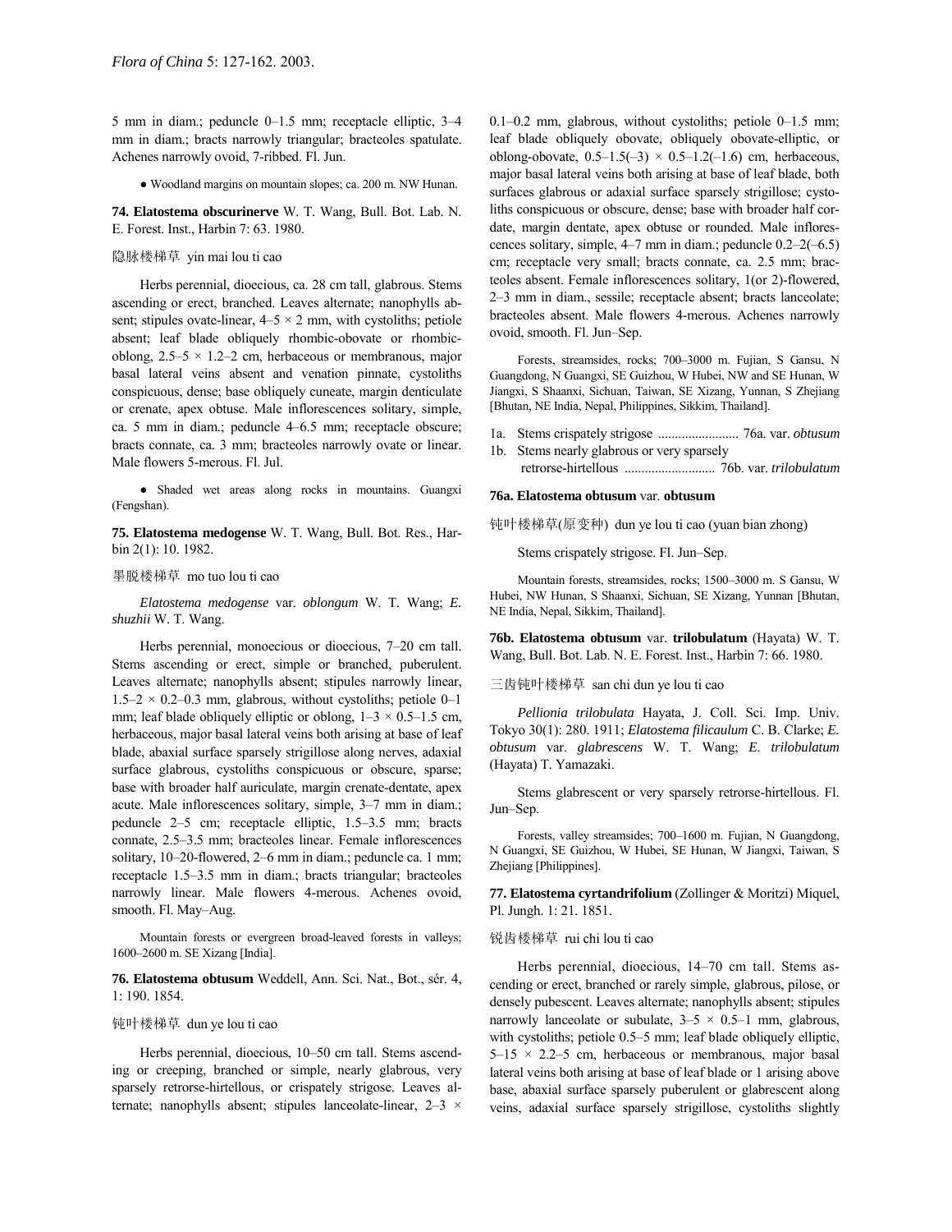5 mm in diam.; peduncle 0–1.5 mm; receptacle elliptic, 3–4 mm in diam.; bracts narrowly triangular; bracteoles spatulate. Achenes narrowly ovoid, 7-ribbed. Fl. Jun.

● Woodland margins on mountain slopes; ca. 200 m. NW Hunan.

**74. Elatostema obscurinerve** W. T. Wang, Bull. Bot. Lab. N. E. Forest. Inst., Harbin 7: 63. 1980.

隐脉楼梯草 yin mai lou ti cao

Herbs perennial, dioecious, ca. 28 cm tall, glabrous. Stems ascending or erect, branched. Leaves alternate; nanophylls absent; stipules ovate-linear, 4–5 × 2 mm, with cystoliths; petiole absent; leaf blade obliquely rhombic-obovate or rhombic-oblong, 2.5–5 × 1.2–2 cm, herbaceous or membranous, major basal lateral veins absent and venation pinnate, cystoliths conspicuous, dense; base obliquely cuneate, margin denticulate or crenate, apex obtuse. Male inflorescences solitary, simple, ca. 5 mm in diam.; peduncle 4–6.5 mm; receptacle obscure; bracts connate, ca. 3 mm; bracteoles narrowly ovate or linear. Male flowers 5-merous. Fl. Jul.

● Shaded wet areas along rocks in mountains. Guangxi (Fengshan).

**75. Elatostema medogense** W. T. Wang, Bull. Bot. Res., Harbin 2(1): 10. 1982.

墨脱楼梯草 mo tuo lou ti cao

*Elatostema medogense* var. *oblongum* W. T. Wang; *E. shuzhii* W. T. Wang.

Herbs perennial, monoecious or dioecious, 7–20 cm tall. Stems ascending or erect, simple or branched, puberulent. Leaves alternate; nanophylls absent; stipules narrowly linear, 1.5–2 × 0.2–0.3 mm, glabrous, without cystoliths; petiole 0–1 mm; leaf blade obliquely elliptic or oblong, 1–3 × 0.5–1.5 cm, herbaceous, major basal lateral veins both arising at base of leaf blade, abaxial surface sparsely strigillose along nerves, adaxial surface glabrous, cystoliths conspicuous or obscure, sparse; base with broader half auriculate, margin crenate-dentate, apex acute. Male inflorescences solitary, simple, 3–7 mm in diam.; peduncle 2–5 cm; receptacle elliptic, 1.5–3.5 mm; bracts connate, 2.5–3.5 mm; bracteoles linear. Female inflorescences solitary, 10–20-flowered, 2–6 mm in diam.; peduncle ca. 1 mm; receptacle 1.5–3.5 mm in diam.; bracts triangular; bracteoles narrowly linear. Male flowers 4-merous. Achenes ovoid, smooth. Fl. May–Aug.

Mountain forests or evergreen broad-leaved forests in valleys; 1600–2600 m. SE Xizang [India].

**76. Elatostema obtusum** Weddell, Ann. Sci. Nat., Bot., sér. 4, 1: 190. 1854.

钝叶楼梯草 dun ye lou ti cao

Herbs perennial, dioecious, 10–50 cm tall. Stems ascending or creeping, branched or simple, nearly glabrous, very sparsely retrorse-hirtellous, or crispately strigose. Leaves alternate; nanophylls absent; stipules lanceolate-linear, 2–3 × 0.1–0.2 mm, glabrous, without cystoliths; petiole 0–1.5 mm; leaf blade obliquely obovate, obliquely obovate-elliptic, or oblong-obovate, 0.5–1.5(–3) × 0.5–1.2(–1.6) cm, herbaceous, major basal lateral veins both arising at base of leaf blade, both surfaces glabrous or adaxial surface sparsely strigillose; cystoliths conspicuous or obscure, dense; base with broader half cordate, margin dentate, apex obtuse or rounded. Male inflorescences solitary, simple, 4–7 mm in diam.; peduncle 0.2–2(–6.5) cm; receptacle very small; bracts connate, ca. 2.5 mm; bracteoles absent. Female inflorescences solitary, 1(or 2)-flowered, 2–3 mm in diam., sessile; receptacle absent; bracts lanceolate; bracteoles absent. Male flowers 4-merous. Achenes narrowly ovoid, smooth. Fl. Jun–Sep.

Forests, streamsides, rocks; 700–3000 m. Fujian, S Gansu, N Guangdong, N Guangxi, SE Guizhou, W Hubei, NW and SE Hunan, W Jiangxi, S Shaanxi, Sichuan, Taiwan, SE Xizang, Yunnan, S Zhejiang [Bhutan, NE India, Nepal, Philippines, Sikkim, Thailand].

1a. Stems crispately strigose ........................ 76a. var. *obtusum*
1b. Stems nearly glabrous or very sparsely retrorse-hirtellous ........................... 76b. var. *trilobulatum*

**76a. Elatostema obtusum** var. **obtusum**

钝叶楼梯草(原变种) dun ye lou ti cao (yuan bian zhong)

Stems crispately strigose. Fl. Jun–Sep.

Mountain forests, streamsides, rocks; 1500–3000 m. S Gansu, W Hubei, NW Hunan, S Shaanxi, Sichuan, SE Xizang, Yunnan [Bhutan, NE India, Nepal, Sikkim, Thailand].

**76b. Elatostema obtusum** var. **trilobulatum** (Hayata) W. T. Wang, Bull. Bot. Lab. N. E. Forest. Inst., Harbin 7: 66. 1980.

三齿钝叶楼梯草 san chi dun ye lou ti cao

*Pellionia trilobulata* Hayata, J. Coll. Sci. Imp. Univ. Tokyo 30(1): 280. 1911; *Elatostema filicaulum* C. B. Clarke; *E. obtusum* var. *glabrescens* W. T. Wang; *E. trilobulatum* (Hayata) T. Yamazaki.

Stems glabrescent or very sparsely retrorse-hirtellous. Fl. Jun–Sep.

Forests, valley streamsides; 700–1600 m. Fujian, N Guangdong, N Guangxi, SE Guizhou, W Hubei, SE Hunan, W Jiangxi, Taiwan, S Zhejiang [Philippines].

**77. Elatostema cyrtandrifolium** (Zollinger & Moritzi) Miquel, Pl. Jungh. 1: 21. 1851.

锐齿楼梯草 rui chi lou ti cao

Herbs perennial, dioecious, 14–70 cm tall. Stems ascending or erect, branched or rarely simple, glabrous, pilose, or densely pubescent. Leaves alternate; nanophylls absent; stipules narrowly lanceolate or subulate, 3–5 × 0.5–1 mm, glabrous, with cystoliths; petiole 0.5–5 mm; leaf blade obliquely elliptic, 5–15 × 2.2–5 cm, herbaceous or membranous, major basal lateral veins both arising at base of leaf blade or 1 arising above base, abaxial surface sparsely puberulent or glabrescent along veins, adaxial surface sparsely strigillose, cystoliths slightly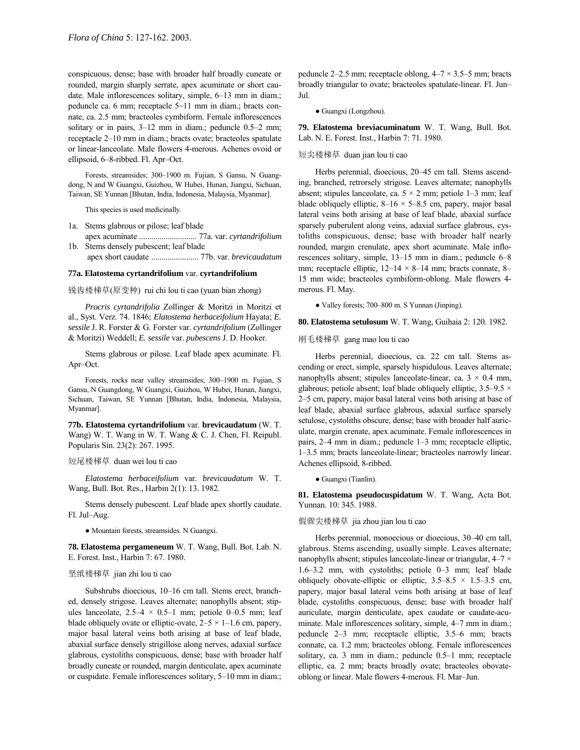conspicuous, dense; base with broader half broadly cuneate or rounded, margin sharply serrate, apex acuminate or short caudate. Male inflorescences solitary, simple, 6–13 mm in diam.; peduncle ca. 6 mm; receptacle 5–11 mm in diam.; bracts connate, ca. 2.5 mm; bracteoles cymbiform. Female inflorescences solitary or in pairs, 3–12 mm in diam.; peduncle 0.5–2 mm; receptacle 2–10 mm in diam.; bracts ovate; bracteoles spatulate or linear-lanceolate. Male flowers 4-merous. Achenes ovoid or ellipsoid, 6–8-ribbed. Fl. Apr–Oct.

Forests, streamsides; 300–1900 m. Fujian, S Gansu, N Guangdong, N and W Guangxi, Guizhou, W Hubei, Hunan, Jiangxi, Sichuan, Taiwan, SE Yunnan [Bhutan, India, Indonesia, Malaysia, Myanmar].

This species is used medicinally.

1a. Stems glabrous or pilose; leaf blade apex acuminate ............................ 77a. var. *cyrtandrifolium*
1b. Stems densely pubescent; leaf blade apex short caudate ....................... 77b. var. *brevicaudatum*

**77a. Elatostema cyrtandrifolium var. cyrtandrifolium**

锐齿楼梯草(原变种) rui chi lou ti cao (yuan bian zhong)

*Procris cyrtandrifolia* Zollinger & Moritzi in Moritzi et al., Syst. Verz. 74. 1846; *Elatostema herbaceifolium* Hayata; *E. sessile* J. R. Forster & G. Forster var. *cyrtandrifolium* (Zollinger & Moritzi) Weddell; *E. sessile* var. *pubescens* J. D. Hooker.

Stems glabrous or pilose. Leaf blade apex acuminate. Fl. Apr–Oct.

Forests, rocks near valley streamsides; 300–1900 m. Fujian, S Gansu, N Guangdong, W Guangxi, Guizhou, W Hubei, Hunan, Jiangxi, Sichuan, Taiwan, SE Yunnan [Bhutan, India, Indonesia, Malaysia, Myanmar].

**77b. Elatostema cyrtandrifolium var. brevicaudatum** (W. T. Wang) W. T. Wang in W. T. Wang & C. J. Chen, Fl. Reipubl. Popularis Sin. 23(2): 267. 1995.

短尾楼梯草 duan wei lou ti cao

*Elatostema herbaceifolium* var. *brevicaudatum* W. T. Wang, Bull. Bot. Res., Harbin 2(1): 13. 1982.

Stems densely pubescent. Leaf blade apex shortly caudate. Fl. Jul–Aug.

● Mountain forests, streamsides. N Guangxi.

**78. Elatostema pergameneum** W. T. Wang, Bull. Bot. Lab. N. E. Forest. Inst., Harbin 7: 67. 1980.

坚纸楼梯草 jian zhi lou ti cao

Subshrubs dioecious, 10–16 cm tall. Stems erect, branched, densely strigose. Leaves alternate; nanophylls absent; stipules lanceolate, 2.5–4 × 0.5–1 mm; petiole 0–0.5 mm; leaf blade obliquely ovate or elliptic-ovate, 2–5 × 1–1.6 cm, papery, major basal lateral veins both arising at base of leaf blade, abaxial surface densely strigillose along nerves, adaxial surface glabrous, cystoliths conspicuous, dense; base with broader half broadly cuneate or rounded, margin denticulate, apex acuminate or cuspidate. Female inflorescences solitary, 5–10 mm in diam.; peduncle 2–2.5 mm; receptacle oblong, 4–7 × 3.5–5 mm; bracts broadly triangular to ovate; bracteoles spatulate-linear. Fl. Jun–Jul.

● Guangxi (Longzhou).

**79. Elatostema breviacuminatum** W. T. Wang, Bull. Bot. Lab. N. E. Forest. Inst., Harbin 7: 71. 1980.

短尖楼梯草 duan jian lou ti cao

Herbs perennial, dioecious, 20–45 cm tall. Stems ascending, branched, retrorsely strigose. Leaves alternate; nanophylls absent; stipules lanceolate, ca. 5 × 2 mm; petiole 1–3 mm; leaf blade obliquely elliptic, 8–16 × 5–8.5 cm, papery, major basal lateral veins both arising at base of leaf blade, abaxial surface sparsely puberulent along veins, adaxial surface glabrous, cystoliths conspicuous, dense; base with broader half nearly rounded, margin crenulate, apex short acuminate. Male inflorescences solitary, simple, 13–15 mm in diam.; peduncle 6–8 mm; receptacle elliptic, 12–14 × 8–14 mm; bracts connate, 8–15 mm wide; bracteoles cymbiform-oblong. Male flowers 4-merous. Fl. May.

● Valley forests; 700–800 m. S Yunnan (Jinping).

**80. Elatostema setulosum** W. T. Wang, Guihaia 2: 120. 1982.

刚毛楼梯草 gang mao lou ti cao

Herbs perennial, dioecious, ca. 22 cm tall. Stems ascending or erect, simple, sparsely hispidulous. Leaves alternate; nanophylls absent; stipules lanceolate-linear, ca. 3 × 0.4 mm, glabrous; petiole absent; leaf blade obliquely elliptic, 3.5–9.5 × 2–5 cm, papery, major basal lateral veins both arising at base of leaf blade, abaxial surface glabrous, adaxial surface sparsely setulose, cystoliths obscure, dense; base with broader half auriculate, margin crenate, apex acuminate. Female inflorescences in pairs, 2–4 mm in diam.; peduncle 1–3 mm; receptacle elliptic, 1–3.5 mm; bracts lanceolate-linear; bracteoles narrowly linear. Achenes ellipsoid, 8-ribbed.

● Guangxi (Tianlin).

**81. Elatostema pseudocuspidatum** W. T. Wang, Acta Bot. Yunnan. 10: 345. 1988.

假骤尖楼梯草 jia zhou jian lou ti cao

Herbs perennial, monoecious or dioecious, 30–40 cm tall, glabrous. Stems ascending, usually simple. Leaves alternate; nanophylls absent; stipules lanceolate-linear or triangular, 4–7 × 1.6–3.2 mm, with cystoliths; petiole 0–3 mm; leaf blade obliquely obovate-elliptic or elliptic, 3.5–8.5 × 1.5–3.5 cm, papery, major basal lateral veins both arising at base of leaf blade, cystoliths conspicuous, dense; base with broader half auriculate, margin denticulate, apex caudate or caudate-acuminate. Male inflorescences solitary, simple, 4–7 mm in diam.; peduncle 2–3 mm; receptacle elliptic, 3.5–6 mm; bracts connate, ca. 1.2 mm; bracteoles oblong. Female inflorescences solitary, ca. 3 mm in diam.; peduncle 0.5–1 mm; receptacle elliptic, ca. 2 mm; bracts broadly ovate; bracteoles obovate-oblong or linear. Male flowers 4-merous. Fl. Mar–Jun.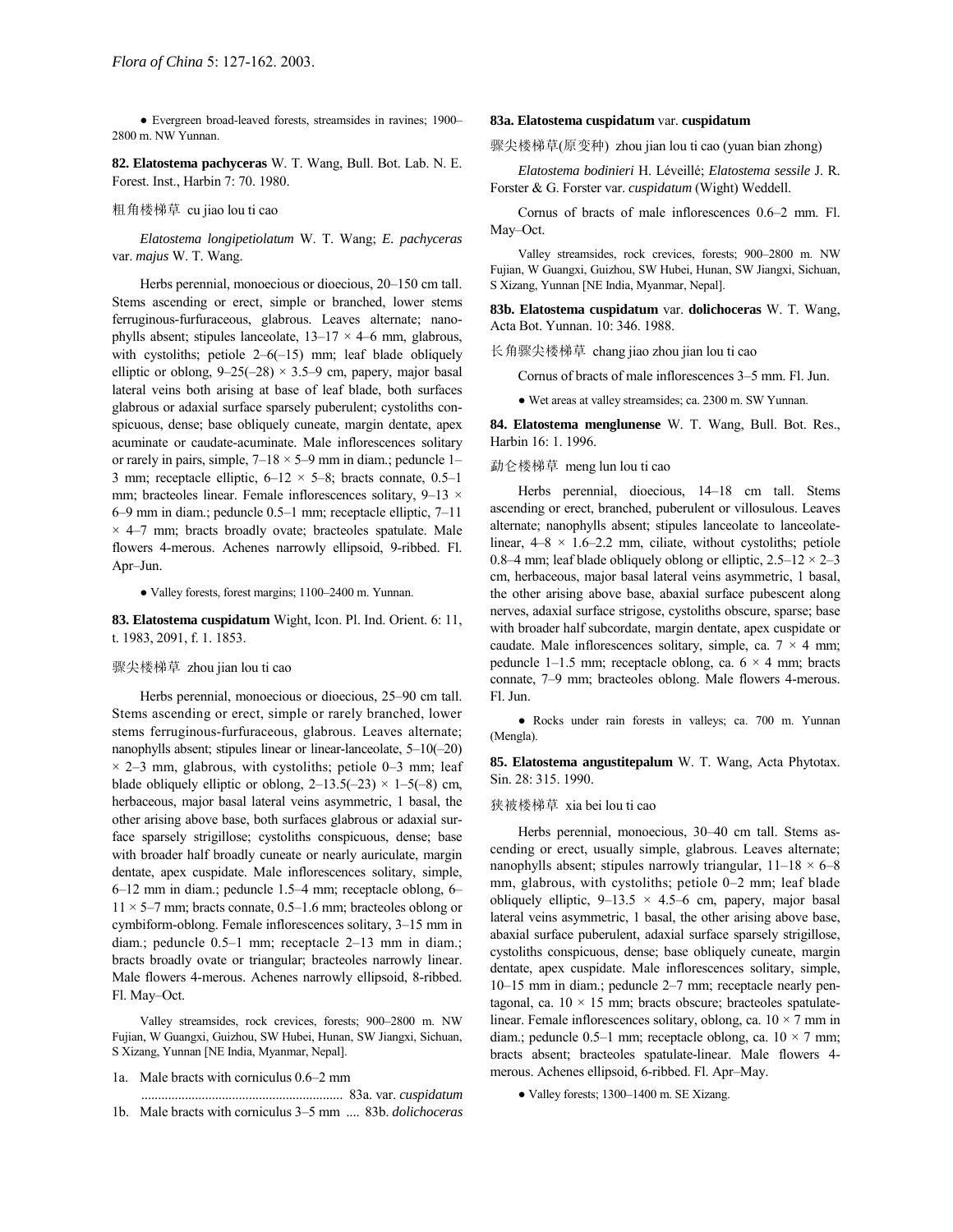● Evergreen broad-leaved forests, streamsides in ravines; 1900–2800 m. NW Yunnan.

**82. Elatostema pachyceras** W. T. Wang, Bull. Bot. Lab. N. E. Forest. Inst., Harbin 7: 70. 1980.

粗角楼梯草 cu jiao lou ti cao

*Elatostema longipetiolatum* W. T. Wang; *E. pachyceras* var. *majus* W. T. Wang.

Herbs perennial, monoecious or dioecious, 20–150 cm tall. Stems ascending or erect, simple or branched, lower stems ferruginous-furfuraceous, glabrous. Leaves alternate; nanophylls absent; stipules lanceolate, 13–17 × 4–6 mm, glabrous, with cystoliths; petiole 2–6(–15) mm; leaf blade obliquely elliptic or oblong, 9–25(–28) × 3.5–9 cm, papery, major basal lateral veins both arising at base of leaf blade, both surfaces glabrous or adaxial surface sparsely puberulent; cystoliths conspicuous, dense; base obliquely cuneate, margin dentate, apex acuminate or caudate-acuminate. Male inflorescences solitary or rarely in pairs, simple, 7–18 × 5–9 mm in diam.; peduncle 1–3 mm; receptacle elliptic, 6–12 × 5–8; bracts connate, 0.5–1 mm; bracteoles linear. Female inflorescences solitary, 9–13 × 6–9 mm in diam.; peduncle 0.5–1 mm; receptacle elliptic, 7–11 × 4–7 mm; bracts broadly ovate; bracteoles spatulate. Male flowers 4-merous. Achenes narrowly ellipsoid, 9-ribbed. Fl. Apr–Jun.

● Valley forests, forest margins; 1100–2400 m. Yunnan.

**83. Elatostema cuspidatum** Wight, Icon. Pl. Ind. Orient. 6: 11, t. 1983, 2091, f. 1. 1853.

骤尖楼梯草 zhou jian lou ti cao

Herbs perennial, monoecious or dioecious, 25–90 cm tall. Stems ascending or erect, simple or rarely branched, lower stems ferruginous-furfuraceous, glabrous. Leaves alternate; nanophylls absent; stipules linear or linear-lanceolate, 5–10(–20) × 2–3 mm, glabrous, with cystoliths; petiole 0–3 mm; leaf blade obliquely elliptic or oblong, 2–13.5(–23) × 1–5(–8) cm, herbaceous, major basal lateral veins asymmetric, 1 basal, the other arising above base, both surfaces glabrous or adaxial surface sparsely strigillose; cystoliths conspicuous, dense; base with broader half broadly cuneate or nearly auriculate, margin dentate, apex cuspidate. Male inflorescences solitary, simple, 6–12 mm in diam.; peduncle 1.5–4 mm; receptacle oblong, 6–11 × 5–7 mm; bracts connate, 0.5–1.6 mm; bracteoles oblong or cymbiform-oblong. Female inflorescences solitary, 3–15 mm in diam.; peduncle 0.5–1 mm; receptacle 2–13 mm in diam.; bracts broadly ovate or triangular; bracteoles narrowly linear. Male flowers 4-merous. Achenes narrowly ellipsoid, 8-ribbed. Fl. May–Oct.

Valley streamsides, rock crevices, forests; 900–2800 m. NW Fujian, W Guangxi, Guizhou, SW Hubei, Hunan, SW Jiangxi, Sichuan, S Xizang, Yunnan [NE India, Myanmar, Nepal].

1a. Male bracts with corniculus 0.6–2 mm ........................................................ 83a. var. *cuspidatum*
1b. Male bracts with corniculus 3–5 mm .... 83b. *dolichoceras*

**83a. Elatostema cuspidatum** var. **cuspidatum**

骤尖楼梯草(原变种) zhou jian lou ti cao (yuan bian zhong)

*Elatostema bodinieri* H. Léveillé; *Elatostema sessile* J. R. Forster & G. Forster var. *cuspidatum* (Wight) Weddell.

Cornus of bracts of male inflorescences 0.6–2 mm. Fl. May–Oct.

Valley streamsides, rock crevices, forests; 900–2800 m. NW Fujian, W Guangxi, Guizhou, SW Hubei, Hunan, SW Jiangxi, Sichuan, S Xizang, Yunnan [NE India, Myanmar, Nepal].

**83b. Elatostema cuspidatum** var. **dolichoceras** W. T. Wang, Acta Bot. Yunnan. 10: 346. 1988.

长角骤尖楼梯草 chang jiao zhou jian lou ti cao

Cornus of bracts of male inflorescences 3–5 mm. Fl. Jun.

● Wet areas at valley streamsides; ca. 2300 m. SW Yunnan.

**84. Elatostema menglunense** W. T. Wang, Bull. Bot. Res., Harbin 16: 1. 1996.

勐仑楼梯草 meng lun lou ti cao

Herbs perennial, dioecious, 14–18 cm tall. Stems ascending or erect, branched, puberulent or villosulous. Leaves alternate; nanophylls absent; stipules lanceolate to lanceolate-linear, 4–8 × 1.6–2.2 mm, ciliate, without cystoliths; petiole 0.8–4 mm; leaf blade obliquely oblong or elliptic, 2.5–12 × 2–3 cm, herbaceous, major basal lateral veins asymmetric, 1 basal, the other arising above base, abaxial surface pubescent along nerves, adaxial surface strigose, cystoliths obscure, sparse; base with broader half subcordate, margin dentate, apex cuspidate or caudate. Male inflorescences solitary, simple, ca. 7 × 4 mm; peduncle 1–1.5 mm; receptacle oblong, ca. 6 × 4 mm; bracts connate, 7–9 mm; bracteoles oblong. Male flowers 4-merous. Fl. Jun.

● Rocks under rain forests in valleys; ca. 700 m. Yunnan (Mengla).

**85. Elatostema angustitepalum** W. T. Wang, Acta Phytotax. Sin. 28: 315. 1990.

狭被楼梯草 xia bei lou ti cao

Herbs perennial, monoecious, 30–40 cm tall. Stems ascending or erect, usually simple, glabrous. Leaves alternate; nanophylls absent; stipules narrowly triangular, 11–18 × 6–8 mm, glabrous, with cystoliths; petiole 0–2 mm; leaf blade obliquely elliptic, 9–13.5 × 4.5–6 cm, papery, major basal lateral veins asymmetric, 1 basal, the other arising above base, abaxial surface puberulent, adaxial surface sparsely strigillose, cystoliths conspicuous, dense; base obliquely cuneate, margin dentate, apex cuspidate. Male inflorescences solitary, simple, 10–15 mm in diam.; peduncle 2–7 mm; receptacle nearly pentagonal, ca. 10 × 15 mm; bracts obscure; bracteoles spatulate-linear. Female inflorescences solitary, oblong, ca. 10 × 7 mm in diam.; peduncle 0.5–1 mm; receptacle oblong, ca. 10 × 7 mm; bracts absent; bracteoles spatulate-linear. Male flowers 4-merous. Achenes ellipsoid, 6-ribbed. Fl. Apr–May.

● Valley forests; 1300–1400 m. SE Xizang.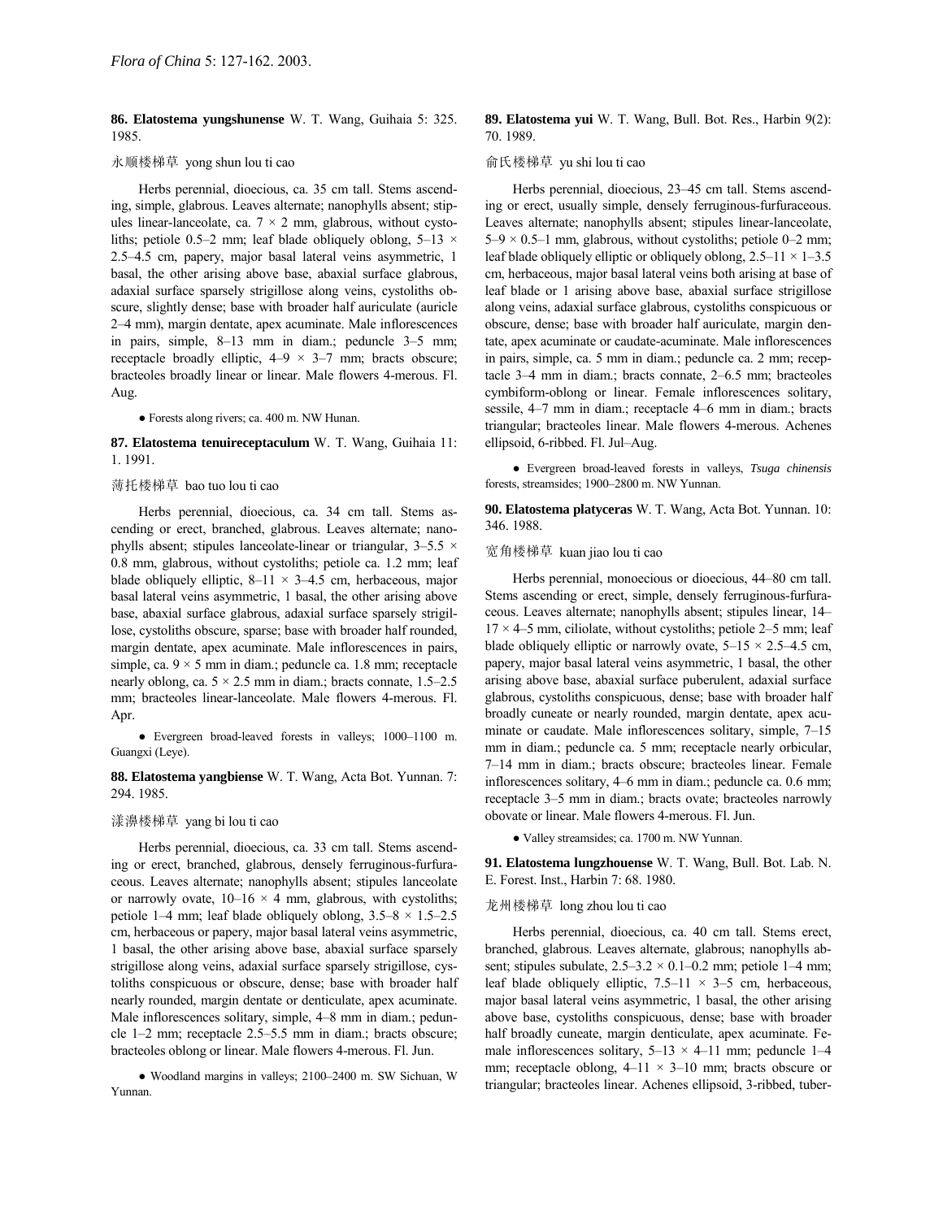**86. Elatostema yungshunense** W. T. Wang, Guihaia 5: 325. 1985.

永顺楼梯草 yong shun lou ti cao

Herbs perennial, dioecious, ca. 35 cm tall. Stems ascending, simple, glabrous. Leaves alternate; nanophylls absent; stipules linear-lanceolate, ca. 7 × 2 mm, glabrous, without cystoliths; petiole 0.5–2 mm; leaf blade obliquely oblong, 5–13 × 2.5–4.5 cm, papery, major basal lateral veins asymmetric, 1 basal, the other arising above base, abaxial surface glabrous, adaxial surface sparsely strigillose along veins, cystoliths obscure, slightly dense; base with broader half auriculate (auricle 2–4 mm), margin dentate, apex acuminate. Male inflorescences in pairs, simple, 8–13 mm in diam.; peduncle 3–5 mm; receptacle broadly elliptic, 4–9 × 3–7 mm; bracts obscure; bracteoles broadly linear or linear. Male flowers 4-merous. Fl. Aug.

● Forests along rivers; ca. 400 m. NW Hunan.

**87. Elatostema tenuireceptaculum** W. T. Wang, Guihaia 11: 1. 1991.

薄托楼梯草 bao tuo lou ti cao

Herbs perennial, dioecious, ca. 34 cm tall. Stems ascending or erect, branched, glabrous. Leaves alternate; nanophylls absent; stipules lanceolate-linear or triangular, 3–5.5 × 0.8 mm, glabrous, without cystoliths; petiole ca. 1.2 mm; leaf blade obliquely elliptic, 8–11 × 3–4.5 cm, herbaceous, major basal lateral veins asymmetric, 1 basal, the other arising above base, abaxial surface glabrous, adaxial surface sparsely strigillose, cystoliths obscure, sparse; base with broader half rounded, margin dentate, apex acuminate. Male inflorescences in pairs, simple, ca. 9 × 5 mm in diam.; peduncle ca. 1.8 mm; receptacle nearly oblong, ca. 5 × 2.5 mm in diam.; bracts connate, 1.5–2.5 mm; bracteoles linear-lanceolate. Male flowers 4-merous. Fl. Apr.

● Evergreen broad-leaved forests in valleys; 1000–1100 m. Guangxi (Leye).

**88. Elatostema yangbiense** W. T. Wang, Acta Bot. Yunnan. 7: 294. 1985.

漾濞楼梯草 yang bi lou ti cao

Herbs perennial, dioecious, ca. 33 cm tall. Stems ascending or erect, branched, glabrous, densely ferruginous-furfuraceous. Leaves alternate; nanophylls absent; stipules lanceolate or narrowly ovate, 10–16 × 4 mm, glabrous, with cystoliths; petiole 1–4 mm; leaf blade obliquely oblong, 3.5–8 × 1.5–2.5 cm, herbaceous or papery, major basal lateral veins asymmetric, 1 basal, the other arising above base, abaxial surface sparsely strigillose along veins, adaxial surface sparsely strigillose, cystoliths conspicuous or obscure, dense; base with broader half nearly rounded, margin dentate or denticulate, apex acuminate. Male inflorescences solitary, simple, 4–8 mm in diam.; peduncle 1–2 mm; receptacle 2.5–5.5 mm in diam.; bracts obscure; bracteoles oblong or linear. Male flowers 4-merous. Fl. Jun.

● Woodland margins in valleys; 2100–2400 m. SW Sichuan, W Yunnan.

**89. Elatostema yui** W. T. Wang, Bull. Bot. Res., Harbin 9(2): 70. 1989.

俞氏楼梯草 yu shi lou ti cao

Herbs perennial, dioecious, 23–45 cm tall. Stems ascending or erect, usually simple, densely ferruginous-furfuraceous. Leaves alternate; nanophylls absent; stipules linear-lanceolate, 5–9 × 0.5–1 mm, glabrous, without cystoliths; petiole 0–2 mm; leaf blade obliquely elliptic or obliquely oblong, 2.5–11 × 1–3.5 cm, herbaceous, major basal lateral veins both arising at base of leaf blade or 1 arising above base, abaxial surface strigillose along veins, adaxial surface glabrous, cystoliths conspicuous or obscure, dense; base with broader half auriculate, margin dentate, apex acuminate or caudate-acuminate. Male inflorescences in pairs, simple, ca. 5 mm in diam.; peduncle ca. 2 mm; receptacle 3–4 mm in diam.; bracts connate, 2–6.5 mm; bracteoles cymbiform-oblong or linear. Female inflorescences solitary, sessile, 4–7 mm in diam.; receptacle 4–6 mm in diam.; bracts triangular; bracteoles linear. Male flowers 4-merous. Achenes ellipsoid, 6-ribbed. Fl. Jul–Aug.

● Evergreen broad-leaved forests in valleys, *Tsuga chinensis* forests, streamsides; 1900–2800 m. NW Yunnan.

**90. Elatostema platyceras** W. T. Wang, Acta Bot. Yunnan. 10: 346. 1988.

宽角楼梯草 kuan jiao lou ti cao

Herbs perennial, monoecious or dioecious, 44–80 cm tall. Stems ascending or erect, simple, densely ferruginous-furfuraceous. Leaves alternate; nanophylls absent; stipules linear, 14–17 × 4–5 mm, ciliolate, without cystoliths; petiole 2–5 mm; leaf blade obliquely elliptic or narrowly ovate, 5–15 × 2.5–4.5 cm, papery, major basal lateral veins asymmetric, 1 basal, the other arising above base, abaxial surface puberulent, adaxial surface glabrous, cystoliths conspicuous, dense; base with broader half broadly cuneate or nearly rounded, margin dentate, apex acuminate or caudate. Male inflorescences solitary, simple, 7–15 mm in diam.; peduncle ca. 5 mm; receptacle nearly orbicular, 7–14 mm in diam.; bracts obscure; bracteoles linear. Female inflorescences solitary, 4–6 mm in diam.; peduncle ca. 0.6 mm; receptacle 3–5 mm in diam.; bracts ovate; bracteoles narrowly obovate or linear. Male flowers 4-merous. Fl. Jun.

● Valley streamsides; ca. 1700 m. NW Yunnan.

**91. Elatostema lungzhouense** W. T. Wang, Bull. Bot. Lab. N. E. Forest. Inst., Harbin 7: 68. 1980.

龙州楼梯草 long zhou lou ti cao

Herbs perennial, dioecious, ca. 40 cm tall. Stems erect, branched, glabrous. Leaves alternate, glabrous; nanophylls absent; stipules subulate, 2.5–3.2 × 0.1–0.2 mm; petiole 1–4 mm; leaf blade obliquely elliptic, 7.5–11 × 3–5 cm, herbaceous, major basal lateral veins asymmetric, 1 basal, the other arising above base, cystoliths conspicuous, dense; base with broader half broadly cuneate, margin denticulate, apex acuminate. Female inflorescences solitary, 5–13 × 4–11 mm; peduncle 1–4 mm; receptacle oblong, 4–11 × 3–10 mm; bracts obscure or triangular; bracteoles linear. Achenes ellipsoid, 3-ribbed, tuber-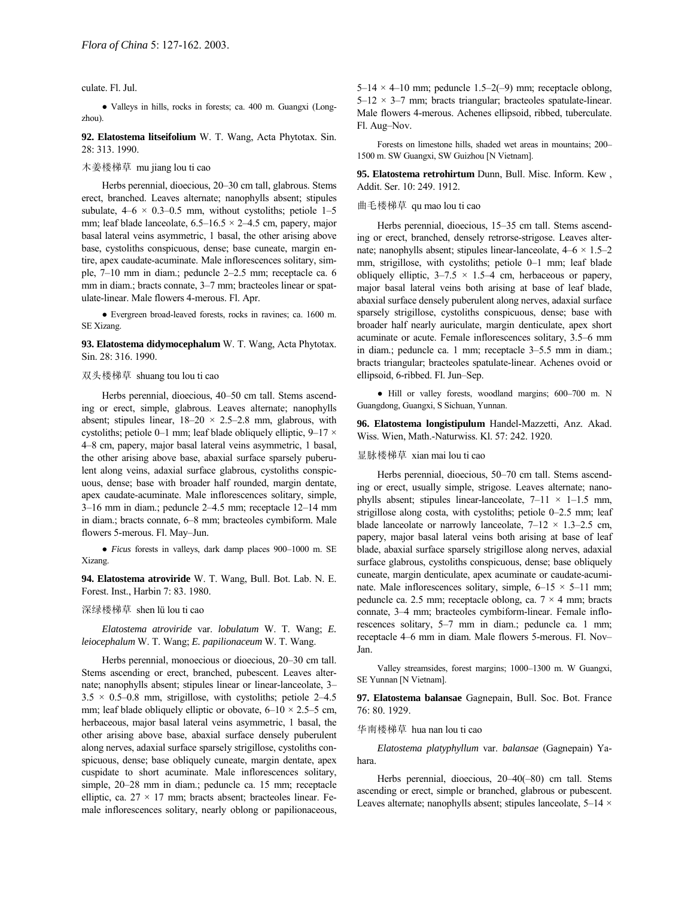culate. Fl. Jul.

● Valleys in hills, rocks in forests; ca. 400 m. Guangxi (Longzhou).

**92. Elatostema litseifolium** W. T. Wang, Acta Phytotax. Sin. 28: 313. 1990.

木姜楼梯草 mu jiang lou ti cao

Herbs perennial, dioecious, 20–30 cm tall, glabrous. Stems erect, branched. Leaves alternate; nanophylls absent; stipules subulate, 4–6 × 0.3–0.5 mm, without cystoliths; petiole 1–5 mm; leaf blade lanceolate, 6.5–16.5 × 2–4.5 cm, papery, major basal lateral veins asymmetric, 1 basal, the other arising above base, cystoliths conspicuous, dense; base cuneate, margin entire, apex caudate-acuminate. Male inflorescences solitary, simple, 7–10 mm in diam.; peduncle 2–2.5 mm; receptacle ca. 6 mm in diam.; bracts connate, 3–7 mm; bracteoles linear or spatulate-linear. Male flowers 4-merous. Fl. Apr.

● Evergreen broad-leaved forests, rocks in ravines; ca. 1600 m. SE Xizang.

**93. Elatostema didymocephalum** W. T. Wang, Acta Phytotax. Sin. 28: 316. 1990.

双头楼梯草 shuang tou lou ti cao

Herbs perennial, dioecious, 40–50 cm tall. Stems ascending or erect, simple, glabrous. Leaves alternate; nanophylls absent; stipules linear, 18–20 × 2.5–2.8 mm, glabrous, with cystoliths; petiole 0–1 mm; leaf blade obliquely elliptic, 9–17 × 4–8 cm, papery, major basal lateral veins asymmetric, 1 basal, the other arising above base, abaxial surface sparsely puberulent along veins, adaxial surface glabrous, cystoliths conspicuous, dense; base with broader half rounded, margin dentate, apex caudate-acuminate. Male inflorescences solitary, simple, 3–16 mm in diam.; peduncle 2–4.5 mm; receptacle 12–14 mm in diam.; bracts connate, 6–8 mm; bracteoles cymbiform. Male flowers 5-merous. Fl. May–Jun.

● *Ficus* forests in valleys, dark damp places 900–1000 m. SE Xizang.

**94. Elatostema atroviride** W. T. Wang, Bull. Bot. Lab. N. E. Forest. Inst., Harbin 7: 83. 1980.

深绿楼梯草 shen lü lou ti cao

*Elatostema atroviride* var. *lobulatum* W. T. Wang; *E. leiocephalum* W. T. Wang; *E. papilionaceum* W. T. Wang.

Herbs perennial, monoecious or dioecious, 20–30 cm tall. Stems ascending or erect, branched, pubescent. Leaves alternate; nanophylls absent; stipules linear or linear-lanceolate, 3–3.5 × 0.5–0.8 mm, strigillose, with cystoliths; petiole 2–4.5 mm; leaf blade obliquely elliptic or obovate, 6–10 × 2.5–5 cm, herbaceous, major basal lateral veins asymmetric, 1 basal, the other arising above base, abaxial surface densely puberulent along nerves, adaxial surface sparsely strigillose, cystoliths conspicuous, dense; base obliquely cuneate, margin dentate, apex cuspidate to short acuminate. Male inflorescences solitary, simple, 20–28 mm in diam.; peduncle ca. 15 mm; receptacle elliptic, ca. 27 × 17 mm; bracts absent; bracteoles linear. Female inflorescences solitary, nearly oblong or papilionaceous, 5–14 × 4–10 mm; peduncle 1.5–2(–9) mm; receptacle oblong, 5–12 × 3–7 mm; bracts triangular; bracteoles spatulate-linear. Male flowers 4-merous. Achenes ellipsoid, ribbed, tuberculate. Fl. Aug–Nov.

Forests on limestone hills, shaded wet areas in mountains; 200–1500 m. SW Guangxi, SW Guizhou [N Vietnam].

**95. Elatostema retrohirtum** Dunn, Bull. Misc. Inform. Kew , Addit. Ser. 10: 249. 1912.

曲毛楼梯草 qu mao lou ti cao

Herbs perennial, dioecious, 15–35 cm tall. Stems ascending or erect, branched, densely retrorse-strigose. Leaves alternate; nanophylls absent; stipules linear-lanceolate, 4–6 × 1.5–2 mm, strigillose, with cystoliths; petiole 0–1 mm; leaf blade obliquely elliptic, 3–7.5 × 1.5–4 cm, herbaceous or papery, major basal lateral veins both arising at base of leaf blade, abaxial surface densely puberulent along nerves, adaxial surface sparsely strigillose, cystoliths conspicuous, dense; base with broader half nearly auriculate, margin denticulate, apex short acuminate or acute. Female inflorescences solitary, 3.5–6 mm in diam.; peduncle ca. 1 mm; receptacle 3–5.5 mm in diam.; bracts triangular; bracteoles spatulate-linear. Achenes ovoid or ellipsoid, 6-ribbed. Fl. Jun–Sep.

● Hill or valley forests, woodland margins; 600–700 m. N Guangdong, Guangxi, S Sichuan, Yunnan.

**96. Elatostema longistipulum** Handel-Mazzetti, Anz. Akad. Wiss. Wien, Math.-Naturwiss. Kl. 57: 242. 1920.

显脉楼梯草 xian mai lou ti cao

Herbs perennial, dioecious, 50–70 cm tall. Stems ascending or erect, usually simple, strigose. Leaves alternate; nanophylls absent; stipules linear-lanceolate, 7–11 × 1–1.5 mm, strigillose along costa, with cystoliths; petiole 0–2.5 mm; leaf blade lanceolate or narrowly lanceolate, 7–12 × 1.3–2.5 cm, papery, major basal lateral veins both arising at base of leaf blade, abaxial surface sparsely strigillose along nerves, adaxial surface glabrous, cystoliths conspicuous, dense; base obliquely cuneate, margin denticulate, apex acuminate or caudate-acuminate. Male inflorescences solitary, simple, 6–15 × 5–11 mm; peduncle ca. 2.5 mm; receptacle oblong, ca. 7 × 4 mm; bracts connate, 3–4 mm; bracteoles cymbiform-linear. Female inflorescences solitary, 5–7 mm in diam.; peduncle ca. 1 mm; receptacle 4–6 mm in diam. Male flowers 5-merous. Fl. Nov–Jan.

Valley streamsides, forest margins; 1000–1300 m. W Guangxi, SE Yunnan [N Vietnam].

**97. Elatostema balansae** Gagnepain, Bull. Soc. Bot. France 76: 80. 1929.

华南楼梯草 hua nan lou ti cao

*Elatostema platyphyllum* var. *balansae* (Gagnepain) Yahara.

Herbs perennial, dioecious, 20–40(–80) cm tall. Stems ascending or erect, simple or branched, glabrous or pubescent. Leaves alternate; nanophylls absent; stipules lanceolate, 5–14 ×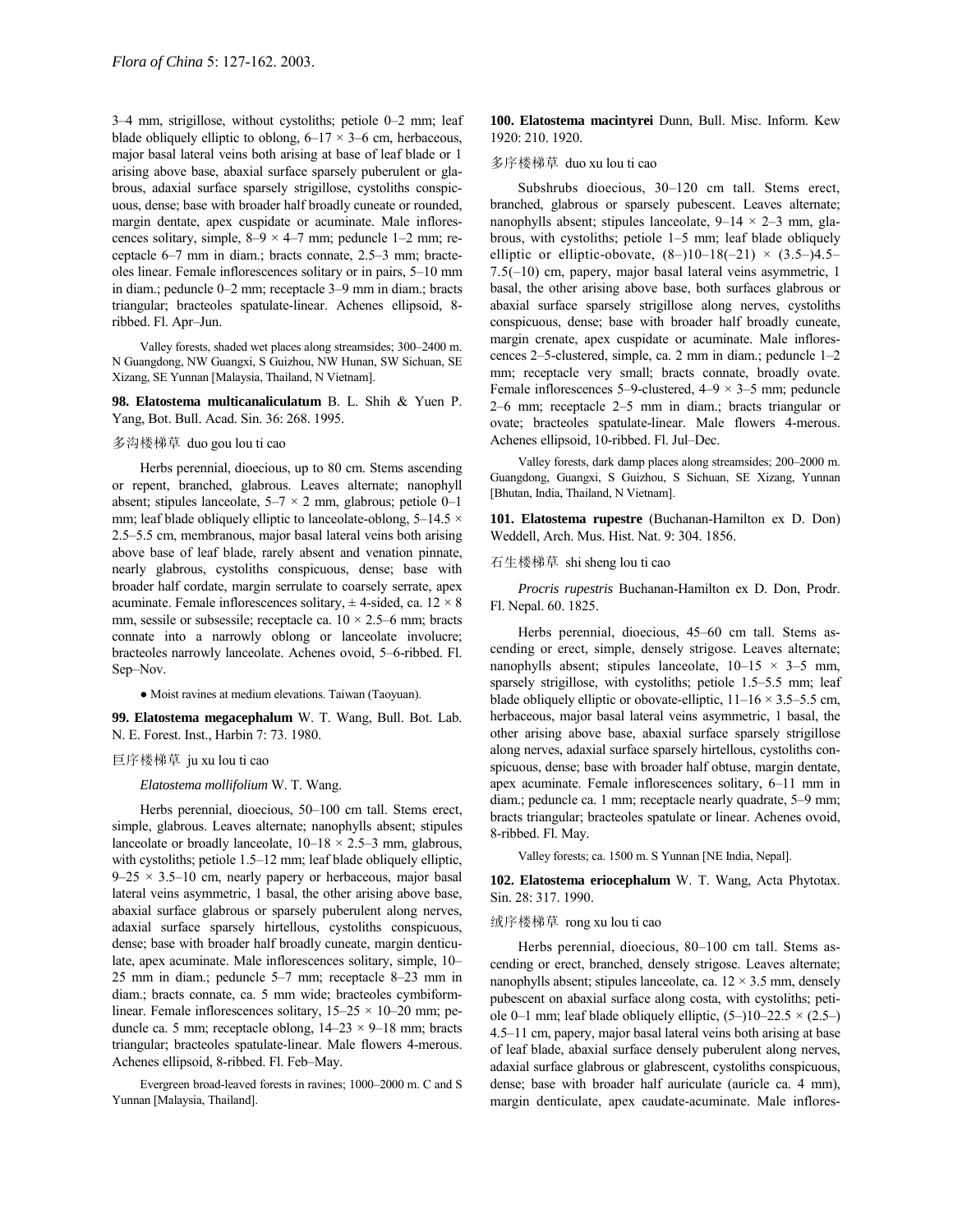3–4 mm, strigillose, without cystoliths; petiole 0–2 mm; leaf blade obliquely elliptic to oblong, 6–17 × 3–6 cm, herbaceous, major basal lateral veins both arising at base of leaf blade or 1 arising above base, abaxial surface sparsely puberulent or glabrous, adaxial surface sparsely strigillose, cystoliths conspicuous, dense; base with broader half broadly cuneate or rounded, margin dentate, apex cuspidate or acuminate. Male inflorescences solitary, simple, 8–9 × 4–7 mm; peduncle 1–2 mm; receptacle 6–7 mm in diam.; bracts connate, 2.5–3 mm; bracteoles linear. Female inflorescences solitary or in pairs, 5–10 mm in diam.; peduncle 0–2 mm; receptacle 3–9 mm in diam.; bracts triangular; bracteoles spatulate-linear. Achenes ellipsoid, 8-ribbed. Fl. Apr–Jun.

Valley forests, shaded wet places along streamsides; 300–2400 m. N Guangdong, NW Guangxi, S Guizhou, NW Hunan, SW Sichuan, SE Xizang, SE Yunnan [Malaysia, Thailand, N Vietnam].

**98. Elatostema multicanaliculatum** B. L. Shih & Yuen P. Yang, Bot. Bull. Acad. Sin. 36: 268. 1995.

多沟楼梯草 duo gou lou ti cao

Herbs perennial, dioecious, up to 80 cm. Stems ascending or repent, branched, glabrous. Leaves alternate; nanophyll absent; stipules lanceolate, 5–7 × 2 mm, glabrous; petiole 0–1 mm; leaf blade obliquely elliptic to lanceolate-oblong, 5–14.5 × 2.5–5.5 cm, membranous, major basal lateral veins both arising above base of leaf blade, rarely absent and venation pinnate, nearly glabrous, cystoliths conspicuous, dense; base with broader half cordate, margin serrulate to coarsely serrate, apex acuminate. Female inflorescences solitary, ± 4-sided, ca. 12 × 8 mm, sessile or subsessile; receptacle ca. 10 × 2.5–6 mm; bracts connate into a narrowly oblong or lanceolate involucre; bracteoles narrowly lanceolate. Achenes ovoid, 5–6-ribbed. Fl. Sep–Nov.

● Moist ravines at medium elevations. Taiwan (Taoyuan).

**99. Elatostema megacephalum** W. T. Wang, Bull. Bot. Lab. N. E. Forest. Inst., Harbin 7: 73. 1980.

巨序楼梯草 ju xu lou ti cao

*Elatostema mollifolium* W. T. Wang.

Herbs perennial, dioecious, 50–100 cm tall. Stems erect, simple, glabrous. Leaves alternate; nanophylls absent; stipules lanceolate or broadly lanceolate, 10–18 × 2.5–3 mm, glabrous, with cystoliths; petiole 1.5–12 mm; leaf blade obliquely elliptic, 9–25 × 3.5–10 cm, nearly papery or herbaceous, major basal lateral veins asymmetric, 1 basal, the other arising above base, abaxial surface glabrous or sparsely puberulent along nerves, adaxial surface sparsely hirtellous, cystoliths conspicuous, dense; base with broader half broadly cuneate, margin denticulate, apex acuminate. Male inflorescences solitary, simple, 10–25 mm in diam.; peduncle 5–7 mm; receptacle 8–23 mm in diam.; bracts connate, ca. 5 mm wide; bracteoles cymbiform-linear. Female inflorescences solitary, 15–25 × 10–20 mm; peduncle ca. 5 mm; receptacle oblong, 14–23 × 9–18 mm; bracts triangular; bracteoles spatulate-linear. Male flowers 4-merous. Achenes ellipsoid, 8-ribbed. Fl. Feb–May.

Evergreen broad-leaved forests in ravines; 1000–2000 m. C and S Yunnan [Malaysia, Thailand].

**100. Elatostema macintyrei** Dunn, Bull. Misc. Inform. Kew 1920: 210. 1920.

多序楼梯草 duo xu lou ti cao

Subshrubs dioecious, 30–120 cm tall. Stems erect, branched, glabrous or sparsely pubescent. Leaves alternate; nanophylls absent; stipules lanceolate, 9–14 × 2–3 mm, glabrous, with cystoliths; petiole 1–5 mm; leaf blade obliquely elliptic or elliptic-obovate, (8–)10–18(–21) × (3.5–)4.5–7.5(–10) cm, papery, major basal lateral veins asymmetric, 1 basal, the other arising above base, both surfaces glabrous or abaxial surface sparsely strigillose along nerves, cystoliths conspicuous, dense; base with broader half broadly cuneate, margin crenate, apex cuspidate or acuminate. Male inflorescences 2–5-clustered, simple, ca. 2 mm in diam.; peduncle 1–2 mm; receptacle very small; bracts connate, broadly ovate. Female inflorescences 5–9-clustered, 4–9 × 3–5 mm; peduncle 2–6 mm; receptacle 2–5 mm in diam.; bracts triangular or ovate; bracteoles spatulate-linear. Male flowers 4-merous. Achenes ellipsoid, 10-ribbed. Fl. Jul–Dec.

Valley forests, dark damp places along streamsides; 200–2000 m. Guangdong, Guangxi, S Guizhou, S Sichuan, SE Xizang, Yunnan [Bhutan, India, Thailand, N Vietnam].

**101. Elatostema rupestre** (Buchanan-Hamilton ex D. Don) Weddell, Arch. Mus. Hist. Nat. 9: 304. 1856.

石生楼梯草 shi sheng lou ti cao

*Procris rupestris* Buchanan-Hamilton ex D. Don, Prodr. Fl. Nepal. 60. 1825.

Herbs perennial, dioecious, 45–60 cm tall. Stems ascending or erect, simple, densely strigose. Leaves alternate; nanophylls absent; stipules lanceolate, 10–15 × 3–5 mm, sparsely strigillose, with cystoliths; petiole 1.5–5.5 mm; leaf blade obliquely elliptic or obovate-elliptic, 11–16 × 3.5–5.5 cm, herbaceous, major basal lateral veins asymmetric, 1 basal, the other arising above base, abaxial surface sparsely strigillose along nerves, adaxial surface sparsely hirtellous, cystoliths conspicuous, dense; base with broader half obtuse, margin dentate, apex acuminate. Female inflorescences solitary, 6–11 mm in diam.; peduncle ca. 1 mm; receptacle nearly quadrate, 5–9 mm; bracts triangular; bracteoles spatulate or linear. Achenes ovoid, 8-ribbed. Fl. May.

Valley forests; ca. 1500 m. S Yunnan [NE India, Nepal].

**102. Elatostema eriocephalum** W. T. Wang, Acta Phytotax. Sin. 28: 317. 1990.

绒序楼梯草 rong xu lou ti cao

Herbs perennial, dioecious, 80–100 cm tall. Stems ascending or erect, branched, densely strigose. Leaves alternate; nanophylls absent; stipules lanceolate, ca. 12 × 3.5 mm, densely pubescent on abaxial surface along costa, with cystoliths; petiole 0–1 mm; leaf blade obliquely elliptic, (5–)10–22.5 × (2.5–)4.5–11 cm, papery, major basal lateral veins both arising at base of leaf blade, abaxial surface densely puberulent along nerves, adaxial surface glabrous or glabrescent, cystoliths conspicuous, dense; base with broader half auriculate (auricle ca. 4 mm), margin denticulate, apex caudate-acuminate. Male inflores-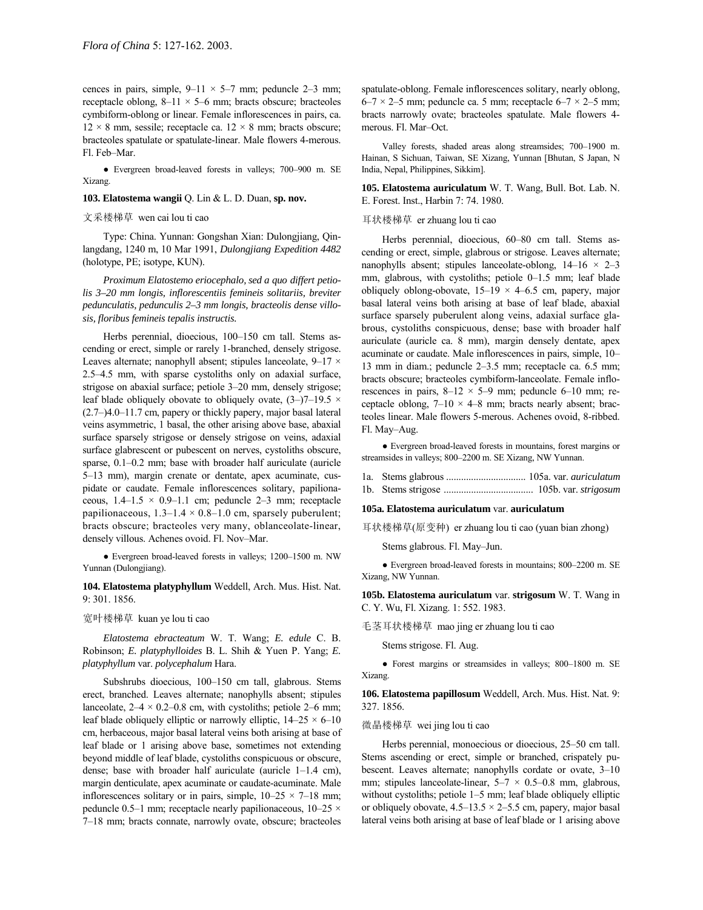cences in pairs, simple, 9–11 × 5–7 mm; peduncle 2–3 mm; receptacle oblong, 8–11 × 5–6 mm; bracts obscure; bracteoles cymbiform-oblong or linear. Female inflorescences in pairs, ca. 12 × 8 mm, sessile; receptacle ca. 12 × 8 mm; bracts obscure; bracteoles spatulate or spatulate-linear. Male flowers 4-merous. Fl. Feb–Mar.

● Evergreen broad-leaved forests in valleys; 700–900 m. SE Xizang.

**103. Elatostema wangii** Q. Lin & L. D. Duan, **sp. nov.**

文采楼梯草 wen cai lou ti cao

Type: China. Yunnan: Gongshan Xian: Dulongjiang, Qinlangdang, 1240 m, 10 Mar 1991, *Dulongjiang Expedition 4482* (holotype, PE; isotype, KUN).

*Proximum Elatostemo eriocephalo, sed a quo differt petiolis 3–20 mm longis, inflorescentiis femineis solitariis, breviter pedunculatis, pedunculis 2–3 mm longis, bracteolis dense villosis, floribus femineis tepalis instructis.*

Herbs perennial, dioecious, 100–150 cm tall. Stems ascending or erect, simple or rarely 1-branched, densely strigose. Leaves alternate; nanophyll absent; stipules lanceolate, 9–17 × 2.5–4.5 mm, with sparse cystoliths only on adaxial surface, strigose on abaxial surface; petiole 3–20 mm, densely strigose; leaf blade obliquely obovate to obliquely ovate, (3–)7–19.5 × (2.7–)4.0–11.7 cm, papery or thickly papery, major basal lateral veins asymmetric, 1 basal, the other arising above base, abaxial surface sparsely strigose or densely strigose on veins, adaxial surface glabrescent or pubescent on nerves, cystoliths obscure, sparse, 0.1–0.2 mm; base with broader half auriculate (auricle 5–13 mm), margin crenate or dentate, apex acuminate, cuspidate or caudate. Female inflorescences solitary, papilionaceous, 1.4–1.5 × 0.9–1.1 cm; peduncle 2–3 mm; receptacle papilionaceous, 1.3–1.4 × 0.8–1.0 cm, sparsely puberulent; bracts obscure; bracteoles very many, oblanceolate-linear, densely villous. Achenes ovoid. Fl. Nov–Mar.

● Evergreen broad-leaved forests in valleys; 1200–1500 m. NW Yunnan (Dulongjiang).

**104. Elatostema platyphyllum** Weddell, Arch. Mus. Hist. Nat. 9: 301. 1856.

宽叶楼梯草 kuan ye lou ti cao

*Elatostema ebracteatum* W. T. Wang; *E. edule* C. B. Robinson; *E. platyphylloides* B. L. Shih & Yuen P. Yang; *E. platyphyllum* var. *polycephalum* Hara.

Subshrubs dioecious, 100–150 cm tall, glabrous. Stems erect, branched. Leaves alternate; nanophylls absent; stipules lanceolate, 2–4 × 0.2–0.8 cm, with cystoliths; petiole 2–6 mm; leaf blade obliquely elliptic or narrowly elliptic, 14–25 × 6–10 cm, herbaceous, major basal lateral veins both arising at base of leaf blade or 1 arising above base, sometimes not extending beyond middle of leaf blade, cystoliths conspicuous or obscure, dense; base with broader half auriculate (auricle 1–1.4 cm), margin denticulate, apex acuminate or caudate-acuminate. Male inflorescences solitary or in pairs, simple, 10–25 × 7–18 mm; peduncle 0.5–1 mm; receptacle nearly papilionaceous, 10–25 × 7–18 mm; bracts connate, narrowly ovate, obscure; bracteoles spatulate-oblong. Female inflorescences solitary, nearly oblong, 6–7 × 2–5 mm; peduncle ca. 5 mm; receptacle 6–7 × 2–5 mm; bracts narrowly ovate; bracteoles spatulate. Male flowers 4-merous. Fl. Mar–Oct.

Valley forests, shaded areas along streamsides; 700–1900 m. Hainan, S Sichuan, Taiwan, SE Xizang, Yunnan [Bhutan, S Japan, N India, Nepal, Philippines, Sikkim].

**105. Elatostema auriculatum** W. T. Wang, Bull. Bot. Lab. N. E. Forest. Inst., Harbin 7: 74. 1980.

耳状楼梯草 er zhuang lou ti cao

Herbs perennial, dioecious, 60–80 cm tall. Stems ascending or erect, simple, glabrous or strigose. Leaves alternate; nanophylls absent; stipules lanceolate-oblong, 14–16 × 2–3 mm, glabrous, with cystoliths; petiole 0–1.5 mm; leaf blade obliquely oblong-obovate, 15–19 × 4–6.5 cm, papery, major basal lateral veins both arising at base of leaf blade, abaxial surface sparsely puberulent along veins, adaxial surface glabrous, cystoliths conspicuous, dense; base with broader half auriculate (auricle ca. 8 mm), margin densely dentate, apex acuminate or caudate. Male inflorescences in pairs, simple, 10–13 mm in diam.; peduncle 2–3.5 mm; receptacle ca. 6.5 mm; bracts obscure; bracteoles cymbiform-lanceolate. Female inflorescences in pairs, 8–12 × 5–9 mm; peduncle 6–10 mm; receptacle oblong, 7–10 × 4–8 mm; bracts nearly absent; bracteoles linear. Male flowers 5-merous. Achenes ovoid, 8-ribbed. Fl. May–Aug.

● Evergreen broad-leaved forests in mountains, forest margins or streamsides in valleys; 800–2200 m. SE Xizang, NW Yunnan.

1a. Stems glabrous ................................ 105a. var. *auriculatum*
1b. Stems strigose .................................... 105b. var. *strigosum*

**105a. Elatostema auriculatum** var. **auriculatum**

耳状楼梯草(原变种) er zhuang lou ti cao (yuan bian zhong)

Stems glabrous. Fl. May–Jun.

● Evergreen broad-leaved forests in mountains; 800–2200 m. SE Xizang, NW Yunnan.

**105b. Elatostema auriculatum** var. **strigosum** W. T. Wang in C. Y. Wu, Fl. Xizang. 1: 552. 1983.

毛茎耳状楼梯草 mao jing er zhuang lou ti cao

Stems strigose. Fl. Aug.

● Forest margins or streamsides in valleys; 800–1800 m. SE Xizang.

**106. Elatostema papillosum** Weddell, Arch. Mus. Hist. Nat. 9: 327. 1856.

微晶楼梯草 wei jing lou ti cao

Herbs perennial, monoecious or dioecious, 25–50 cm tall. Stems ascending or erect, simple or branched, crispately pubescent. Leaves alternate; nanophylls cordate or ovate, 3–10 mm; stipules lanceolate-linear, 5–7 × 0.5–0.8 mm, glabrous, without cystoliths; petiole 1–5 mm; leaf blade obliquely elliptic or obliquely obovate, 4.5–13.5 × 2–5.5 cm, papery, major basal lateral veins both arising at base of leaf blade or 1 arising above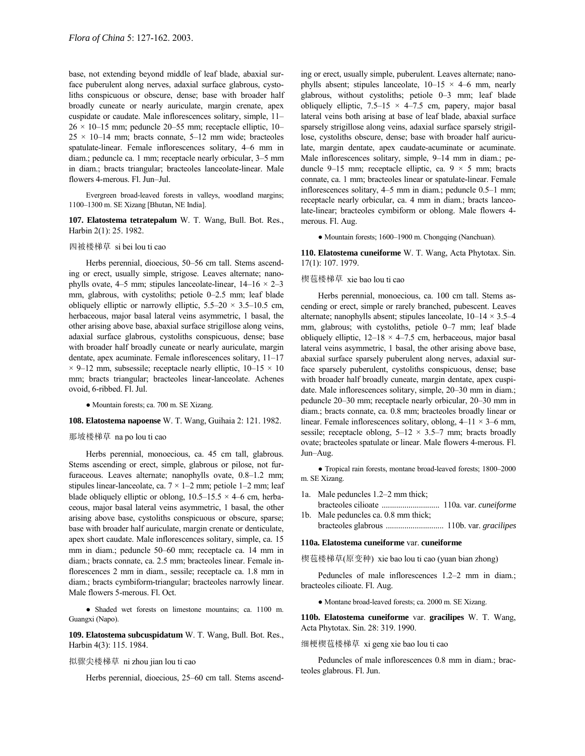base, not extending beyond middle of leaf blade, abaxial surface puberulent along nerves, adaxial surface glabrous, cystoliths conspicuous or obscure, dense; base with broader half broadly cuneate or nearly auriculate, margin crenate, apex cuspidate or caudate. Male inflorescences solitary, simple, 11–26 × 10–15 mm; peduncle 20–55 mm; receptacle elliptic, 10–25 × 10–14 mm; bracts connate, 5–12 mm wide; bracteoles spatulate-linear. Female inflorescences solitary, 4–6 mm in diam.; peduncle ca. 1 mm; receptacle nearly orbicular, 3–5 mm in diam.; bracts triangular; bracteoles lanceolate-linear. Male flowers 4-merous. Fl. Jun–Jul.

Evergreen broad-leaved forests in valleys, woodland margins; 1100–1300 m. SE Xizang [Bhutan, NE India].

**107. Elatostema tetratepalum** W. T. Wang, Bull. Bot. Res., Harbin 2(1): 25. 1982.

四被楼梯草 si bei lou ti cao

Herbs perennial, dioecious, 50–56 cm tall. Stems ascending or erect, usually simple, strigose. Leaves alternate; nanophylls ovate, 4–5 mm; stipules lanceolate-linear, 14–16 × 2–3 mm, glabrous, with cystoliths; petiole 0–2.5 mm; leaf blade obliquely elliptic or narrowly elliptic, 5.5–20 × 3.5–10.5 cm, herbaceous, major basal lateral veins asymmetric, 1 basal, the other arising above base, abaxial surface strigillose along veins, adaxial surface glabrous, cystoliths conspicuous, dense; base with broader half broadly cuneate or nearly auriculate, margin dentate, apex acuminate. Female inflorescences solitary, 11–17 × 9–12 mm, subsessile; receptacle nearly elliptic, 10–15 × 10 mm; bracts triangular; bracteoles linear-lanceolate. Achenes ovoid, 6-ribbed. Fl. Jul.

● Mountain forests; ca. 700 m. SE Xizang.

**108. Elatostema napoense** W. T. Wang, Guihaia 2: 121. 1982.

那坡楼梯草 na po lou ti cao

Herbs perennial, monoecious, ca. 45 cm tall, glabrous. Stems ascending or erect, simple, glabrous or pilose, not furfuraceous. Leaves alternate; nanophylls ovate, 0.8–1.2 mm; stipules linear-lanceolate, ca. 7 × 1–2 mm; petiole 1–2 mm; leaf blade obliquely elliptic or oblong, 10.5–15.5 × 4–6 cm, herbaceous, major basal lateral veins asymmetric, 1 basal, the other arising above base, cystoliths conspicuous or obscure, sparse; base with broader half auriculate, margin crenate or denticulate, apex short caudate. Male inflorescences solitary, simple, ca. 15 mm in diam.; peduncle 50–60 mm; receptacle ca. 14 mm in diam.; bracts connate, ca. 2.5 mm; bracteoles linear. Female inflorescences 2 mm in diam., sessile; receptacle ca. 1.8 mm in diam.; bracts cymbiform-triangular; bracteoles narrowly linear. Male flowers 5-merous. Fl. Oct.

● Shaded wet forests on limestone mountains; ca. 1100 m. Guangxi (Napo).

**109. Elatostema subcuspidatum** W. T. Wang, Bull. Bot. Res., Harbin 4(3): 115. 1984.

拟骤尖楼梯草 ni zhou jian lou ti cao

Herbs perennial, dioecious, 25–60 cm tall. Stems ascending or erect, usually simple, puberulent. Leaves alternate; nanophylls absent; stipules lanceolate, 10–15 × 4–6 mm, nearly glabrous, without cystoliths; petiole 0–3 mm; leaf blade obliquely elliptic, 7.5–15 × 4–7.5 cm, papery, major basal lateral veins both arising at base of leaf blade, abaxial surface sparsely strigillose along veins, adaxial surface sparsely strigillose, cystoliths obscure, dense; base with broader half auriculate, margin dentate, apex caudate-acuminate or acuminate. Male inflorescences solitary, simple, 9–14 mm in diam.; peduncle 9–15 mm; receptacle elliptic, ca. 9 × 5 mm; bracts connate, ca. 1 mm; bracteoles linear or spatulate-linear. Female inflorescences solitary, 4–5 mm in diam.; peduncle 0.5–1 mm; receptacle nearly orbicular, ca. 4 mm in diam.; bracts lanceolate-linear; bracteoles cymbiform or oblong. Male flowers 4-merous. Fl. Aug.

● Mountain forests; 1600–1900 m. Chongqing (Nanchuan).

**110. Elatostema cuneiforme** W. T. Wang, Acta Phytotax. Sin. 17(1): 107. 1979.

楔苞楼梯草 xie bao lou ti cao

Herbs perennial, monoecious, ca. 100 cm tall. Stems ascending or erect, simple or rarely branched, pubescent. Leaves alternate; nanophylls absent; stipules lanceolate, 10–14 × 3.5–4 mm, glabrous; with cystoliths, petiole 0–7 mm; leaf blade obliquely elliptic, 12–18 × 4–7.5 cm, herbaceous, major basal lateral veins asymmetric, 1 basal, the other arising above base, abaxial surface sparsely puberulent along nerves, adaxial surface sparsely puberulent, cystoliths conspicuous, dense; base with broader half broadly cuneate, margin dentate, apex cuspidate. Male inflorescences solitary, simple, 20–30 mm in diam.; peduncle 20–30 mm; receptacle nearly orbicular, 20–30 mm in diam.; bracts connate, ca. 0.8 mm; bracteoles broadly linear or linear. Female inflorescences solitary, oblong, 4–11 × 3–6 mm, sessile; receptacle oblong, 5–12 × 3.5–7 mm; bracts broadly ovate; bracteoles spatulate or linear. Male flowers 4-merous. Fl. Jun–Aug.

● Tropical rain forests, montane broad-leaved forests; 1800–2000 m. SE Xizang.

1a. Male peduncles 1.2–2 mm thick; bracteoles cilioate ............................ 110a. var. *cuneiforme*
1b. Male peduncles ca. 0.8 mm thick; bracteoles glabrous ............................ 110b. var. *gracilipes*

**110a. Elatostema cuneiforme** var. **cuneiforme**

楔苞楼梯草(原变种) xie bao lou ti cao (yuan bian zhong)

Peduncles of male inflorescences 1.2–2 mm in diam.; bracteoles cilioate. Fl. Aug.

● Montane broad-leaved forests; ca. 2000 m. SE Xizang.

**110b. Elatostema cuneiforme** var. **gracilipes** W. T. Wang, Acta Phytotax. Sin. 28: 319. 1990.

细梗楔苞楼梯草 xi geng xie bao lou ti cao

Peduncles of male inflorescences 0.8 mm in diam.; bracteoles glabrous. Fl. Jun.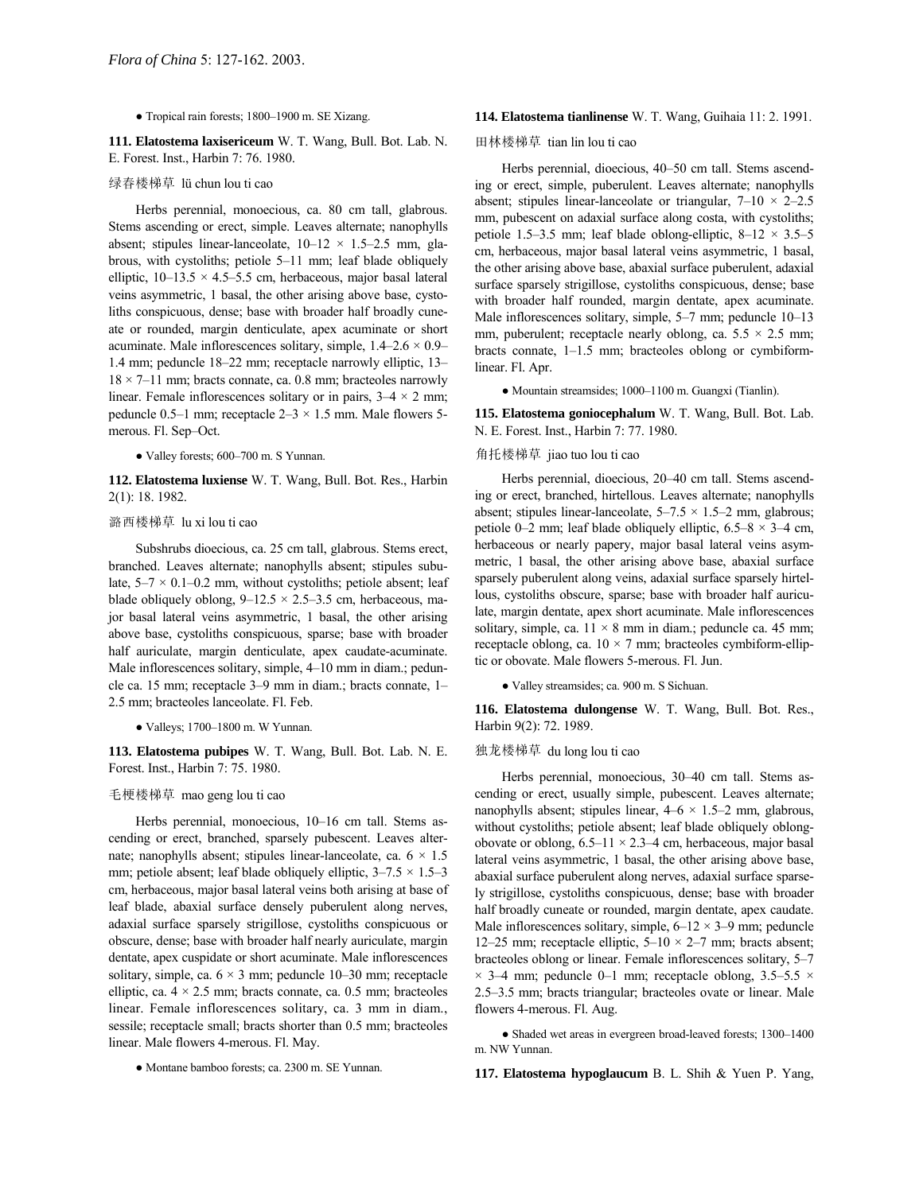● Tropical rain forests; 1800–1900 m. SE Xizang.

**111. Elatostema laxisericeum** W. T. Wang, Bull. Bot. Lab. N. E. Forest. Inst., Harbin 7: 76. 1980.

绿春楼梯草 lü chun lou ti cao

Herbs perennial, monoecious, ca. 80 cm tall, glabrous. Stems ascending or erect, simple. Leaves alternate; nanophylls absent; stipules linear-lanceolate, 10–12 × 1.5–2.5 mm, glabrous, with cystoliths; petiole 5–11 mm; leaf blade obliquely elliptic, 10–13.5 × 4.5–5.5 cm, herbaceous, major basal lateral veins asymmetric, 1 basal, the other arising above base, cystoliths conspicuous, dense; base with broader half broadly cuneate or rounded, margin denticulate, apex acuminate or short acuminate. Male inflorescences solitary, simple, 1.4–2.6 × 0.9–1.4 mm; peduncle 18–22 mm; receptacle narrowly elliptic, 13–18 × 7–11 mm; bracts connate, ca. 0.8 mm; bracteoles narrowly linear. Female inflorescences solitary or in pairs, 3–4 × 2 mm; peduncle 0.5–1 mm; receptacle 2–3 × 1.5 mm. Male flowers 5-merous. Fl. Sep–Oct.

● Valley forests; 600–700 m. S Yunnan.

**112. Elatostema luxiense** W. T. Wang, Bull. Bot. Res., Harbin 2(1): 18. 1982.

潞西楼梯草 lu xi lou ti cao

Subshrubs dioecious, ca. 25 cm tall, glabrous. Stems erect, branched. Leaves alternate; nanophylls absent; stipules subulate, 5–7 × 0.1–0.2 mm, without cystoliths; petiole absent; leaf blade obliquely oblong, 9–12.5 × 2.5–3.5 cm, herbaceous, major basal lateral veins asymmetric, 1 basal, the other arising above base, cystoliths conspicuous, sparse; base with broader half auriculate, margin denticulate, apex caudate-acuminate. Male inflorescences solitary, simple, 4–10 mm in diam.; peduncle ca. 15 mm; receptacle 3–9 mm in diam.; bracts connate, 1–2.5 mm; bracteoles lanceolate. Fl. Feb.

● Valleys; 1700–1800 m. W Yunnan.

**113. Elatostema pubipes** W. T. Wang, Bull. Bot. Lab. N. E. Forest. Inst., Harbin 7: 75. 1980.

毛梗楼梯草 mao geng lou ti cao

Herbs perennial, monoecious, 10–16 cm tall. Stems ascending or erect, branched, sparsely pubescent. Leaves alternate; nanophylls absent; stipules linear-lanceolate, ca. 6 × 1.5 mm; petiole absent; leaf blade obliquely elliptic, 3–7.5 × 1.5–3 cm, herbaceous, major basal lateral veins both arising at base of leaf blade, abaxial surface densely puberulent along nerves, adaxial surface sparsely strigillose, cystoliths conspicuous or obscure, dense; base with broader half nearly auriculate, margin dentate, apex cuspidate or short acuminate. Male inflorescences solitary, simple, ca. 6 × 3 mm; peduncle 10–30 mm; receptacle elliptic, ca. 4 × 2.5 mm; bracts connate, ca. 0.5 mm; bracteoles linear. Female inflorescences solitary, ca. 3 mm in diam., sessile; receptacle small; bracts shorter than 0.5 mm; bracteoles linear. Male flowers 4-merous. Fl. May.

● Montane bamboo forests; ca. 2300 m. SE Yunnan.

**114. Elatostema tianlinense** W. T. Wang, Guihaia 11: 2. 1991.

田林楼梯草 tian lin lou ti cao

Herbs perennial, dioecious, 40–50 cm tall. Stems ascending or erect, simple, puberulent. Leaves alternate; nanophylls absent; stipules linear-lanceolate or triangular, 7–10 × 2–2.5 mm, pubescent on adaxial surface along costa, with cystoliths; petiole 1.5–3.5 mm; leaf blade oblong-elliptic, 8–12 × 3.5–5 cm, herbaceous, major basal lateral veins asymmetric, 1 basal, the other arising above base, abaxial surface puberulent, adaxial surface sparsely strigillose, cystoliths conspicuous, dense; base with broader half rounded, margin dentate, apex acuminate. Male inflorescences solitary, simple, 5–7 mm; peduncle 10–13 mm, puberulent; receptacle nearly oblong, ca. 5.5 × 2.5 mm; bracts connate, 1–1.5 mm; bracteoles oblong or cymbiform-linear. Fl. Apr.

● Mountain streamsides; 1000–1100 m. Guangxi (Tianlin).

**115. Elatostema goniocephalum** W. T. Wang, Bull. Bot. Lab. N. E. Forest. Inst., Harbin 7: 77. 1980.

角托楼梯草 jiao tuo lou ti cao

Herbs perennial, dioecious, 20–40 cm tall. Stems ascending or erect, branched, hirtellous. Leaves alternate; nanophylls absent; stipules linear-lanceolate, 5–7.5 × 1.5–2 mm, glabrous; petiole 0–2 mm; leaf blade obliquely elliptic, 6.5–8 × 3–4 cm, herbaceous or nearly papery, major basal lateral veins asymmetric, 1 basal, the other arising above base, abaxial surface sparsely puberulent along veins, adaxial surface sparsely hirtellous, cystoliths obscure, sparse; base with broader half auriculate, margin dentate, apex short acuminate. Male inflorescences solitary, simple, ca. 11 × 8 mm in diam.; peduncle ca. 45 mm; receptacle oblong, ca. 10 × 7 mm; bracteoles cymbiform-elliptic or obovate. Male flowers 5-merous. Fl. Jun.

● Valley streamsides; ca. 900 m. S Sichuan.

**116. Elatostema dulongense** W. T. Wang, Bull. Bot. Res., Harbin 9(2): 72. 1989.

独龙楼梯草 du long lou ti cao

Herbs perennial, monoecious, 30–40 cm tall. Stems ascending or erect, usually simple, pubescent. Leaves alternate; nanophylls absent; stipules linear, 4–6 × 1.5–2 mm, glabrous, without cystoliths; petiole absent; leaf blade obliquely oblong-obovate or oblong, 6.5–11 × 2.3–4 cm, herbaceous, major basal lateral veins asymmetric, 1 basal, the other arising above base, abaxial surface puberulent along nerves, adaxial surface sparsely strigillose, cystoliths conspicuous, dense; base with broader half broadly cuneate or rounded, margin dentate, apex caudate. Male inflorescences solitary, simple, 6–12 × 3–9 mm; peduncle 12–25 mm; receptacle elliptic, 5–10 × 2–7 mm; bracts absent; bracteoles oblong or linear. Female inflorescences solitary, 5–7 × 3–4 mm; peduncle 0–1 mm; receptacle oblong, 3.5–5.5 × 2.5–3.5 mm; bracts triangular; bracteoles ovate or linear. Male flowers 4-merous. Fl. Aug.

● Shaded wet areas in evergreen broad-leaved forests; 1300–1400 m. NW Yunnan.

**117. Elatostema hypoglaucum** B. L. Shih & Yuen P. Yang,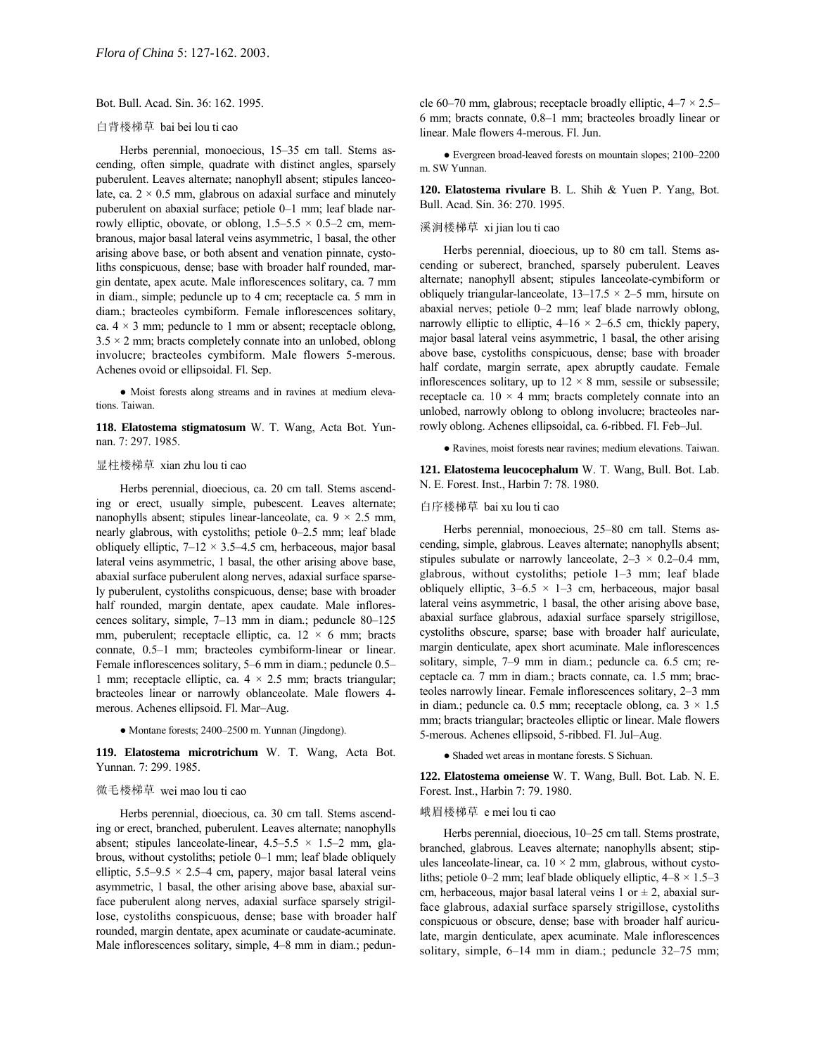Bot. Bull. Acad. Sin. 36: 162. 1995.

白背楼梯草 bai bei lou ti cao

Herbs perennial, monoecious, 15–35 cm tall. Stems ascending, often simple, quadrate with distinct angles, sparsely puberulent. Leaves alternate; nanophyll absent; stipules lanceolate, ca. 2 × 0.5 mm, glabrous on adaxial surface and minutely puberulent on abaxial surface; petiole 0–1 mm; leaf blade narrowly elliptic, obovate, or oblong, 1.5–5.5 × 0.5–2 cm, membranous, major basal lateral veins asymmetric, 1 basal, the other arising above base, or both absent and venation pinnate, cystoliths conspicuous, dense; base with broader half rounded, margin dentate, apex acute. Male inflorescences solitary, ca. 7 mm in diam., simple; peduncle up to 4 cm; receptacle ca. 5 mm in diam.; bracteoles cymbiform. Female inflorescences solitary, ca. 4 × 3 mm; peduncle to 1 mm or absent; receptacle oblong, 3.5 × 2 mm; bracts completely connate into an unlobed, oblong involucre; bracteoles cymbiform. Male flowers 5-merous. Achenes ovoid or ellipsoidal. Fl. Sep.

● Moist forests along streams and in ravines at medium elevations. Taiwan.

**118. Elatostema stigmatosum** W. T. Wang, Acta Bot. Yunnan. 7: 297. 1985.

显柱楼梯草 xian zhu lou ti cao

Herbs perennial, dioecious, ca. 20 cm tall. Stems ascending or erect, usually simple, pubescent. Leaves alternate; nanophylls absent; stipules linear-lanceolate, ca. 9 × 2.5 mm, nearly glabrous, with cystoliths; petiole 0–2.5 mm; leaf blade obliquely elliptic, 7–12 × 3.5–4.5 cm, herbaceous, major basal lateral veins asymmetric, 1 basal, the other arising above base, abaxial surface puberulent along nerves, adaxial surface sparsely puberulent, cystoliths conspicuous, dense; base with broader half rounded, margin dentate, apex caudate. Male inflorescences solitary, simple, 7–13 mm in diam.; peduncle 80–125 mm, puberulent; receptacle elliptic, ca. 12 × 6 mm; bracts connate, 0.5–1 mm; bracteoles cymbiform-linear or linear. Female inflorescences solitary, 5–6 mm in diam.; peduncle 0.5–1 mm; receptacle elliptic, ca. 4 × 2.5 mm; bracts triangular; bracteoles linear or narrowly oblanceolate. Male flowers 4-merous. Achenes ellipsoid. Fl. Mar–Aug.

● Montane forests; 2400–2500 m. Yunnan (Jingdong).

**119. Elatostema microtrichum** W. T. Wang, Acta Bot. Yunnan. 7: 299. 1985.

微毛楼梯草 wei mao lou ti cao

Herbs perennial, dioecious, ca. 30 cm tall. Stems ascending or erect, branched, puberulent. Leaves alternate; nanophylls absent; stipules lanceolate-linear, 4.5–5.5 × 1.5–2 mm, glabrous, without cystoliths; petiole 0–1 mm; leaf blade obliquely elliptic, 5.5–9.5 × 2.5–4 cm, papery, major basal lateral veins asymmetric, 1 basal, the other arising above base, abaxial surface puberulent along nerves, adaxial surface sparsely strigillose, cystoliths conspicuous, dense; base with broader half rounded, margin dentate, apex acuminate or caudate-acuminate. Male inflorescences solitary, simple, 4–8 mm in diam.; peduncle 60–70 mm, glabrous; receptacle broadly elliptic, 4–7 × 2.5–6 mm; bracts connate, 0.8–1 mm; bracteoles broadly linear or linear. Male flowers 4-merous. Fl. Jun.

● Evergreen broad-leaved forests on mountain slopes; 2100–2200 m. SW Yunnan.

**120. Elatostema rivulare** B. L. Shih & Yuen P. Yang, Bot. Bull. Acad. Sin. 36: 270. 1995.

溪涧楼梯草 xi jian lou ti cao

Herbs perennial, dioecious, up to 80 cm tall. Stems ascending or suberect, branched, sparsely puberulent. Leaves alternate; nanophyll absent; stipules lanceolate-cymbiform or obliquely triangular-lanceolate, 13–17.5 × 2–5 mm, hirsute on abaxial nerves; petiole 0–2 mm; leaf blade narrowly oblong, narrowly elliptic to elliptic, 4–16 × 2–6.5 cm, thickly papery, major basal lateral veins asymmetric, 1 basal, the other arising above base, cystoliths conspicuous, dense; base with broader half cordate, margin serrate, apex abruptly caudate. Female inflorescences solitary, up to 12 × 8 mm, sessile or subsessile; receptacle ca. 10 × 4 mm; bracts completely connate into an unlobed, narrowly oblong to oblong involucre; bracteoles narrowly oblong. Achenes ellipsoidal, ca. 6-ribbed. Fl. Feb–Jul.

● Ravines, moist forests near ravines; medium elevations. Taiwan.

**121. Elatostema leucocephalum** W. T. Wang, Bull. Bot. Lab. N. E. Forest. Inst., Harbin 7: 78. 1980.

白序楼梯草 bai xu lou ti cao

Herbs perennial, monoecious, 25–80 cm tall. Stems ascending, simple, glabrous. Leaves alternate; nanophylls absent; stipules subulate or narrowly lanceolate, 2–3 × 0.2–0.4 mm, glabrous, without cystoliths; petiole 1–3 mm; leaf blade obliquely elliptic, 3–6.5 × 1–3 cm, herbaceous, major basal lateral veins asymmetric, 1 basal, the other arising above base, abaxial surface glabrous, adaxial surface sparsely strigillose, cystoliths obscure, sparse; base with broader half auriculate, margin denticulate, apex short acuminate. Male inflorescences solitary, simple, 7–9 mm in diam.; peduncle ca. 6.5 cm; receptacle ca. 7 mm in diam.; bracts connate, ca. 1.5 mm; bracteoles narrowly linear. Female inflorescences solitary, 2–3 mm in diam.; peduncle ca. 0.5 mm; receptacle oblong, ca. 3 × 1.5 mm; bracts triangular; bracteoles elliptic or linear. Male flowers 5-merous. Achenes ellipsoid, 5-ribbed. Fl. Jul–Aug.

● Shaded wet areas in montane forests. S Sichuan.

**122. Elatostema omeiense** W. T. Wang, Bull. Bot. Lab. N. E. Forest. Inst., Harbin 7: 79. 1980.

峨眉楼梯草 e mei lou ti cao

Herbs perennial, dioecious, 10–25 cm tall. Stems prostrate, branched, glabrous. Leaves alternate; nanophylls absent; stipules lanceolate-linear, ca. 10 × 2 mm, glabrous, without cystoliths; petiole 0–2 mm; leaf blade obliquely elliptic, 4–8 × 1.5–3 cm, herbaceous, major basal lateral veins 1 or ± 2, abaxial surface glabrous, adaxial surface sparsely strigillose, cystoliths conspicuous or obscure, dense; base with broader half auriculate, margin denticulate, apex acuminate. Male inflorescences solitary, simple, 6–14 mm in diam.; peduncle 32–75 mm;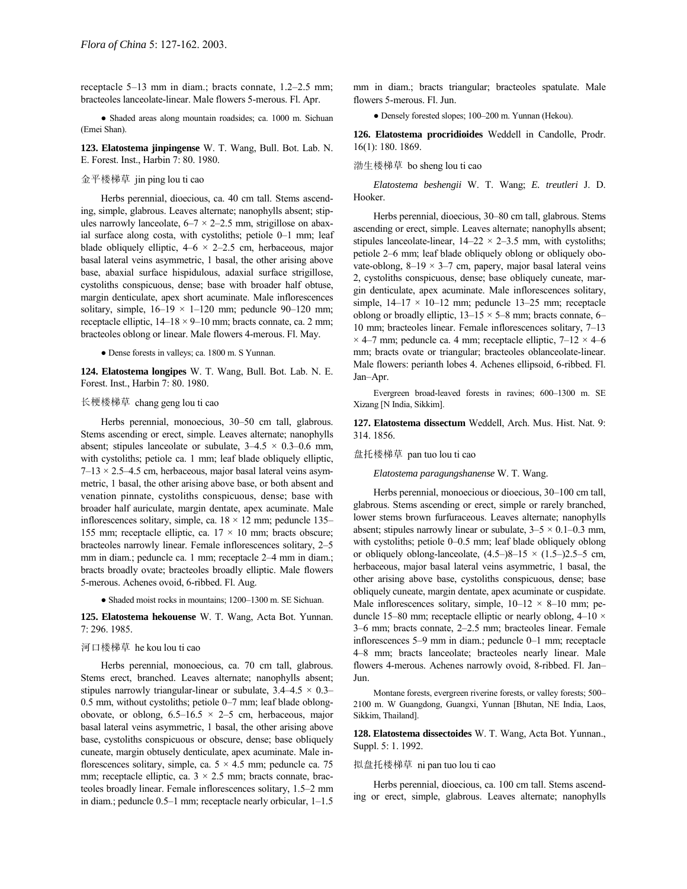receptacle 5–13 mm in diam.; bracts connate, 1.2–2.5 mm; bracteoles lanceolate-linear. Male flowers 5-merous. Fl. Apr.

● Shaded areas along mountain roadsides; ca. 1000 m. Sichuan (Emei Shan).

**123. Elatostema jinpingense** W. T. Wang, Bull. Bot. Lab. N. E. Forest. Inst., Harbin 7: 80. 1980.

金平楼梯草 jin ping lou ti cao

Herbs perennial, dioecious, ca. 40 cm tall. Stems ascending, simple, glabrous. Leaves alternate; nanophylls absent; stipules narrowly lanceolate, 6–7 × 2–2.5 mm, strigillose on abaxial surface along costa, with cystoliths; petiole 0–1 mm; leaf blade obliquely elliptic, 4–6 × 2–2.5 cm, herbaceous, major basal lateral veins asymmetric, 1 basal, the other arising above base, abaxial surface hispidulous, adaxial surface strigillose, cystoliths conspicuous, dense; base with broader half obtuse, margin denticulate, apex short acuminate. Male inflorescences solitary, simple, 16–19 × 1–120 mm; peduncle 90–120 mm; receptacle elliptic, 14–18 × 9–10 mm; bracts connate, ca. 2 mm; bracteoles oblong or linear. Male flowers 4-merous. Fl. May.

● Dense forests in valleys; ca. 1800 m. S Yunnan.

**124. Elatostema longipes** W. T. Wang, Bull. Bot. Lab. N. E. Forest. Inst., Harbin 7: 80. 1980.

长梗楼梯草 chang geng lou ti cao

Herbs perennial, monoecious, 30–50 cm tall, glabrous. Stems ascending or erect, simple. Leaves alternate; nanophylls absent; stipules lanceolate or subulate, 3–4.5 × 0.3–0.6 mm, with cystoliths; petiole ca. 1 mm; leaf blade obliquely elliptic, 7–13 × 2.5–4.5 cm, herbaceous, major basal lateral veins asymmetric, 1 basal, the other arising above base, or both absent and venation pinnate, cystoliths conspicuous, dense; base with broader half auriculate, margin dentate, apex acuminate. Male inflorescences solitary, simple, ca. 18 × 12 mm; peduncle 135–155 mm; receptacle elliptic, ca. 17 × 10 mm; bracts obscure; bracteoles narrowly linear. Female inflorescences solitary, 2–5 mm in diam.; peduncle ca. 1 mm; receptacle 2–4 mm in diam.; bracts broadly ovate; bracteoles broadly elliptic. Male flowers 5-merous. Achenes ovoid, 6-ribbed. Fl. Aug.

● Shaded moist rocks in mountains; 1200–1300 m. SE Sichuan.

**125. Elatostema hekouense** W. T. Wang, Acta Bot. Yunnan. 7: 296. 1985.

河口楼梯草 he kou lou ti cao

Herbs perennial, monoecious, ca. 70 cm tall, glabrous. Stems erect, branched. Leaves alternate; nanophylls absent; stipules narrowly triangular-linear or subulate, 3.4–4.5 × 0.3–0.5 mm, without cystoliths; petiole 0–7 mm; leaf blade oblong-obovate, or oblong, 6.5–16.5 × 2–5 cm, herbaceous, major basal lateral veins asymmetric, 1 basal, the other arising above base, cystoliths conspicuous or obscure, dense; base obliquely cuneate, margin obtusely denticulate, apex acuminate. Male inflorescences solitary, simple, ca. 5 × 4.5 mm; peduncle ca. 75 mm; receptacle elliptic, ca. 3 × 2.5 mm; bracts connate, bracteoles broadly linear. Female inflorescences solitary, 1.5–2 mm in diam.; peduncle 0.5–1 mm; receptacle nearly orbicular, 1–1.5 mm in diam.; bracts triangular; bracteoles spatulate. Male flowers 5-merous. Fl. Jun.

● Densely forested slopes; 100–200 m. Yunnan (Hekou).

**126. Elatostema procridioides** Weddell in Candolle, Prodr. 16(1): 180. 1869.

渤生楼梯草 bo sheng lou ti cao

*Elatostema beshengii* W. T. Wang; *E. treutleri* J. D. Hooker.

Herbs perennial, dioecious, 30–80 cm tall, glabrous. Stems ascending or erect, simple. Leaves alternate; nanophylls absent; stipules lanceolate-linear, 14–22 × 2–3.5 mm, with cystoliths; petiole 2–6 mm; leaf blade obliquely oblong or obliquely obovate-oblong, 8–19 × 3–7 cm, papery, major basal lateral veins 2, cystoliths conspicuous, dense; base obliquely cuneate, margin denticulate, apex acuminate. Male inflorescences solitary, simple, 14–17 × 10–12 mm; peduncle 13–25 mm; receptacle oblong or broadly elliptic, 13–15 × 5–8 mm; bracts connate, 6–10 mm; bracteoles linear. Female inflorescences solitary, 7–13 × 4–7 mm; peduncle ca. 4 mm; receptacle elliptic, 7–12 × 4–6 mm; bracts ovate or triangular; bracteoles oblanceolate-linear. Male flowers: perianth lobes 4. Achenes ellipsoid, 6-ribbed. Fl. Jan–Apr.

Evergreen broad-leaved forests in ravines; 600–1300 m. SE Xizang [N India, Sikkim].

**127. Elatostema dissectum** Weddell, Arch. Mus. Hist. Nat. 9: 314. 1856.

盘托楼梯草 pan tuo lou ti cao

*Elatostema paragungshanense* W. T. Wang.

Herbs perennial, monoecious or dioecious, 30–100 cm tall, glabrous. Stems ascending or erect, simple or rarely branched, lower stems brown furfuraceous. Leaves alternate; nanophylls absent; stipules narrowly linear or subulate, 3–5 × 0.1–0.3 mm, with cystoliths; petiole 0–0.5 mm; leaf blade obliquely oblong or obliquely oblong-lanceolate, (4.5–)8–15 × (1.5–)2.5–5 cm, herbaceous, major basal lateral veins asymmetric, 1 basal, the other arising above base, cystoliths conspicuous, dense; base obliquely cuneate, margin dentate, apex acuminate or cuspidate. Male inflorescences solitary, simple, 10–12 × 8–10 mm; peduncle 15–80 mm; receptacle elliptic or nearly oblong, 4–10 × 3–6 mm; bracts connate, 2–2.5 mm; bracteoles linear. Female inflorescences 5–9 mm in diam.; peduncle 0–1 mm; receptacle 4–8 mm; bracts lanceolate; bracteoles nearly linear. Male flowers 4-merous. Achenes narrowly ovoid, 8-ribbed. Fl. Jan–Jun.

Montane forests, evergreen riverine forests, or valley forests; 500–2100 m. W Guangdong, Guangxi, Yunnan [Bhutan, NE India, Laos, Sikkim, Thailand].

**128. Elatostema dissectoides** W. T. Wang, Acta Bot. Yunnan., Suppl. 5: 1. 1992.

拟盘托楼梯草 ni pan tuo lou ti cao

Herbs perennial, dioecious, ca. 100 cm tall. Stems ascending or erect, simple, glabrous. Leaves alternate; nanophylls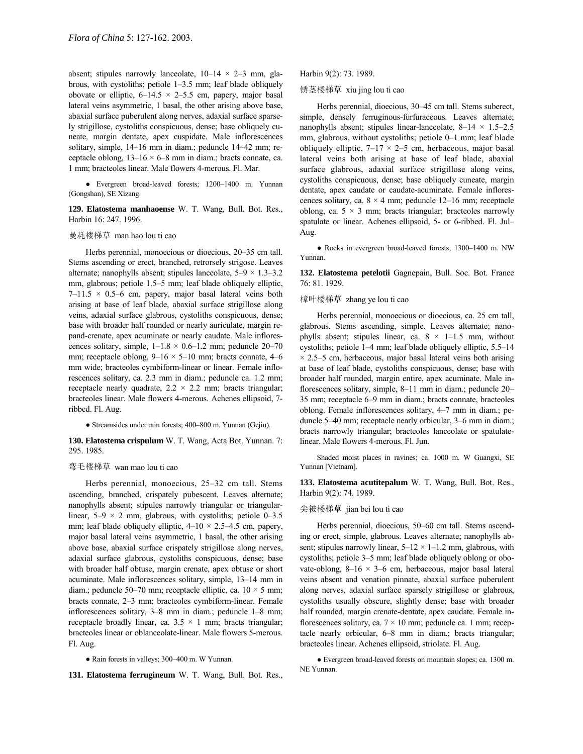absent; stipules narrowly lanceolate, 10–14 × 2–3 mm, glabrous, with cystoliths; petiole 1–3.5 mm; leaf blade obliquely obovate or elliptic, 6–14.5 × 2–5.5 cm, papery, major basal lateral veins asymmetric, 1 basal, the other arising above base, abaxial surface puberulent along nerves, adaxial surface sparsely strigillose, cystoliths conspicuous, dense; base obliquely cuneate, margin dentate, apex cuspidate. Male inflorescences solitary, simple, 14–16 mm in diam.; peduncle 14–42 mm; receptacle oblong, 13–16 × 6–8 mm in diam.; bracts connate, ca. 1 mm; bracteoles linear. Male flowers 4-merous. Fl. Mar.

● Evergreen broad-leaved forests; 1200–1400 m. Yunnan (Gongshan), SE Xizang.

**129. Elatostema manhaoense** W. T. Wang, Bull. Bot. Res., Harbin 16: 247. 1996.

曼耗楼梯草 man hao lou ti cao

Herbs perennial, monoecious or dioecious, 20–35 cm tall. Stems ascending or erect, branched, retrorsely strigose. Leaves alternate; nanophylls absent; stipules lanceolate, 5–9 × 1.3–3.2 mm, glabrous; petiole 1.5–5 mm; leaf blade obliquely elliptic, 7–11.5 × 0.5–6 cm, papery, major basal lateral veins both arising at base of leaf blade, abaxial surface strigillose along veins, adaxial surface glabrous, cystoliths conspicuous, dense; base with broader half rounded or nearly auriculate, margin repand-crenate, apex acuminate or nearly caudate. Male inflorescences solitary, simple, 1–1.8 × 0.6–1.2 mm; peduncle 20–70 mm; receptacle oblong, 9–16 × 5–10 mm; bracts connate, 4–6 mm wide; bracteoles cymbiform-linear or linear. Female inflorescences solitary, ca. 2.3 mm in diam.; peduncle ca. 1.2 mm; receptacle nearly quadrate, 2.2 × 2.2 mm; bracts triangular; bracteoles linear. Male flowers 4-merous. Achenes ellipsoid, 7-ribbed. Fl. Aug.

● Streamsides under rain forests; 400–800 m. Yunnan (Gejiu).

**130. Elatostema crispulum** W. T. Wang, Acta Bot. Yunnan. 7: 295. 1985.

弯毛楼梯草 wan mao lou ti cao

Herbs perennial, monoecious, 25–32 cm tall. Stems ascending, branched, crispately pubescent. Leaves alternate; nanophylls absent; stipules narrowly triangular or triangular-linear, 5–9 × 2 mm, glabrous, with cystoliths; petiole 0–3.5 mm; leaf blade obliquely elliptic, 4–10 × 2.5–4.5 cm, papery, major basal lateral veins asymmetric, 1 basal, the other arising above base, abaxial surface crispately strigillose along nerves, adaxial surface glabrous, cystoliths conspicuous, dense; base with broader half obtuse, margin crenate, apex obtuse or short acuminate. Male inflorescences solitary, simple, 13–14 mm in diam.; peduncle 50–70 mm; receptacle elliptic, ca. 10 × 5 mm; bracts connate, 2–3 mm; bracteoles cymbiform-linear. Female inflorescences solitary, 3–8 mm in diam.; peduncle 1–8 mm; receptacle broadly linear, ca. 3.5 × 1 mm; bracts triangular; bracteoles linear or oblanceolate-linear. Male flowers 5-merous. Fl. Aug.

● Rain forests in valleys; 300–400 m. W Yunnan.

**131. Elatostema ferrugineum** W. T. Wang, Bull. Bot. Res., Harbin 9(2): 73. 1989.

锈茎楼梯草 xiu jing lou ti cao

Herbs perennial, dioecious, 30–45 cm tall. Stems suberect, simple, densely ferruginous-furfuraceous. Leaves alternate; nanophylls absent; stipules linear-lanceolate, 8–14 × 1.5–2.5 mm, glabrous, without cystoliths; petiole 0–1 mm; leaf blade obliquely elliptic, 7–17 × 2–5 cm, herbaceous, major basal lateral veins both arising at base of leaf blade, abaxial surface glabrous, adaxial surface strigillose along veins, cystoliths conspicuous, dense; base obliquely cuneate, margin dentate, apex caudate or caudate-acuminate. Female inflorescences solitary, ca. 8 × 4 mm; peduncle 12–16 mm; receptacle oblong, ca. 5 × 3 mm; bracts triangular; bracteoles narrowly spatulate or linear. Achenes ellipsoid, 5- or 6-ribbed. Fl. Jul–Aug.

● Rocks in evergreen broad-leaved forests; 1300–1400 m. NW Yunnan.

**132. Elatostema petelotii** Gagnepain, Bull. Soc. Bot. France 76: 81. 1929.

樟叶楼梯草 zhang ye lou ti cao

Herbs perennial, monoecious or dioecious, ca. 25 cm tall, glabrous. Stems ascending, simple. Leaves alternate; nanophylls absent; stipules linear, ca. 8 × 1–1.5 mm, without cystoliths; petiole 1–4 mm; leaf blade obliquely elliptic, 5.5–14 × 2.5–5 cm, herbaceous, major basal lateral veins both arising at base of leaf blade, cystoliths conspicuous, dense; base with broader half rounded, margin entire, apex acuminate. Male inflorescences solitary, simple, 8–11 mm in diam.; peduncle 20–35 mm; receptacle 6–9 mm in diam.; bracts connate, bracteoles oblong. Female inflorescences solitary, 4–7 mm in diam.; peduncle 5–40 mm; receptacle nearly orbicular, 3–6 mm in diam.; bracts narrowly triangular; bracteoles lanceolate or spatulate-linear. Male flowers 4-merous. Fl. Jun.

Shaded moist places in ravines; ca. 1000 m. W Guangxi, SE Yunnan [Vietnam].

**133. Elatostema acutitepalum** W. T. Wang, Bull. Bot. Res., Harbin 9(2): 74. 1989.

尖被楼梯草 jian bei lou ti cao

Herbs perennial, dioecious, 50–60 cm tall. Stems ascending or erect, simple, glabrous. Leaves alternate; nanophylls absent; stipules narrowly linear, 5–12 × 1–1.2 mm, glabrous, with cystoliths; petiole 3–5 mm; leaf blade obliquely oblong or obovate-oblong, 8–16 × 3–6 cm, herbaceous, major basal lateral veins absent and venation pinnate, abaxial surface puberulent along nerves, adaxial surface sparsely strigillose or glabrous, cystoliths usually obscure, slightly dense; base with broader half rounded, margin crenate-dentate, apex caudate. Female inflorescences solitary, ca. 7 × 10 mm; peduncle ca. 1 mm; receptacle nearly orbicular, 6–8 mm in diam.; bracts triangular; bracteoles linear. Achenes ellipsoid, striolate. Fl. Aug.

● Evergreen broad-leaved forests on mountain slopes; ca. 1300 m. NE Yunnan.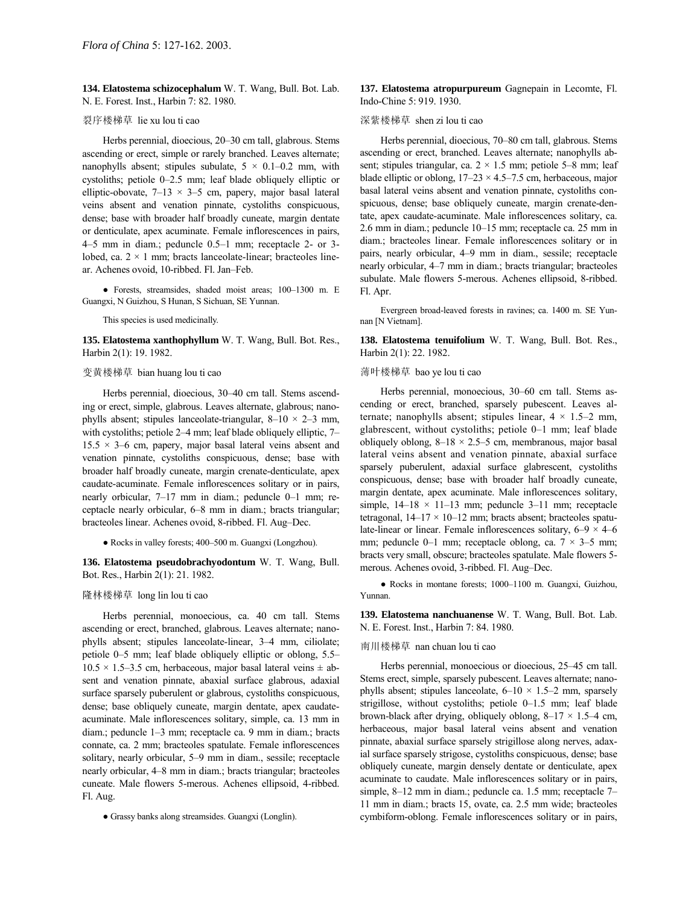**134. Elatostema schizocephalum** W. T. Wang, Bull. Bot. Lab. N. E. Forest. Inst., Harbin 7: 82. 1980.

裂序楼梯草 lie xu lou ti cao

Herbs perennial, dioecious, 20–30 cm tall, glabrous. Stems ascending or erect, simple or rarely branched. Leaves alternate; nanophylls absent; stipules subulate, 5 × 0.1–0.2 mm, with cystoliths; petiole 0–2.5 mm; leaf blade obliquely elliptic or elliptic-obovate, 7–13 × 3–5 cm, papery, major basal lateral veins absent and venation pinnate, cystoliths conspicuous, dense; base with broader half broadly cuneate, margin dentate or denticulate, apex acuminate. Female inflorescences in pairs, 4–5 mm in diam.; peduncle 0.5–1 mm; receptacle 2- or 3-lobed, ca. 2 × 1 mm; bracts lanceolate-linear; bracteoles linear. Achenes ovoid, 10-ribbed. Fl. Jan–Feb.

● Forests, streamsides, shaded moist areas; 100–1300 m. E Guangxi, N Guizhou, S Hunan, S Sichuan, SE Yunnan.

This species is used medicinally.

**135. Elatostema xanthophyllum** W. T. Wang, Bull. Bot. Res., Harbin 2(1): 19. 1982.

变黄楼梯草 bian huang lou ti cao

Herbs perennial, dioecious, 30–40 cm tall. Stems ascending or erect, simple, glabrous. Leaves alternate, glabrous; nanophylls absent; stipules lanceolate-triangular, 8–10 × 2–3 mm, with cystoliths; petiole 2–4 mm; leaf blade obliquely elliptic, 7–15.5 × 3–6 cm, papery, major basal lateral veins absent and venation pinnate, cystoliths conspicuous, dense; base with broader half broadly cuneate, margin crenate-denticulate, apex caudate-acuminate. Female inflorescences solitary or in pairs, nearly orbicular, 7–17 mm in diam.; peduncle 0–1 mm; receptacle nearly orbicular, 6–8 mm in diam.; bracts triangular; bracteoles linear. Achenes ovoid, 8-ribbed. Fl. Aug–Dec.

● Rocks in valley forests; 400–500 m. Guangxi (Longzhou).

**136. Elatostema pseudobrachyodontum** W. T. Wang, Bull. Bot. Res., Harbin 2(1): 21. 1982.

隆林楼梯草 long lin lou ti cao

Herbs perennial, monoecious, ca. 40 cm tall. Stems ascending or erect, branched, glabrous. Leaves alternate; nanophylls absent; stipules lanceolate-linear, 3–4 mm, ciliolate; petiole 0–5 mm; leaf blade obliquely elliptic or oblong, 5.5–10.5 × 1.5–3.5 cm, herbaceous, major basal lateral veins ± absent and venation pinnate, abaxial surface glabrous, adaxial surface sparsely puberulent or glabrous, cystoliths conspicuous, dense; base obliquely cuneate, margin dentate, apex caudate-acuminate. Male inflorescences solitary, simple, ca. 13 mm in diam.; peduncle 1–3 mm; receptacle ca. 9 mm in diam.; bracts connate, ca. 2 mm; bracteoles spatulate. Female inflorescences solitary, nearly orbicular, 5–9 mm in diam., sessile; receptacle nearly orbicular, 4–8 mm in diam.; bracts triangular; bracteoles cuneate. Male flowers 5-merous. Achenes ellipsoid, 4-ribbed. Fl. Aug.

● Grassy banks along streamsides. Guangxi (Longlin).

**137. Elatostema atropurpureum** Gagnepain in Lecomte, Fl. Indo-Chine 5: 919. 1930.

深紫楼梯草 shen zi lou ti cao

Herbs perennial, dioecious, 70–80 cm tall, glabrous. Stems ascending or erect, branched. Leaves alternate; nanophylls absent; stipules triangular, ca. 2 × 1.5 mm; petiole 5–8 mm; leaf blade elliptic or oblong, 17–23 × 4.5–7.5 cm, herbaceous, major basal lateral veins absent and venation pinnate, cystoliths conspicuous, dense; base obliquely cuneate, margin crenate-dentate, apex caudate-acuminate. Male inflorescences solitary, ca. 2.6 mm in diam.; peduncle 10–15 mm; receptacle ca. 25 mm in diam.; bracteoles linear. Female inflorescences solitary or in pairs, nearly orbicular, 4–9 mm in diam., sessile; receptacle nearly orbicular, 4–7 mm in diam.; bracts triangular; bracteoles subulate. Male flowers 5-merous. Achenes ellipsoid, 8-ribbed. Fl. Apr.

Evergreen broad-leaved forests in ravines; ca. 1400 m. SE Yunnan [N Vietnam].

**138. Elatostema tenuifolium** W. T. Wang, Bull. Bot. Res., Harbin 2(1): 22. 1982.

薄叶楼梯草 bao ye lou ti cao

Herbs perennial, monoecious, 30–60 cm tall. Stems ascending or erect, branched, sparsely pubescent. Leaves alternate; nanophylls absent; stipules linear, 4 × 1.5–2 mm, glabrescent, without cystoliths; petiole 0–1 mm; leaf blade obliquely oblong, 8–18 × 2.5–5 cm, membranous, major basal lateral veins absent and venation pinnate, abaxial surface sparsely puberulent, adaxial surface glabrescent, cystoliths conspicuous, dense; base with broader half broadly cuneate, margin dentate, apex acuminate. Male inflorescences solitary, simple, 14–18 × 11–13 mm; peduncle 3–11 mm; receptacle tetragonal, 14–17 × 10–12 mm; bracts absent; bracteoles spatulate-linear or linear. Female inflorescences solitary, 6–9 × 4–6 mm; peduncle 0–1 mm; receptacle oblong, ca. 7 × 3–5 mm; bracts very small, obscure; bracteoles spatulate. Male flowers 5-merous. Achenes ovoid, 3-ribbed. Fl. Aug–Dec.

● Rocks in montane forests; 1000–1100 m. Guangxi, Guizhou, Yunnan.

**139. Elatostema nanchuanense** W. T. Wang, Bull. Bot. Lab. N. E. Forest. Inst., Harbin 7: 84. 1980.

南川楼梯草 nan chuan lou ti cao

Herbs perennial, monoecious or dioecious, 25–45 cm tall. Stems erect, simple, sparsely pubescent. Leaves alternate; nanophylls absent; stipules lanceolate, 6–10 × 1.5–2 mm, sparsely strigillose, without cystoliths; petiole 0–1.5 mm; leaf blade brown-black after drying, obliquely oblong, 8–17 × 1.5–4 cm, herbaceous, major basal lateral veins absent and venation pinnate, abaxial surface sparsely strigillose along nerves, adaxial surface sparsely strigose, cystoliths conspicuous, dense; base obliquely cuneate, margin densely dentate or denticulate, apex acuminate to caudate. Male inflorescences solitary or in pairs, simple, 8–12 mm in diam.; peduncle ca. 1.5 mm; receptacle 7–11 mm in diam.; bracts 15, ovate, ca. 2.5 mm wide; bracteoles cymbiform-oblong. Female inflorescences solitary or in pairs,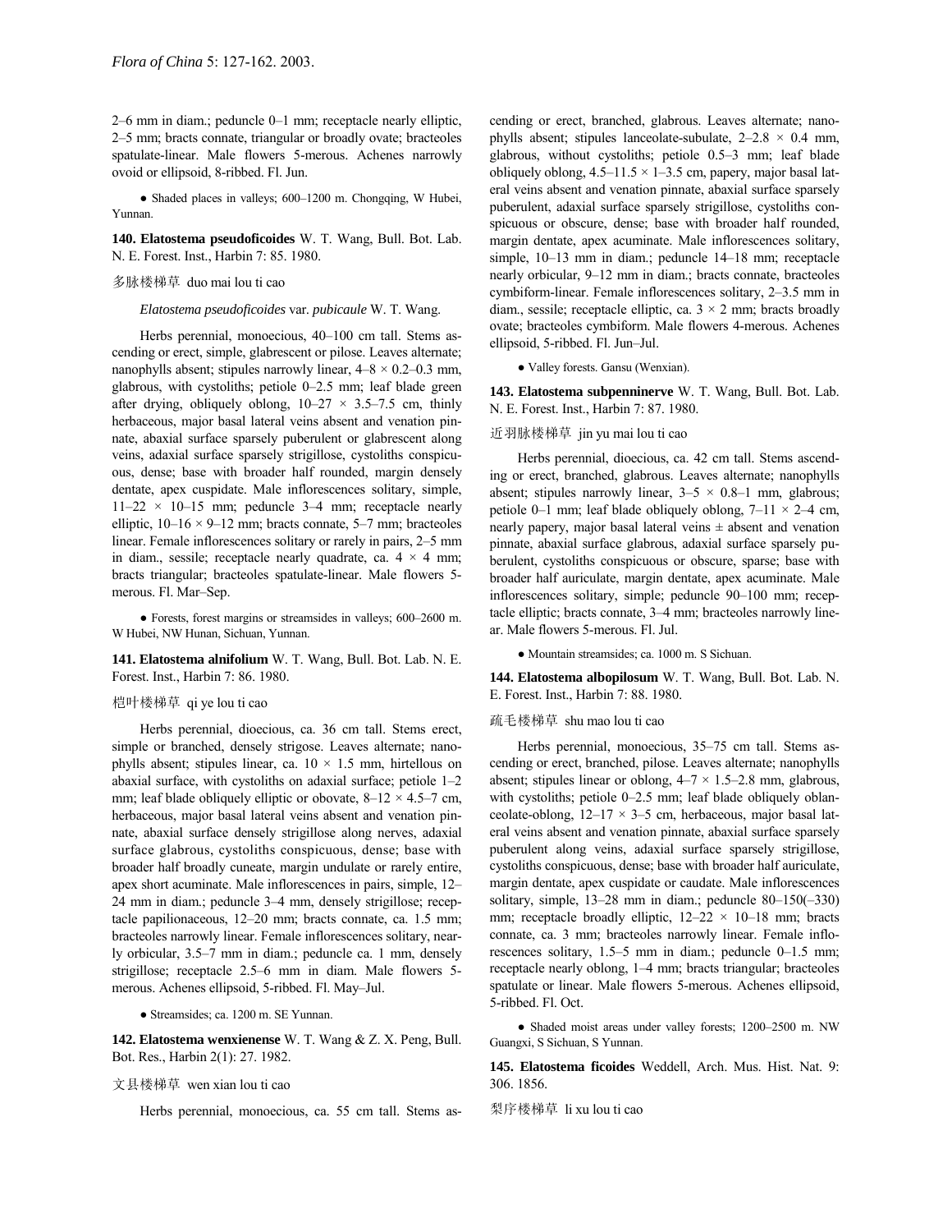2–6 mm in diam.; peduncle 0–1 mm; receptacle nearly elliptic, 2–5 mm; bracts connate, triangular or broadly ovate; bracteoles spatulate-linear. Male flowers 5-merous. Achenes narrowly ovoid or ellipsoid, 8-ribbed. Fl. Jun.

● Shaded places in valleys; 600–1200 m. Chongqing, W Hubei, Yunnan.

**140. Elatostema pseudoficoides** W. T. Wang, Bull. Bot. Lab. N. E. Forest. Inst., Harbin 7: 85. 1980.

多脉楼梯草 duo mai lou ti cao

*Elatostema pseudoficoides* var. *pubicaule* W. T. Wang.

Herbs perennial, monoecious, 40–100 cm tall. Stems ascending or erect, simple, glabrescent or pilose. Leaves alternate; nanophylls absent; stipules narrowly linear, 4–8 × 0.2–0.3 mm, glabrous, with cystoliths; petiole 0–2.5 mm; leaf blade green after drying, obliquely oblong, 10–27 × 3.5–7.5 cm, thinly herbaceous, major basal lateral veins absent and venation pinnate, abaxial surface sparsely puberulent or glabrescent along veins, adaxial surface sparsely strigillose, cystoliths conspicuous, dense; base with broader half rounded, margin densely dentate, apex cuspidate. Male inflorescences solitary, simple, 11–22 × 10–15 mm; peduncle 3–4 mm; receptacle nearly elliptic, 10–16 × 9–12 mm; bracts connate, 5–7 mm; bracteoles linear. Female inflorescences solitary or rarely in pairs, 2–5 mm in diam., sessile; receptacle nearly quadrate, ca. 4 × 4 mm; bracts triangular; bracteoles spatulate-linear. Male flowers 5-merous. Fl. Mar–Sep.

● Forests, forest margins or streamsides in valleys; 600–2600 m. W Hubei, NW Hunan, Sichuan, Yunnan.

**141. Elatostema alnifolium** W. T. Wang, Bull. Bot. Lab. N. E. Forest. Inst., Harbin 7: 86. 1980.

桤叶楼梯草 qi ye lou ti cao

Herbs perennial, dioecious, ca. 36 cm tall. Stems erect, simple or branched, densely strigose. Leaves alternate; nanophylls absent; stipules linear, ca. 10 × 1.5 mm, hirtellous on abaxial surface, with cystoliths on adaxial surface; petiole 1–2 mm; leaf blade obliquely elliptic or obovate, 8–12 × 4.5–7 cm, herbaceous, major basal lateral veins absent and venation pinnate, abaxial surface densely strigillose along nerves, adaxial surface glabrous, cystoliths conspicuous, dense; base with broader half broadly cuneate, margin undulate or rarely entire, apex short acuminate. Male inflorescences in pairs, simple, 12–24 mm in diam.; peduncle 3–4 mm, densely strigillose; receptacle papilionaceous, 12–20 mm; bracts connate, ca. 1.5 mm; bracteoles narrowly linear. Female inflorescences solitary, nearly orbicular, 3.5–7 mm in diam.; peduncle ca. 1 mm, densely strigillose; receptacle 2.5–6 mm in diam. Male flowers 5-merous. Achenes ellipsoid, 5-ribbed. Fl. May–Jul.

● Streamsides; ca. 1200 m. SE Yunnan.

**142. Elatostema wenxienense** W. T. Wang & Z. X. Peng, Bull. Bot. Res., Harbin 2(1): 27. 1982.

文县楼梯草 wen xian lou ti cao

Herbs perennial, monoecious, ca. 55 cm tall. Stems ascending or erect, branched, glabrous. Leaves alternate; nanophylls absent; stipules lanceolate-subulate, 2–2.8 × 0.4 mm, glabrous, without cystoliths; petiole 0.5–3 mm; leaf blade obliquely oblong, 4.5–11.5 × 1–3.5 cm, papery, major basal lateral veins absent and venation pinnate, abaxial surface sparsely puberulent, adaxial surface sparsely strigillose, cystoliths conspicuous or obscure, dense; base with broader half rounded, margin dentate, apex acuminate. Male inflorescences solitary, simple, 10–13 mm in diam.; peduncle 14–18 mm; receptacle nearly orbicular, 9–12 mm in diam.; bracts connate, bracteoles cymbiform-linear. Female inflorescences solitary, 2–3.5 mm in diam., sessile; receptacle elliptic, ca. 3 × 2 mm; bracts broadly ovate; bracteoles cymbiform. Male flowers 4-merous. Achenes ellipsoid, 5-ribbed. Fl. Jun–Jul.

● Valley forests. Gansu (Wenxian).

**143. Elatostema subpenninerve** W. T. Wang, Bull. Bot. Lab. N. E. Forest. Inst., Harbin 7: 87. 1980.

近羽脉楼梯草 jin yu mai lou ti cao

Herbs perennial, dioecious, ca. 42 cm tall. Stems ascending or erect, branched, glabrous. Leaves alternate; nanophylls absent; stipules narrowly linear, 3–5 × 0.8–1 mm, glabrous; petiole 0–1 mm; leaf blade obliquely oblong, 7–11 × 2–4 cm, nearly papery, major basal lateral veins ± absent and venation pinnate, abaxial surface glabrous, adaxial surface sparsely puberulent, cystoliths conspicuous or obscure, sparse; base with broader half auriculate, margin dentate, apex acuminate. Male inflorescences solitary, simple; peduncle 90–100 mm; receptacle elliptic; bracts connate, 3–4 mm; bracteoles narrowly linear. Male flowers 5-merous. Fl. Jul.

● Mountain streamsides; ca. 1000 m. S Sichuan.

**144. Elatostema albopilosum** W. T. Wang, Bull. Bot. Lab. N. E. Forest. Inst., Harbin 7: 88. 1980.

疏毛楼梯草 shu mao lou ti cao

Herbs perennial, monoecious, 35–75 cm tall. Stems ascending or erect, branched, pilose. Leaves alternate; nanophylls absent; stipules linear or oblong, 4–7 × 1.5–2.8 mm, glabrous, with cystoliths; petiole 0–2.5 mm; leaf blade obliquely oblanceolate-oblong, 12–17 × 3–5 cm, herbaceous, major basal lateral veins absent and venation pinnate, abaxial surface sparsely puberulent along veins, adaxial surface sparsely strigillose, cystoliths conspicuous, dense; base with broader half auriculate, margin dentate, apex cuspidate or caudate. Male inflorescences solitary, simple, 13–28 mm in diam.; peduncle 80–150(–330) mm; receptacle broadly elliptic, 12–22 × 10–18 mm; bracts connate, ca. 3 mm; bracteoles narrowly linear. Female inflorescences solitary, 1.5–5 mm in diam.; peduncle 0–1.5 mm; receptacle nearly oblong, 1–4 mm; bracts triangular; bracteoles spatulate or linear. Male flowers 5-merous. Achenes ellipsoid, 5-ribbed. Fl. Oct.

● Shaded moist areas under valley forests; 1200–2500 m. NW Guangxi, S Sichuan, S Yunnan.

**145. Elatostema ficoides** Weddell, Arch. Mus. Hist. Nat. 9: 306. 1856.

梨序楼梯草 li xu lou ti cao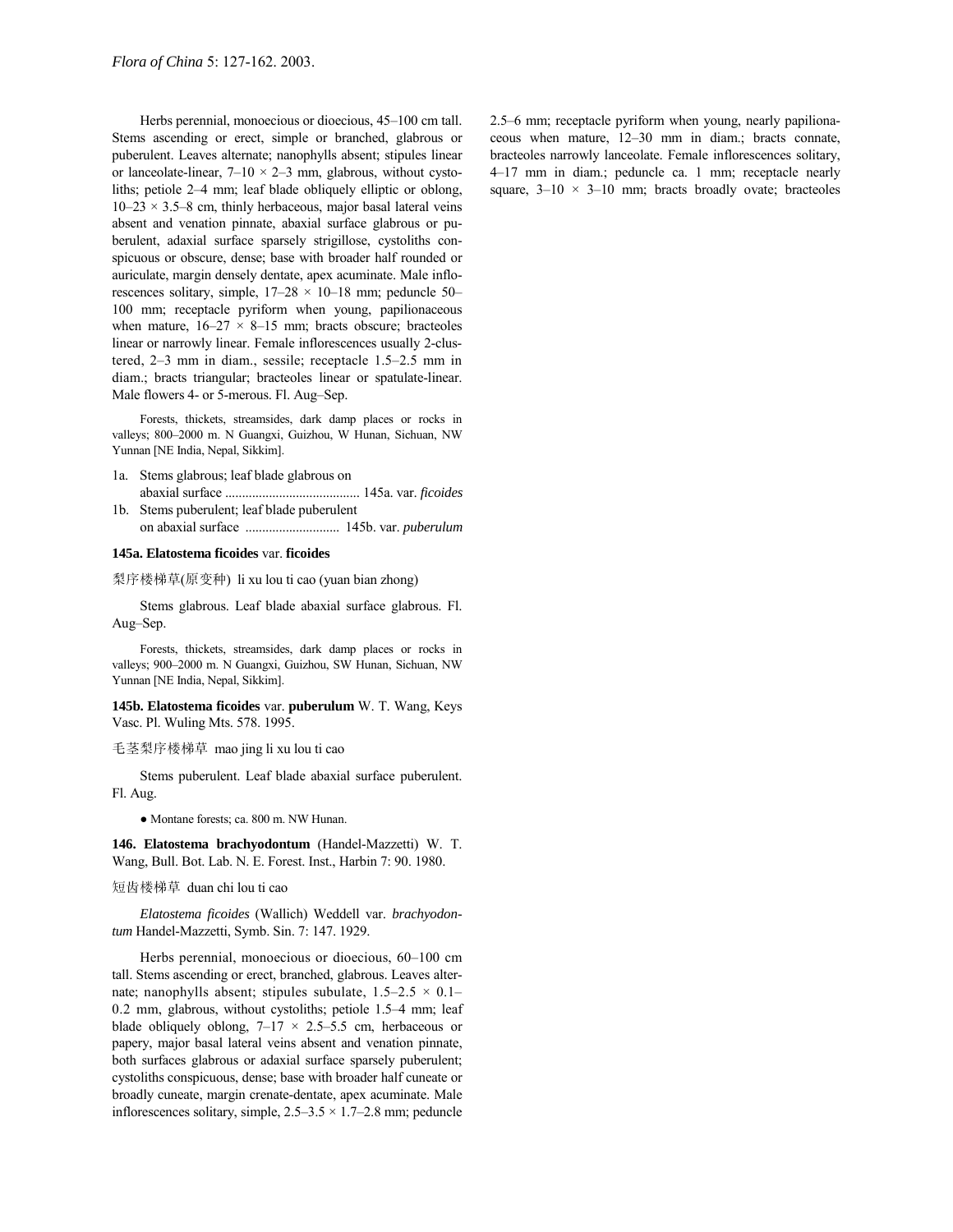Herbs perennial, monoecious or dioecious, 45–100 cm tall. Stems ascending or erect, simple or branched, glabrous or puberulent. Leaves alternate; nanophylls absent; stipules linear or lanceolate-linear, 7–10 × 2–3 mm, glabrous, without cystoliths; petiole 2–4 mm; leaf blade obliquely elliptic or oblong, 10–23 × 3.5–8 cm, thinly herbaceous, major basal lateral veins absent and venation pinnate, abaxial surface glabrous or puberulent, adaxial surface sparsely strigillose, cystoliths conspicuous or obscure, dense; base with broader half rounded or auriculate, margin densely dentate, apex acuminate. Male inflorescences solitary, simple, 17–28 × 10–18 mm; peduncle 50–100 mm; receptacle pyriform when young, papilionaceous when mature, 16–27 × 8–15 mm; bracts obscure; bracteoles linear or narrowly linear. Female inflorescences usually 2-clustered, 2–3 mm in diam., sessile; receptacle 1.5–2.5 mm in diam.; bracts triangular; bracteoles linear or spatulate-linear. Male flowers 4- or 5-merous. Fl. Aug–Sep.

Forests, thickets, streamsides, dark damp places or rocks in valleys; 800–2000 m. N Guangxi, Guizhou, W Hunan, Sichuan, NW Yunnan [NE India, Nepal, Sikkim].

1a. Stems glabrous; leaf blade glabrous on abaxial surface ........................................ 145a. var. *ficoides*
1b. Stems puberulent; leaf blade puberulent on abaxial surface ........................... 145b. var. *puberulum*

**145a. Elatostema ficoides** var. **ficoides**

梨序楼梯草(原变种) li xu lou ti cao (yuan bian zhong)

Stems glabrous. Leaf blade abaxial surface glabrous. Fl. Aug–Sep.

Forests, thickets, streamsides, dark damp places or rocks in valleys; 900–2000 m. N Guangxi, Guizhou, SW Hunan, Sichuan, NW Yunnan [NE India, Nepal, Sikkim].

**145b. Elatostema ficoides** var. **puberulum** W. T. Wang, Keys Vasc. Pl. Wuling Mts. 578. 1995.

毛茎梨序楼梯草 mao jing li xu lou ti cao

Stems puberulent. Leaf blade abaxial surface puberulent. Fl. Aug.

● Montane forests; ca. 800 m. NW Hunan.

**146. Elatostema brachyodontum** (Handel-Mazzetti) W. T. Wang, Bull. Bot. Lab. N. E. Forest. Inst., Harbin 7: 90. 1980.

短齿楼梯草 duan chi lou ti cao

*Elatostema ficoides* (Wallich) Weddell var. *brachyodontum* Handel-Mazzetti, Symb. Sin. 7: 147. 1929.

Herbs perennial, monoecious or dioecious, 60–100 cm tall. Stems ascending or erect, branched, glabrous. Leaves alternate; nanophylls absent; stipules subulate, 1.5–2.5 × 0.1–0.2 mm, glabrous, without cystoliths; petiole 1.5–4 mm; leaf blade obliquely oblong, 7–17 × 2.5–5.5 cm, herbaceous or papery, major basal lateral veins absent and venation pinnate, both surfaces glabrous or adaxial surface sparsely puberulent; cystoliths conspicuous, dense; base with broader half cuneate or broadly cuneate, margin crenate-dentate, apex acuminate. Male inflorescences solitary, simple, 2.5–3.5 × 1.7–2.8 mm; peduncle 2.5–6 mm; receptacle pyriform when young, nearly papilionaceous when mature, 12–30 mm in diam.; bracts connate, bracteoles narrowly lanceolate. Female inflorescences solitary, 4–17 mm in diam.; peduncle ca. 1 mm; receptacle nearly square, 3–10 × 3–10 mm; bracts broadly ovate; bracteoles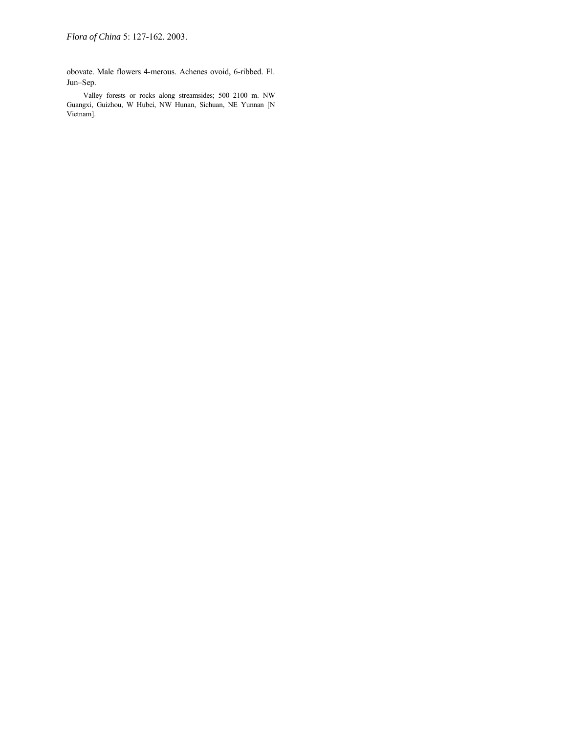obovate. Male flowers 4-merous. Achenes ovoid, 6-ribbed. Fl. Jun–Sep.

Valley forests or rocks along streamsides; 500–2100 m. NW Guangxi, Guizhou, W Hubei, NW Hunan, Sichuan, NE Yunnan [N Vietnam].